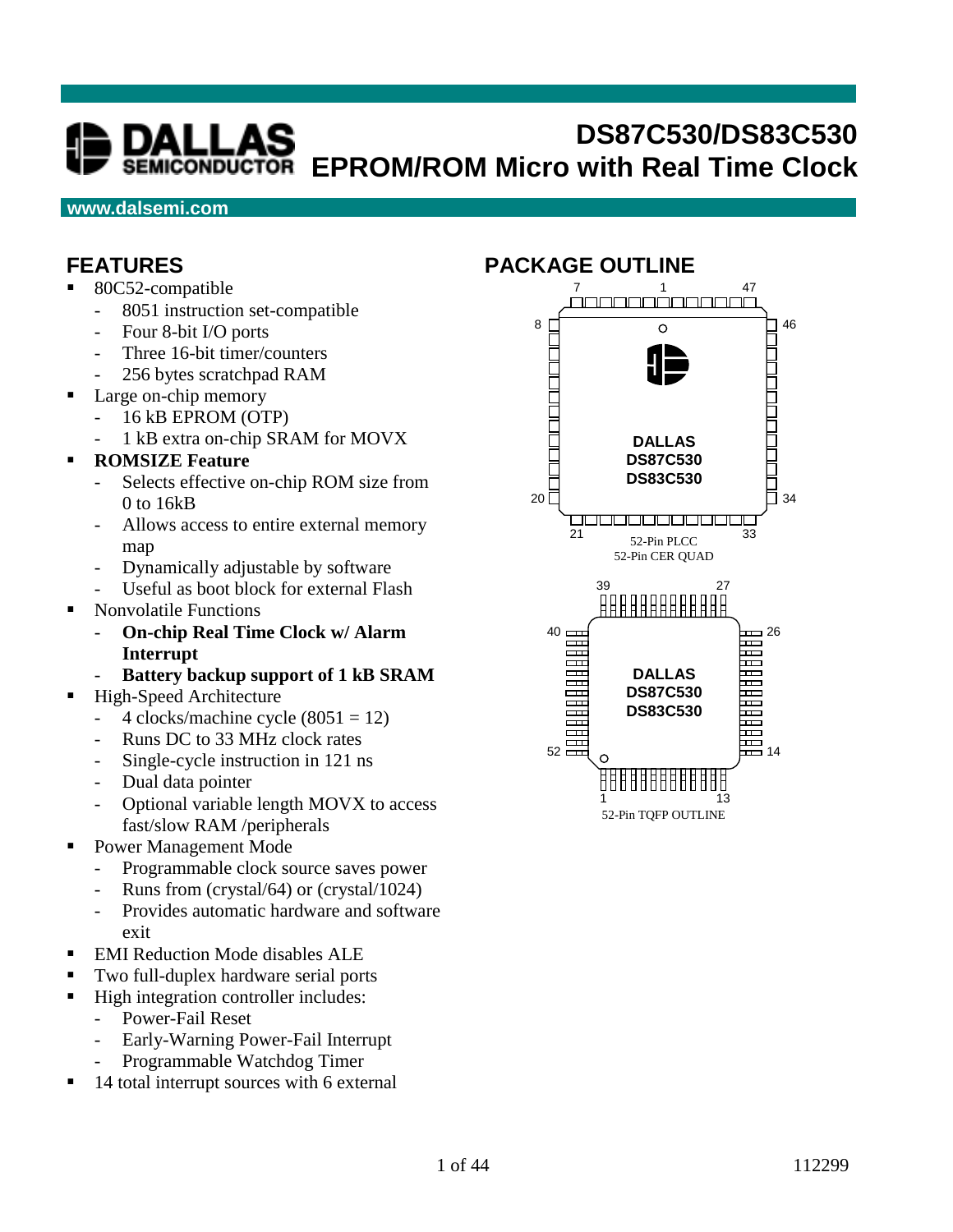# DALLAS SEMICONDUCTOR

# DS87C530/DS83C530 EPROM/ROM Micro with Real Time Clock

**www.dalsemi.com**

## FEATURES

- 80C52-compatible
  - 8051 instruction set-compatible
  - Four 8-bit I/O ports
  - Three 16-bit timer/counters
  - 256 bytes scratchpad RAM
- Large on-chip memory
  - 16 kB EPROM (OTP)
  - 1 kB extra on-chip SRAM for MOVX
- **ROMSIZE Feature**
  - Selects effective on-chip ROM size from 0 to 16kB
  - Allows access to entire external memory map
  - Dynamically adjustable by software
  - Useful as boot block for external Flash
- Nonvolatile Functions
  - **On-chip Real Time Clock w/ Alarm Interrupt**
  - **Battery backup support of 1 kB SRAM**
- High-Speed Architecture
  - 4 clocks/machine cycle (8051 = 12)
  - Runs DC to 33 MHz clock rates
  - Single-cycle instruction in 121 ns
  - Dual data pointer
  - Optional variable length MOVX to access fast/slow RAM /peripherals
- Power Management Mode
  - Programmable clock source saves power
  - Runs from (crystal/64) or (crystal/1024)
  - Provides automatic hardware and software exit
- EMI Reduction Mode disables ALE
- Two full-duplex hardware serial ports
- High integration controller includes:
  - Power-Fail Reset
  - Early-Warning Power-Fail Interrupt
  - Programmable Watchdog Timer
- 14 total interrupt sources with 6 external

## PACKAGE OUTLINE

52-Pin PLCC
52-Pin CER QUAD

52-Pin TQFP OUTLINE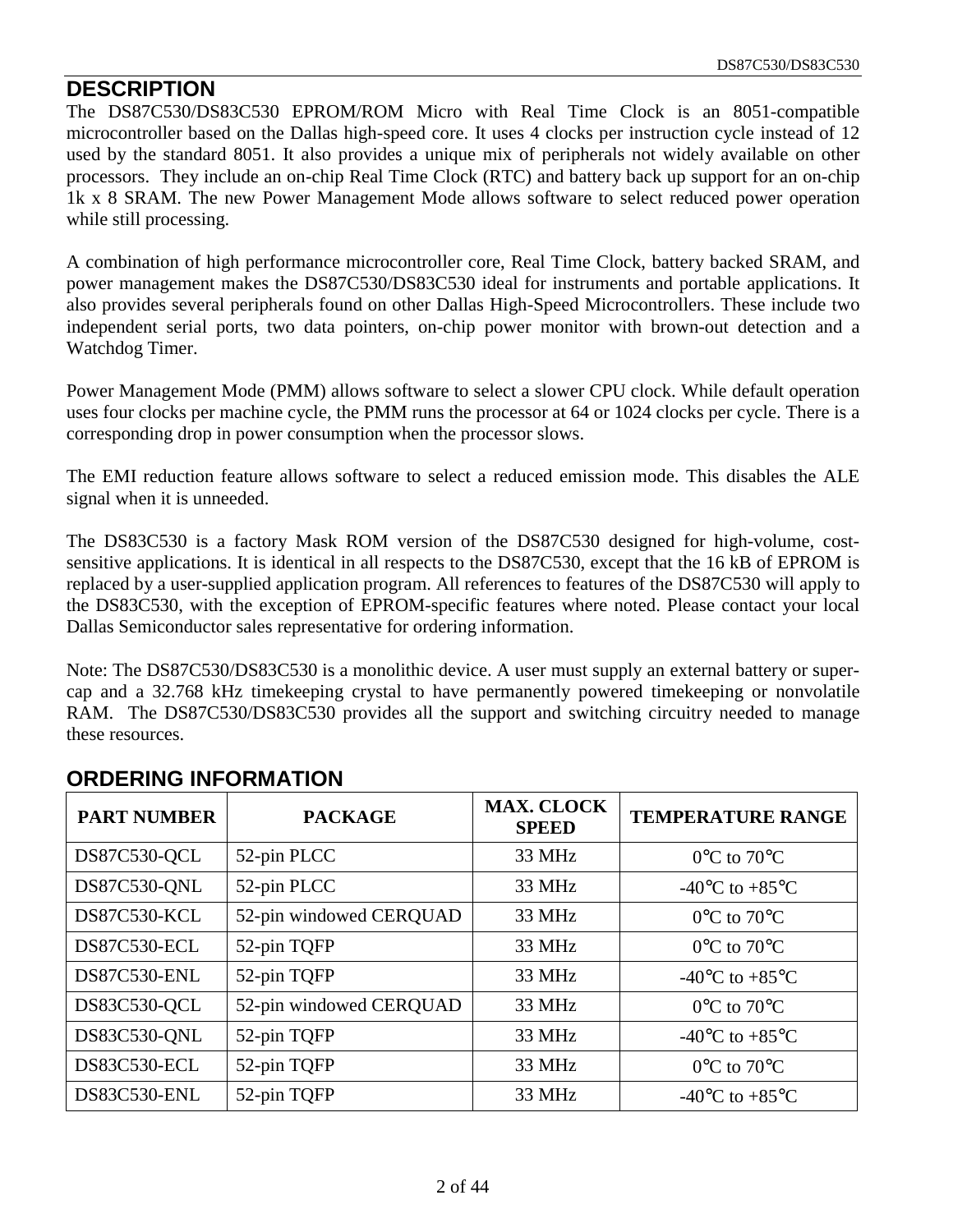## DESCRIPTION

The DS87C530/DS83C530 EPROM/ROM Micro with Real Time Clock is an 8051-compatible microcontroller based on the Dallas high-speed core. It uses 4 clocks per instruction cycle instead of 12 used by the standard 8051. It also provides a unique mix of peripherals not widely available on other processors. They include an on-chip Real Time Clock (RTC) and battery back up support for an on-chip 1k x 8 SRAM. The new Power Management Mode allows software to select reduced power operation while still processing.

A combination of high performance microcontroller core, Real Time Clock, battery backed SRAM, and power management makes the DS87C530/DS83C530 ideal for instruments and portable applications. It also provides several peripherals found on other Dallas High-Speed Microcontrollers. These include two independent serial ports, two data pointers, on-chip power monitor with brown-out detection and a Watchdog Timer.

Power Management Mode (PMM) allows software to select a slower CPU clock. While default operation uses four clocks per machine cycle, the PMM runs the processor at 64 or 1024 clocks per cycle. There is a corresponding drop in power consumption when the processor slows.

The EMI reduction feature allows software to select a reduced emission mode. This disables the ALE signal when it is unneeded.

The DS83C530 is a factory Mask ROM version of the DS87C530 designed for high-volume, cost-sensitive applications. It is identical in all respects to the DS87C530, except that the 16 kB of EPROM is replaced by a user-supplied application program. All references to features of the DS87C530 will apply to the DS83C530, with the exception of EPROM-specific features where noted. Please contact your local Dallas Semiconductor sales representative for ordering information.

Note: The DS87C530/DS83C530 is a monolithic device. A user must supply an external battery or super-cap and a 32.768 kHz timekeeping crystal to have permanently powered timekeeping or nonvolatile RAM. The DS87C530/DS83C530 provides all the support and switching circuitry needed to manage these resources.

## ORDERING INFORMATION

| PART NUMBER | PACKAGE | MAX. CLOCK SPEED | TEMPERATURE RANGE |
|---|---|---|---|
| DS87C530-QCL | 52-pin PLCC | 33 MHz | 0°C to 70°C |
| DS87C530-QNL | 52-pin PLCC | 33 MHz | -40°C to +85°C |
| DS87C530-KCL | 52-pin windowed CERQUAD | 33 MHz | 0°C to 70°C |
| DS87C530-ECL | 52-pin TQFP | 33 MHz | 0°C to 70°C |
| DS87C530-ENL | 52-pin TQFP | 33 MHz | -40°C to +85°C |
| DS83C530-QCL | 52-pin windowed CERQUAD | 33 MHz | 0°C to 70°C |
| DS83C530-QNL | 52-pin TQFP | 33 MHz | -40°C to +85°C |
| DS83C530-ECL | 52-pin TQFP | 33 MHz | 0°C to 70°C |
| DS83C530-ENL | 52-pin TQFP | 33 MHz | -40°C to +85°C |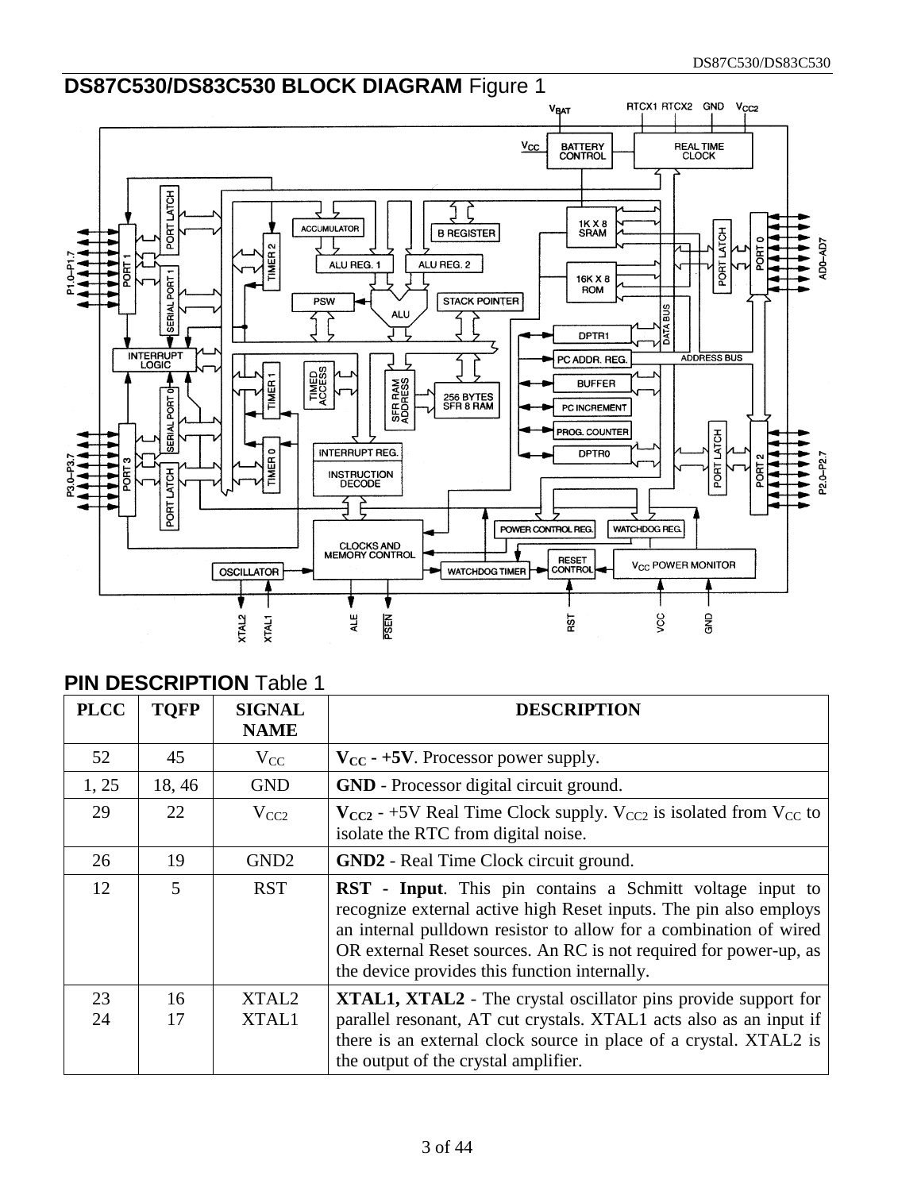## DS87C530/DS83C530 BLOCK DIAGRAM Figure 1

## PIN DESCRIPTION Table 1

| PLCC | TQFP | SIGNAL NAME | DESCRIPTION |
|---|---|---|---|
| 52 | 45 | $V_{CC}$ | **$V_{CC}$ - +5V**. Processor power supply. |
| 1, 25 | 18, 46 | GND | **GND** - Processor digital circuit ground. |
| 29 | 22 | $V_{CC2}$ | **$V_{CC2}$** - +5V Real Time Clock supply. $V_{CC2}$ is isolated from $V_{CC}$ to isolate the RTC from digital noise. |
| 26 | 19 | GND2 | **GND2** - Real Time Clock circuit ground. |
| 12 | 5 | RST | **RST - Input**. This pin contains a Schmitt voltage input to recognize external active high Reset inputs. The pin also employs an internal pulldown resistor to allow for a combination of wired OR external Reset sources. An RC is not required for power-up, as the device provides this function internally. |
| 23<br>24 | 16<br>17 | XTAL2<br>XTAL1 | **XTAL1, XTAL2** - The crystal oscillator pins provide support for parallel resonant, AT cut crystals. XTAL1 acts also as an input if there is an external clock source in place of a crystal. XTAL2 is the output of the crystal amplifier. |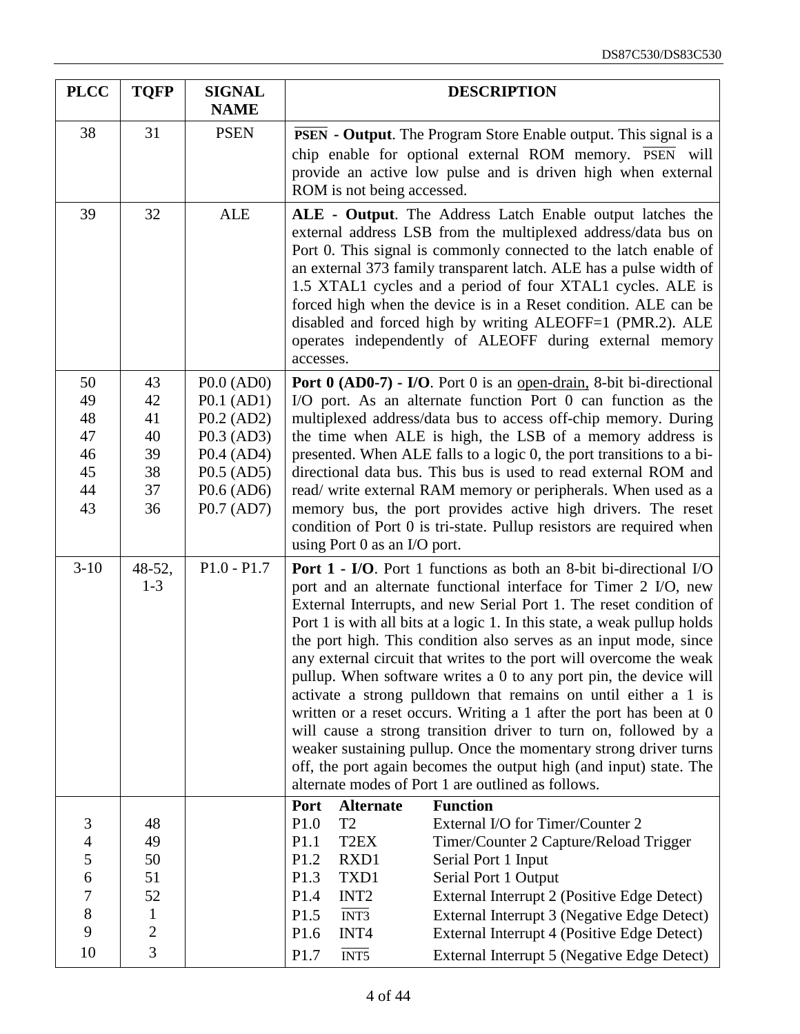| PLCC | TQFP | SIGNAL NAME | DESCRIPTION |
|---|---|---|---|
| 38 | 31 | PSEN | $\overline{\text{PSEN}}$ **- Output**. The Program Store Enable output. This signal is a chip enable for optional external ROM memory. $\overline{\text{PSEN}}$ will provide an active low pulse and is driven high when external ROM is not being accessed. |
| 39 | 32 | ALE | **ALE - Output**. The Address Latch Enable output latches the external address LSB from the multiplexed address/data bus on Port 0. This signal is commonly connected to the latch enable of an external 373 family transparent latch. ALE has a pulse width of 1.5 XTAL1 cycles and a period of four XTAL1 cycles. ALE is forced high when the device is in a Reset condition. ALE can be disabled and forced high by writing ALEOFF=1 (PMR.2). ALE operates independently of ALEOFF during external memory accesses. |
| 50<br>49<br>48<br>47<br>46<br>45<br>44<br>43 | 43<br>42<br>41<br>40<br>39<br>38<br>37<br>36 | P0.0 (AD0)<br>P0.1 (AD1)<br>P0.2 (AD2)<br>P0.3 (AD3)<br>P0.4 (AD4)<br>P0.5 (AD5)<br>P0.6 (AD6)<br>P0.7 (AD7) | **Port 0 (AD0-7) - I/O**. Port 0 is an <u>open-drain,</u> 8-bit bi-directional I/O port. As an alternate function Port 0 can function as the multiplexed address/data bus to access off-chip memory. During the time when ALE is high, the LSB of a memory address is presented. When ALE falls to a logic 0, the port transitions to a bi-directional data bus. This bus is used to read external ROM and read/ write external RAM memory or peripherals. When used as a memory bus, the port provides active high drivers. The reset condition of Port 0 is tri-state. Pullup resistors are required when using Port 0 as an I/O port. |
| 3-10 | 48-52, 1-3 | P1.0 - P1.7 | **Port 1 - I/O**. Port 1 functions as both an 8-bit bi-directional I/O port and an alternate functional interface for Timer 2 I/O, new External Interrupts, and new Serial Port 1. The reset condition of Port 1 is with all bits at a logic 1. In this state, a weak pullup holds the port high. This condition also serves as an input mode, since any external circuit that writes to the port will overcome the weak pullup. When software writes a 0 to any port pin, the device will activate a strong pulldown that remains on until either a 1 is written or a reset occurs. Writing a 1 after the port has been at 0 will cause a strong transition driver to turn on, followed by a weaker sustaining pullup. Once the momentary strong driver turns off, the port again becomes the output high (and input) state. The alternate modes of Port 1 are outlined as follows. |
| | | | **Port** **Alternate** **Function** |
| 3 | 48 | | P1.0 T2 External I/O for Timer/Counter 2 |
| 4 | 49 | | P1.1 T2EX Timer/Counter 2 Capture/Reload Trigger |
| 5 | 50 | | P1.2 RXD1 Serial Port 1 Input |
| 6 | 51 | | P1.3 TXD1 Serial Port 1 Output |
| 7 | 52 | | P1.4 INT2 External Interrupt 2 (Positive Edge Detect) |
| 8 | 1 | | P1.5 $\overline{\text{INT3}}$ External Interrupt 3 (Negative Edge Detect) |
| 9 | 2 | | P1.6 INT4 External Interrupt 4 (Positive Edge Detect) |
| 10 | 3 | | P1.7 $\overline{\text{INT5}}$ External Interrupt 5 (Negative Edge Detect) |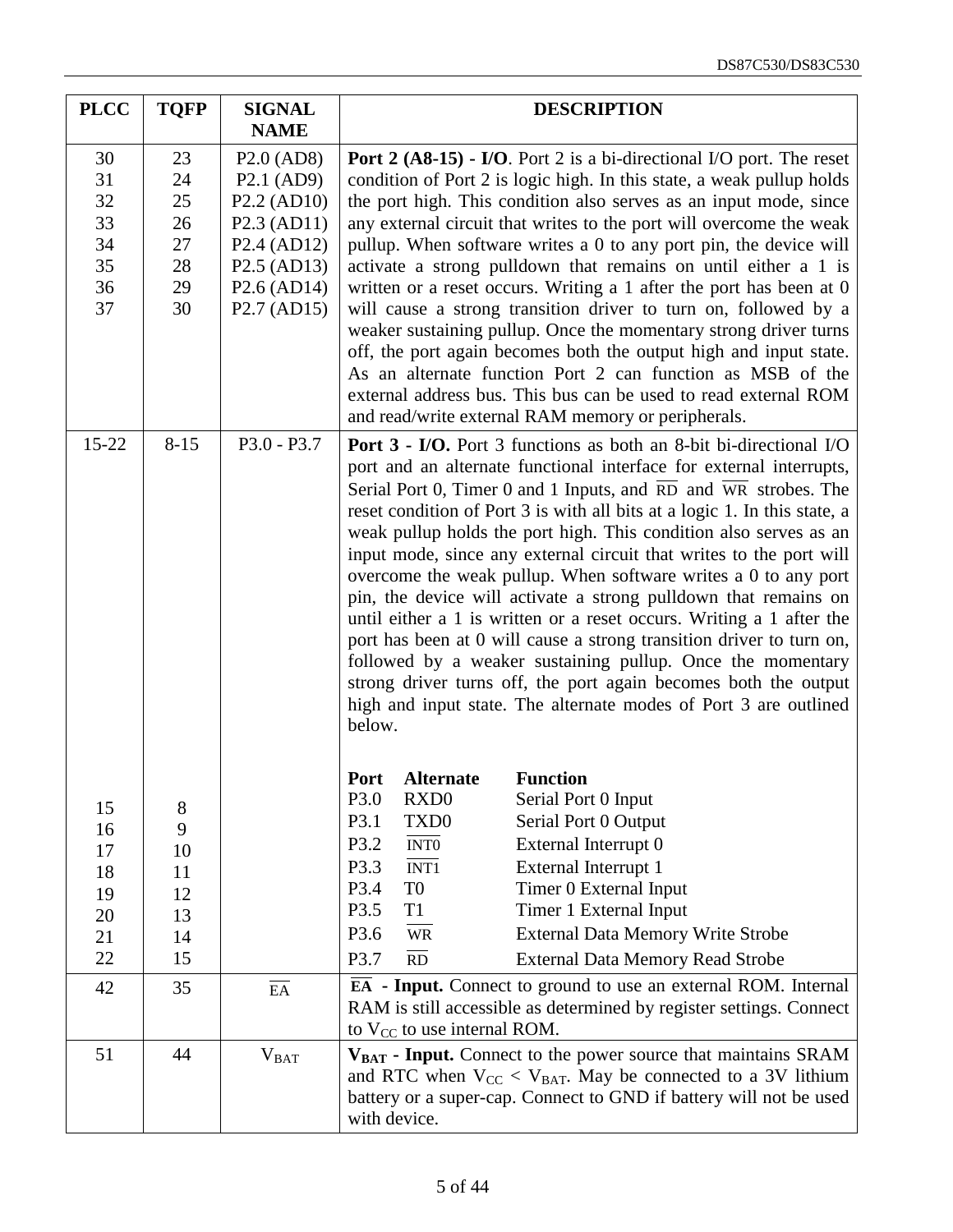| PLCC | TQFP | SIGNAL NAME | DESCRIPTION |
|---|---|---|---|
| 30<br>31<br>32<br>33<br>34<br>35<br>36<br>37 | 23<br>24<br>25<br>26<br>27<br>28<br>29<br>30 | P2.0 (AD8)<br>P2.1 (AD9)<br>P2.2 (AD10)<br>P2.3 (AD11)<br>P2.4 (AD12)<br>P2.5 (AD13)<br>P2.6 (AD14)<br>P2.7 (AD15) | **Port 2 (A8-15) - I/O**. Port 2 is a bi-directional I/O port. The reset condition of Port 2 is logic high. In this state, a weak pullup holds the port high. This condition also serves as an input mode, since any external circuit that writes to the port will overcome the weak pullup. When software writes a 0 to any port pin, the device will activate a strong pulldown that remains on until either a 1 is written or a reset occurs. Writing a 1 after the port has been at 0 will cause a strong transition driver to turn on, followed by a weaker sustaining pullup. Once the momentary strong driver turns off, the port again becomes both the output high and input state. As an alternate function Port 2 can function as MSB of the external address bus. This bus can be used to read external ROM and read/write external RAM memory or peripherals. |
| 15-22<br><br><br><br><br><br><br><br><br><br><br><br><br><br><br>15<br>16<br>17<br>18<br>19<br>20<br>21<br>22 | 8-15<br><br><br><br><br><br><br><br><br><br><br><br><br><br><br>8<br>9<br>10<br>11<br>12<br>13<br>14<br>15 | P3.0 - P3.7 | **Port 3 - I/O.** Port 3 functions as both an 8-bit bi-directional I/O port and an alternate functional interface for external interrupts, Serial Port 0, Timer 0 and 1 Inputs, and $\overline{RD}$ and $\overline{WR}$ strobes. The reset condition of Port 3 is with all bits at a logic 1. In this state, a weak pullup holds the port high. This condition also serves as an input mode, since any external circuit that writes to the port will overcome the weak pullup. When software writes a 0 to any port pin, the device will activate a strong pulldown that remains on until either a 1 is written or a reset occurs. Writing a 1 after the port has been at 0 will cause a strong transition driver to turn on, followed by a weaker sustaining pullup. Once the momentary strong driver turns off, the port again becomes both the output high and input state. The alternate modes of Port 3 are outlined below.<br><br>**Port / Alternate / Function**<br>P3.0 RXD0 Serial Port 0 Input<br>P3.1 TXD0 Serial Port 0 Output<br>P3.2 $\overline{INT0}$ External Interrupt 0<br>P3.3 $\overline{INT1}$ External Interrupt 1<br>P3.4 T0 Timer 0 External Input<br>P3.5 T1 Timer 1 External Input<br>P3.6 $\overline{WR}$ External Data Memory Write Strobe<br>P3.7 $\overline{RD}$ External Data Memory Read Strobe |
| 42 | 35 | $\overline{EA}$ | **$\overline{EA}$ - Input.** Connect to ground to use an external ROM. Internal RAM is still accessible as determined by register settings. Connect to $V_{CC}$ to use internal ROM. |
| 51 | 44 | $V_{BAT}$ | **$V_{BAT}$ - Input.** Connect to the power source that maintains SRAM and RTC when $V_{CC} < V_{BAT}$. May be connected to a 3V lithium battery or a super-cap. Connect to GND if battery will not be used with device. |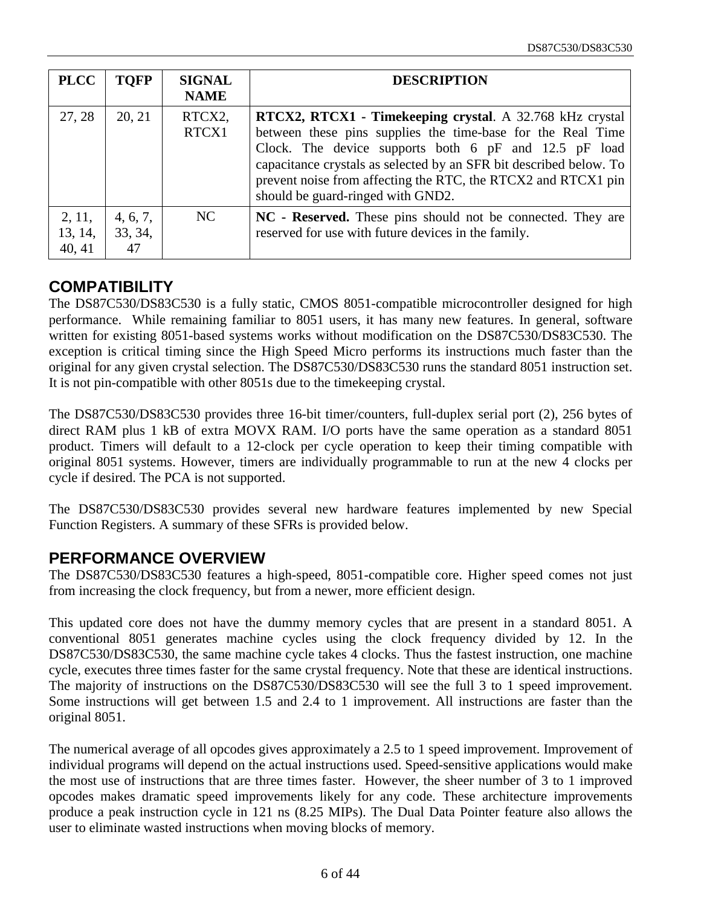| PLCC | TQFP | SIGNAL NAME | DESCRIPTION |
|---|---|---|---|
| 27, 28 | 20, 21 | RTCX2, RTCX1 | **RTCX2, RTCX1 - Timekeeping crystal**. A 32.768 kHz crystal between these pins supplies the time-base for the Real Time Clock. The device supports both 6 pF and 12.5 pF load capacitance crystals as selected by an SFR bit described below. To prevent noise from affecting the RTC, the RTCX2 and RTCX1 pin should be guard-ringed with GND2. |
| 2, 11, 13, 14, 40, 41 | 4, 6, 7, 33, 34, 47 | NC | **NC - Reserved.** These pins should not be connected. They are reserved for use with future devices in the family. |

## COMPATIBILITY

The DS87C530/DS83C530 is a fully static, CMOS 8051-compatible microcontroller designed for high performance. While remaining familiar to 8051 users, it has many new features. In general, software written for existing 8051-based systems works without modification on the DS87C530/DS83C530. The exception is critical timing since the High Speed Micro performs its instructions much faster than the original for any given crystal selection. The DS87C530/DS83C530 runs the standard 8051 instruction set. It is not pin-compatible with other 8051s due to the timekeeping crystal.

The DS87C530/DS83C530 provides three 16-bit timer/counters, full-duplex serial port (2), 256 bytes of direct RAM plus 1 kB of extra MOVX RAM. I/O ports have the same operation as a standard 8051 product. Timers will default to a 12-clock per cycle operation to keep their timing compatible with original 8051 systems. However, timers are individually programmable to run at the new 4 clocks per cycle if desired. The PCA is not supported.

The DS87C530/DS83C530 provides several new hardware features implemented by new Special Function Registers. A summary of these SFRs is provided below.

## PERFORMANCE OVERVIEW

The DS87C530/DS83C530 features a high-speed, 8051-compatible core. Higher speed comes not just from increasing the clock frequency, but from a newer, more efficient design.

This updated core does not have the dummy memory cycles that are present in a standard 8051. A conventional 8051 generates machine cycles using the clock frequency divided by 12. In the DS87C530/DS83C530, the same machine cycle takes 4 clocks. Thus the fastest instruction, one machine cycle, executes three times faster for the same crystal frequency. Note that these are identical instructions. The majority of instructions on the DS87C530/DS83C530 will see the full 3 to 1 speed improvement. Some instructions will get between 1.5 and 2.4 to 1 improvement. All instructions are faster than the original 8051.

The numerical average of all opcodes gives approximately a 2.5 to 1 speed improvement. Improvement of individual programs will depend on the actual instructions used. Speed-sensitive applications would make the most use of instructions that are three times faster. However, the sheer number of 3 to 1 improved opcodes makes dramatic speed improvements likely for any code. These architecture improvements produce a peak instruction cycle in 121 ns (8.25 MIPs). The Dual Data Pointer feature also allows the user to eliminate wasted instructions when moving blocks of memory.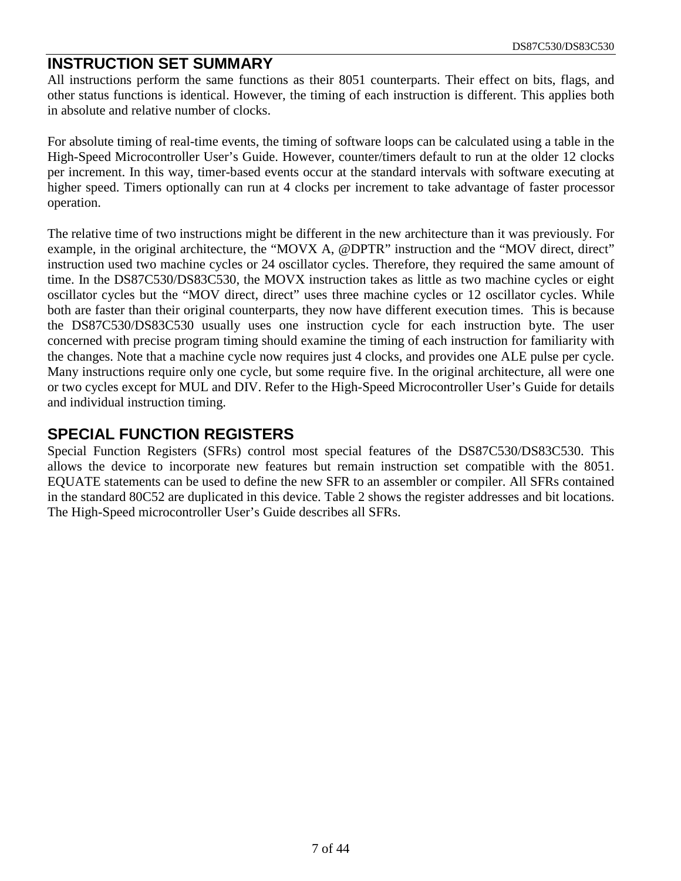## INSTRUCTION SET SUMMARY

All instructions perform the same functions as their 8051 counterparts. Their effect on bits, flags, and other status functions is identical. However, the timing of each instruction is different. This applies both in absolute and relative number of clocks.

For absolute timing of real-time events, the timing of software loops can be calculated using a table in the High-Speed Microcontroller User's Guide. However, counter/timers default to run at the older 12 clocks per increment. In this way, timer-based events occur at the standard intervals with software executing at higher speed. Timers optionally can run at 4 clocks per increment to take advantage of faster processor operation.

The relative time of two instructions might be different in the new architecture than it was previously. For example, in the original architecture, the "MOVX A, @DPTR" instruction and the "MOV direct, direct" instruction used two machine cycles or 24 oscillator cycles. Therefore, they required the same amount of time. In the DS87C530/DS83C530, the MOVX instruction takes as little as two machine cycles or eight oscillator cycles but the "MOV direct, direct" uses three machine cycles or 12 oscillator cycles. While both are faster than their original counterparts, they now have different execution times. This is because the DS87C530/DS83C530 usually uses one instruction cycle for each instruction byte. The user concerned with precise program timing should examine the timing of each instruction for familiarity with the changes. Note that a machine cycle now requires just 4 clocks, and provides one ALE pulse per cycle. Many instructions require only one cycle, but some require five. In the original architecture, all were one or two cycles except for MUL and DIV. Refer to the High-Speed Microcontroller User's Guide for details and individual instruction timing.

## SPECIAL FUNCTION REGISTERS

Special Function Registers (SFRs) control most special features of the DS87C530/DS83C530. This allows the device to incorporate new features but remain instruction set compatible with the 8051. EQUATE statements can be used to define the new SFR to an assembler or compiler. All SFRs contained in the standard 80C52 are duplicated in this device. Table 2 shows the register addresses and bit locations. The High-Speed microcontroller User's Guide describes all SFRs.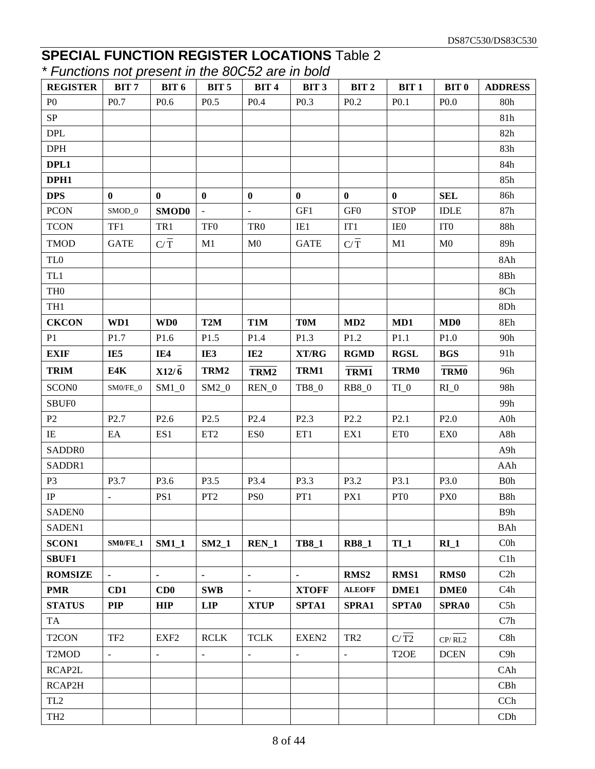## **SPECIAL FUNCTION REGISTER LOCATIONS** Table 2

*\* Functions not present in the 80C52 are in bold*

| REGISTER | BIT 7 | BIT 6 | BIT 5 | BIT 4 | BIT 3 | BIT 2 | BIT 1 | BIT 0 | ADDRESS |
|---|---|---|---|---|---|---|---|---|---|
| P0 | P0.7 | P0.6 | P0.5 | P0.4 | P0.3 | P0.2 | P0.1 | P0.0 | 80h |
| SP | | | | | | | | | 81h |
| DPL | | | | | | | | | 82h |
| DPH | | | | | | | | | 83h |
| **DPL1** | | | | | | | | | 84h |
| **DPH1** | | | | | | | | | 85h |
| **DPS** | **0** | **0** | **0** | **0** | **0** | **0** | **0** | **SEL** | 86h |
| PCON | SMOD_0 | **SMOD0** | - | - | GF1 | GF0 | STOP | IDLE | 87h |
| TCON | TF1 | TR1 | TF0 | TR0 | IE1 | IT1 | IE0 | IT0 | 88h |
| TMOD | GATE | $C/\overline{T}$ | M1 | M0 | GATE | $C/\overline{T}$ | M1 | M0 | 89h |
| TL0 | | | | | | | | | 8Ah |
| TL1 | | | | | | | | | 8Bh |
| TH0 | | | | | | | | | 8Ch |
| TH1 | | | | | | | | | 8Dh |
| **CKCON** | **WD1** | **WD0** | **T2M** | **T1M** | **T0M** | **MD2** | **MD1** | **MD0** | 8Eh |
| P1 | P1.7 | P1.6 | P1.5 | P1.4 | P1.3 | P1.2 | P1.1 | P1.0 | 90h |
| **EXIF** | **IE5** | **IE4** | **IE3** | **IE2** | **XT/RG** | **RGMD** | **RGSL** | **BGS** | 91h |
| **TRIM** | **E4K** | **$X12/\overline{6}$** | **TRM2** | **$\overline{TRM2}$** | **TRM1** | **$\overline{TRM1}$** | **TRM0** | **$\overline{TRM0}$** | 96h |
| SCON0 | SM0/FE_0 | SM1_0 | SM2_0 | REN_0 | TB8_0 | RB8_0 | TI_0 | RI_0 | 98h |
| SBUF0 | | | | | | | | | 99h |
| P2 | P2.7 | P2.6 | P2.5 | P2.4 | P2.3 | P2.2 | P2.1 | P2.0 | A0h |
| IE | EA | ES1 | ET2 | ES0 | ET1 | EX1 | ET0 | EX0 | A8h |
| SADDR0 | | | | | | | | | A9h |
| SADDR1 | | | | | | | | | AAh |
| P3 | P3.7 | P3.6 | P3.5 | P3.4 | P3.3 | P3.2 | P3.1 | P3.0 | B0h |
| IP | - | PS1 | PT2 | PS0 | PT1 | PX1 | PT0 | PX0 | B8h |
| SADEN0 | | | | | | | | | B9h |
| SADEN1 | | | | | | | | | BAh |
| **SCON1** | **SM0/FE_1** | **SM1_1** | **SM2_1** | **REN_1** | **TB8_1** | **RB8_1** | **TI_1** | **RI_1** | C0h |
| **SBUF1** | | | | | | | | | C1h |
| **ROMSIZE** | **-** | **-** | **-** | **-** | **-** | **RMS2** | **RMS1** | **RMS0** | C2h |
| **PMR** | **CD1** | **CD0** | **SWB** | **-** | **XTOFF** | **ALEOFF** | **DME1** | **DME0** | C4h |
| **STATUS** | **PIP** | **HIP** | **LIP** | **XTUP** | **SPTA1** | **SPRA1** | **SPTA0** | **SPRA0** | C5h |
| TA | | | | | | | | | C7h |
| T2CON | TF2 | EXF2 | RCLK | TCLK | EXEN2 | TR2 | $C/\overline{T2}$ | $CP/\overline{RL2}$ | C8h |
| T2MOD | - | - | - | - | - | - | T2OE | DCEN | C9h |
| RCAP2L | | | | | | | | | CAh |
| RCAP2H | | | | | | | | | CBh |
| TL2 | | | | | | | | | CCh |
| TH2 | | | | | | | | | CDh |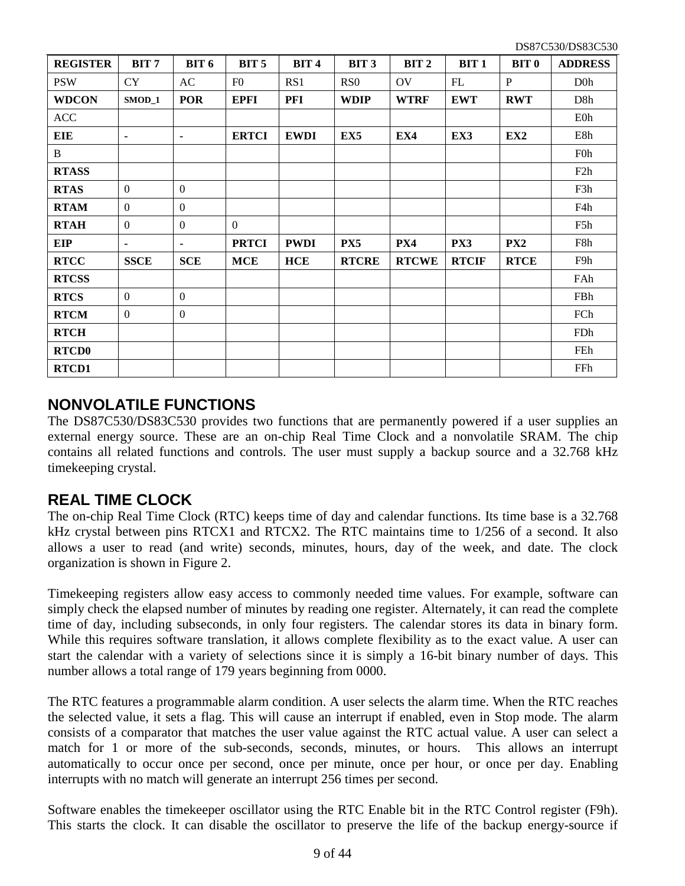| REGISTER | BIT 7 | BIT 6 | BIT 5 | BIT 4 | BIT 3 | BIT 2 | BIT 1 | BIT 0 | ADDRESS |
|---|---|---|---|---|---|---|---|---|---|
| PSW | CY | AC | F0 | RS1 | RS0 | OV | FL | P | D0h |
| **WDCON** | **SMOD_1** | **POR** | **EPFI** | **PFI** | **WDIP** | **WTRF** | **EWT** | **RWT** | D8h |
| ACC | | | | | | | | | E0h |
| **EIE** | - | - | **ERTCI** | **EWDI** | **EX5** | **EX4** | **EX3** | **EX2** | E8h |
| B | | | | | | | | | F0h |
| **RTASS** | | | | | | | | | F2h |
| **RTAS** | 0 | 0 | | | | | | | F3h |
| **RTAM** | 0 | 0 | | | | | | | F4h |
| **RTAH** | 0 | 0 | 0 | | | | | | F5h |
| **EIP** | - | - | **PRTCI** | **PWDI** | **PX5** | **PX4** | **PX3** | **PX2** | F8h |
| **RTCC** | **SSCE** | **SCE** | **MCE** | **HCE** | **RTCRE** | **RTCWE** | **RTCIF** | **RTCE** | F9h |
| **RTCSS** | | | | | | | | | FAh |
| **RTCS** | 0 | 0 | | | | | | | FBh |
| **RTCM** | 0 | 0 | | | | | | | FCh |
| **RTCH** | | | | | | | | | FDh |
| **RTCD0** | | | | | | | | | FEh |
| **RTCD1** | | | | | | | | | FFh |

## NONVOLATILE FUNCTIONS

The DS87C530/DS83C530 provides two functions that are permanently powered if a user supplies an external energy source. These are an on-chip Real Time Clock and a nonvolatile SRAM. The chip contains all related functions and controls. The user must supply a backup source and a 32.768 kHz timekeeping crystal.

## REAL TIME CLOCK

The on-chip Real Time Clock (RTC) keeps time of day and calendar functions. Its time base is a 32.768 kHz crystal between pins RTCX1 and RTCX2. The RTC maintains time to 1/256 of a second. It also allows a user to read (and write) seconds, minutes, hours, day of the week, and date. The clock organization is shown in Figure 2.

Timekeeping registers allow easy access to commonly needed time values. For example, software can simply check the elapsed number of minutes by reading one register. Alternately, it can read the complete time of day, including subseconds, in only four registers. The calendar stores its data in binary form. While this requires software translation, it allows complete flexibility as to the exact value. A user can start the calendar with a variety of selections since it is simply a 16-bit binary number of days. This number allows a total range of 179 years beginning from 0000.

The RTC features a programmable alarm condition. A user selects the alarm time. When the RTC reaches the selected value, it sets a flag. This will cause an interrupt if enabled, even in Stop mode. The alarm consists of a comparator that matches the user value against the RTC actual value. A user can select a match for 1 or more of the sub-seconds, seconds, minutes, or hours. This allows an interrupt automatically to occur once per second, once per minute, once per hour, or once per day. Enabling interrupts with no match will generate an interrupt 256 times per second.

Software enables the timekeeper oscillator using the RTC Enable bit in the RTC Control register (F9h). This starts the clock. It can disable the oscillator to preserve the life of the backup energy-source if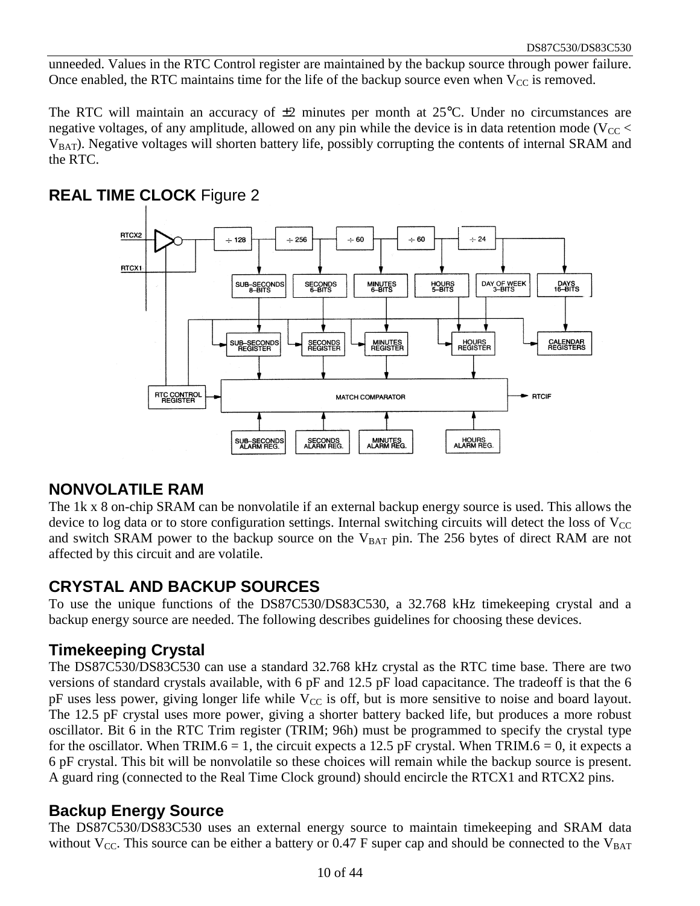unneeded. Values in the RTC Control register are maintained by the backup source through power failure. Once enabled, the RTC maintains time for the life of the backup source even when $V_{CC}$ is removed.

The RTC will maintain an accuracy of ±2 minutes per month at 25°C. Under no circumstances are negative voltages, of any amplitude, allowed on any pin while the device is in data retention mode ($V_{CC} < V_{BAT}$). Negative voltages will shorten battery life, possibly corrupting the contents of internal SRAM and the RTC.

## REAL TIME CLOCK Figure 2

## NONVOLATILE RAM

The 1k x 8 on-chip SRAM can be nonvolatile if an external backup energy source is used. This allows the device to log data or to store configuration settings. Internal switching circuits will detect the loss of $V_{CC}$ and switch SRAM power to the backup source on the $V_{BAT}$ pin. The 256 bytes of direct RAM are not affected by this circuit and are volatile.

## CRYSTAL AND BACKUP SOURCES

To use the unique functions of the DS87C530/DS83C530, a 32.768 kHz timekeeping crystal and a backup energy source are needed. The following describes guidelines for choosing these devices.

### Timekeeping Crystal

The DS87C530/DS83C530 can use a standard 32.768 kHz crystal as the RTC time base. There are two versions of standard crystals available, with 6 pF and 12.5 pF load capacitance. The tradeoff is that the 6 pF uses less power, giving longer life while $V_{CC}$ is off, but is more sensitive to noise and board layout. The 12.5 pF crystal uses more power, giving a shorter battery backed life, but produces a more robust oscillator. Bit 6 in the RTC Trim register (TRIM; 96h) must be programmed to specify the crystal type for the oscillator. When TRIM.6 = 1, the circuit expects a 12.5 pF crystal. When TRIM.6 = 0, it expects a 6 pF crystal. This bit will be nonvolatile so these choices will remain while the backup source is present. A guard ring (connected to the Real Time Clock ground) should encircle the RTCX1 and RTCX2 pins.

### Backup Energy Source

The DS87C530/DS83C530 uses an external energy source to maintain timekeeping and SRAM data without $V_{CC}$. This source can be either a battery or 0.47 F super cap and should be connected to the $V_{BAT}$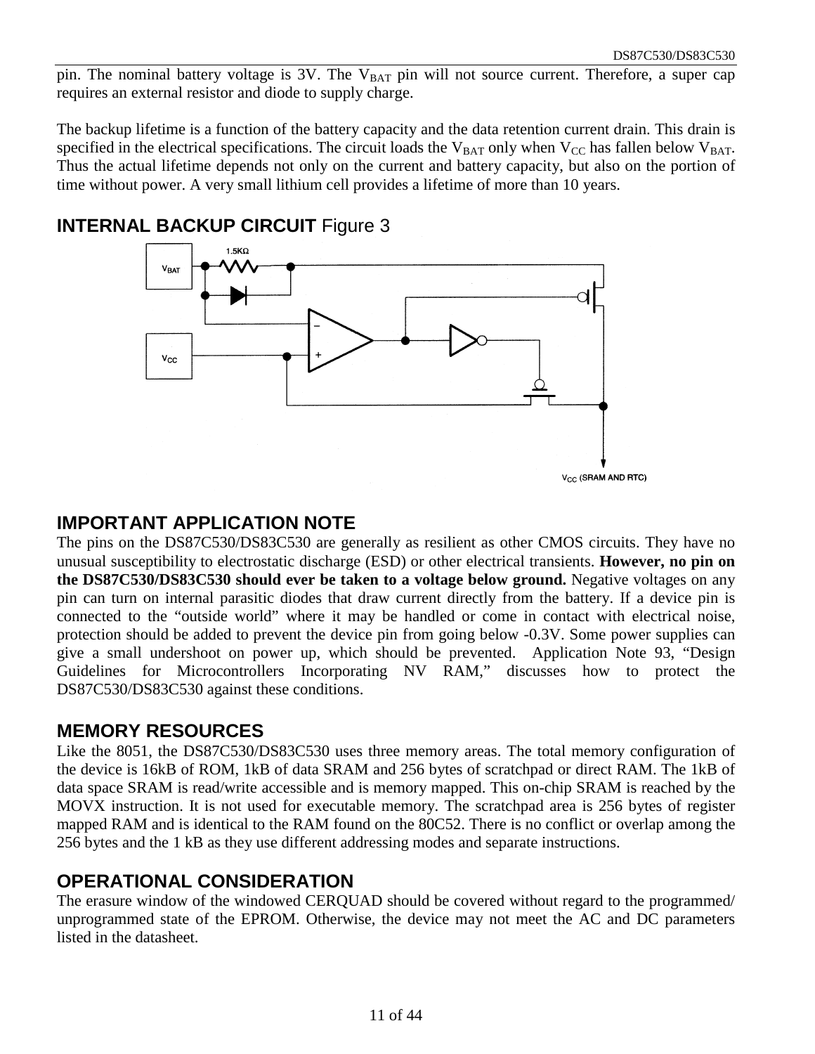pin. The nominal battery voltage is 3V. The $V_{BAT}$ pin will not source current. Therefore, a super cap requires an external resistor and diode to supply charge.

The backup lifetime is a function of the battery capacity and the data retention current drain. This drain is specified in the electrical specifications. The circuit loads the $V_{BAT}$ only when $V_{CC}$ has fallen below $V_{BAT}$. Thus the actual lifetime depends not only on the current and battery capacity, but also on the portion of time without power. A very small lithium cell provides a lifetime of more than 10 years.

## INTERNAL BACKUP CIRCUIT Figure 3

$V_{BAT}$ 1.5KΩ $V_{CC}$ $V_{CC}$ (SRAM AND RTC)

## IMPORTANT APPLICATION NOTE

The pins on the DS87C530/DS83C530 are generally as resilient as other CMOS circuits. They have no unusual susceptibility to electrostatic discharge (ESD) or other electrical transients. **However, no pin on the DS87C530/DS83C530 should ever be taken to a voltage below ground.** Negative voltages on any pin can turn on internal parasitic diodes that draw current directly from the battery. If a device pin is connected to the "outside world" where it may be handled or come in contact with electrical noise, protection should be added to prevent the device pin from going below -0.3V. Some power supplies can give a small undershoot on power up, which should be prevented. Application Note 93, "Design Guidelines for Microcontrollers Incorporating NV RAM," discusses how to protect the DS87C530/DS83C530 against these conditions.

## MEMORY RESOURCES

Like the 8051, the DS87C530/DS83C530 uses three memory areas. The total memory configuration of the device is 16kB of ROM, 1kB of data SRAM and 256 bytes of scratchpad or direct RAM. The 1kB of data space SRAM is read/write accessible and is memory mapped. This on-chip SRAM is reached by the MOVX instruction. It is not used for executable memory. The scratchpad area is 256 bytes of register mapped RAM and is identical to the RAM found on the 80C52. There is no conflict or overlap among the 256 bytes and the 1 kB as they use different addressing modes and separate instructions.

## OPERATIONAL CONSIDERATION

The erasure window of the windowed CERQUAD should be covered without regard to the programmed/ unprogrammed state of the EPROM. Otherwise, the device may not meet the AC and DC parameters listed in the datasheet.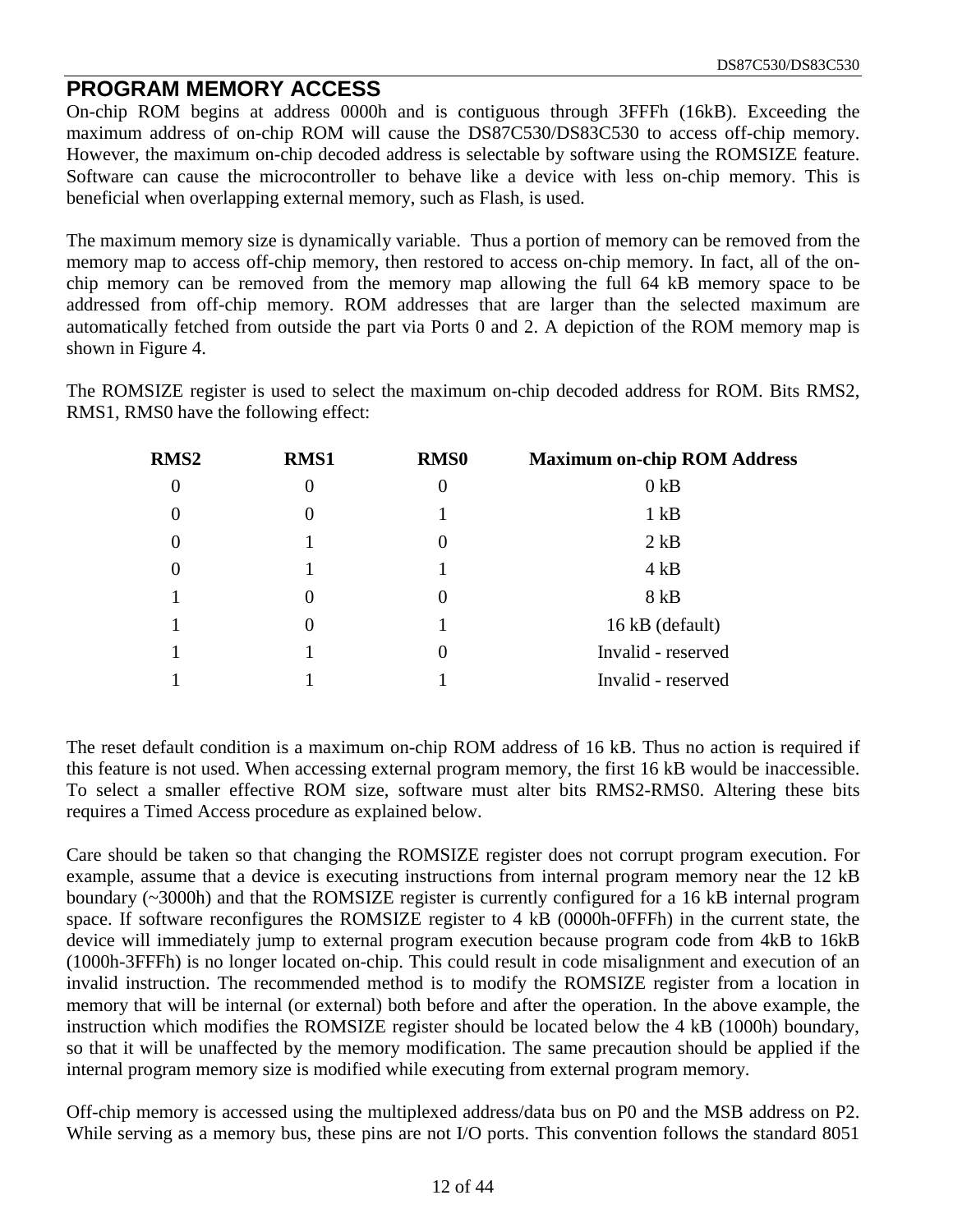## PROGRAM MEMORY ACCESS

On-chip ROM begins at address 0000h and is contiguous through 3FFFh (16kB). Exceeding the maximum address of on-chip ROM will cause the DS87C530/DS83C530 to access off-chip memory. However, the maximum on-chip decoded address is selectable by software using the ROMSIZE feature. Software can cause the microcontroller to behave like a device with less on-chip memory. This is beneficial when overlapping external memory, such as Flash, is used.

The maximum memory size is dynamically variable. Thus a portion of memory can be removed from the memory map to access off-chip memory, then restored to access on-chip memory. In fact, all of the on-chip memory can be removed from the memory map allowing the full 64 kB memory space to be addressed from off-chip memory. ROM addresses that are larger than the selected maximum are automatically fetched from outside the part via Ports 0 and 2. A depiction of the ROM memory map is shown in Figure 4.

The ROMSIZE register is used to select the maximum on-chip decoded address for ROM. Bits RMS2, RMS1, RMS0 have the following effect:

| RMS2 | RMS1 | RMS0 | Maximum on-chip ROM Address |
|---|---|---|---|
| 0 | 0 | 0 | 0 kB |
| 0 | 0 | 1 | 1 kB |
| 0 | 1 | 0 | 2 kB |
| 0 | 1 | 1 | 4 kB |
| 1 | 0 | 0 | 8 kB |
| 1 | 0 | 1 | 16 kB (default) |
| 1 | 1 | 0 | Invalid - reserved |
| 1 | 1 | 1 | Invalid - reserved |

The reset default condition is a maximum on-chip ROM address of 16 kB. Thus no action is required if this feature is not used. When accessing external program memory, the first 16 kB would be inaccessible. To select a smaller effective ROM size, software must alter bits RMS2-RMS0. Altering these bits requires a Timed Access procedure as explained below.

Care should be taken so that changing the ROMSIZE register does not corrupt program execution. For example, assume that a device is executing instructions from internal program memory near the 12 kB boundary (~3000h) and that the ROMSIZE register is currently configured for a 16 kB internal program space. If software reconfigures the ROMSIZE register to 4 kB (0000h-0FFFh) in the current state, the device will immediately jump to external program execution because program code from 4kB to 16kB (1000h-3FFFh) is no longer located on-chip. This could result in code misalignment and execution of an invalid instruction. The recommended method is to modify the ROMSIZE register from a location in memory that will be internal (or external) both before and after the operation. In the above example, the instruction which modifies the ROMSIZE register should be located below the 4 kB (1000h) boundary, so that it will be unaffected by the memory modification. The same precaution should be applied if the internal program memory size is modified while executing from external program memory.

Off-chip memory is accessed using the multiplexed address/data bus on P0 and the MSB address on P2. While serving as a memory bus, these pins are not I/O ports. This convention follows the standard 8051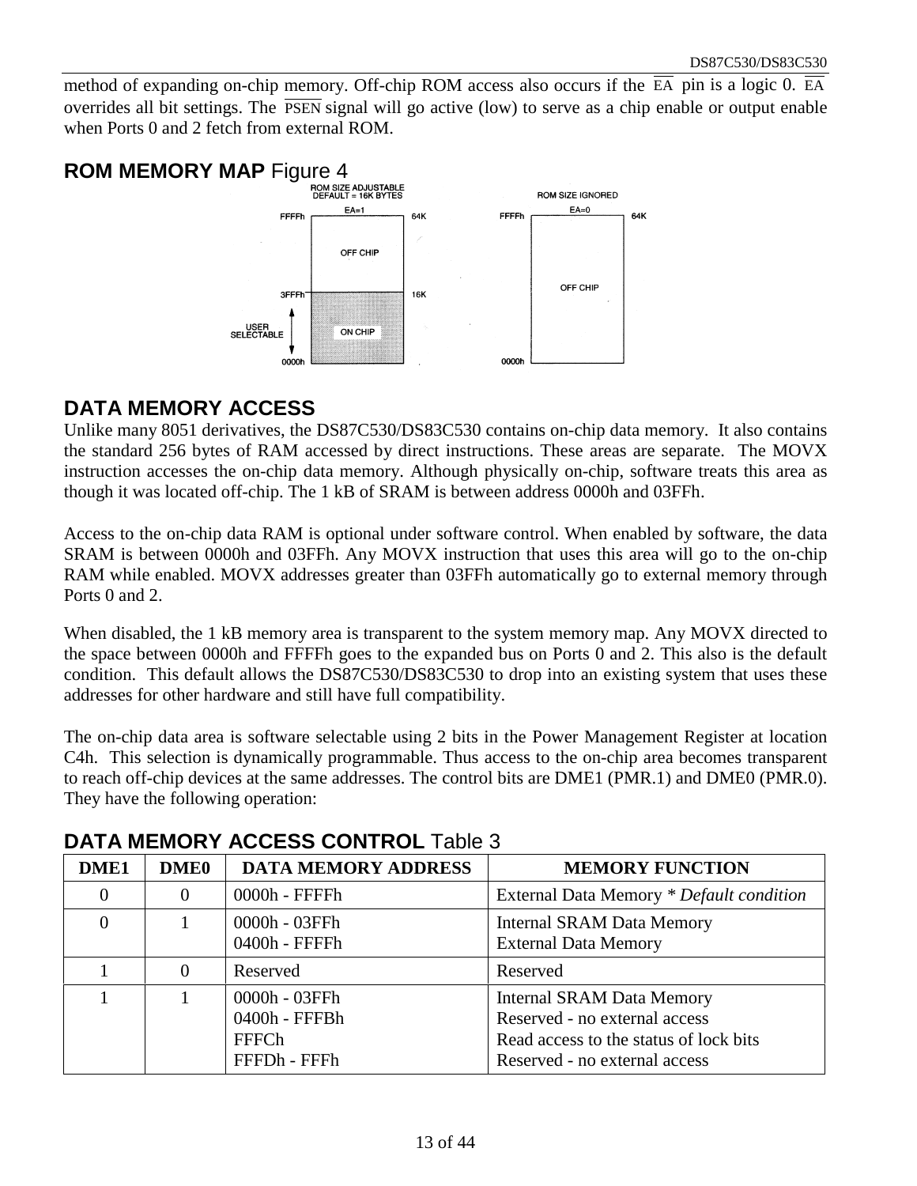method of expanding on-chip memory. Off-chip ROM access also occurs if the $\overline{EA}$ pin is a logic 0. $\overline{EA}$ overrides all bit settings. The $\overline{PSEN}$ signal will go active (low) to serve as a chip enable or output enable when Ports 0 and 2 fetch from external ROM.

## ROM MEMORY MAP Figure 4

ROM SIZE ADJUSTABLE
DEFAULT = 16K BYTES

EA=1

FFFFh — 64K
OFF CHIP
3FFFh — 16K
USER SELECTABLE
ON CHIP
0000h

ROM SIZE IGNORED

EA=0

FFFFh — 64K
OFF CHIP
0000h

## DATA MEMORY ACCESS

Unlike many 8051 derivatives, the DS87C530/DS83C530 contains on-chip data memory. It also contains the standard 256 bytes of RAM accessed by direct instructions. These areas are separate. The MOVX instruction accesses the on-chip data memory. Although physically on-chip, software treats this area as though it was located off-chip. The 1 kB of SRAM is between address 0000h and 03FFh.

Access to the on-chip data RAM is optional under software control. When enabled by software, the data SRAM is between 0000h and 03FFh. Any MOVX instruction that uses this area will go to the on-chip RAM while enabled. MOVX addresses greater than 03FFh automatically go to external memory through Ports 0 and 2.

When disabled, the 1 kB memory area is transparent to the system memory map. Any MOVX directed to the space between 0000h and FFFFh goes to the expanded bus on Ports 0 and 2. This also is the default condition. This default allows the DS87C530/DS83C530 to drop into an existing system that uses these addresses for other hardware and still have full compatibility.

The on-chip data area is software selectable using 2 bits in the Power Management Register at location C4h. This selection is dynamically programmable. Thus access to the on-chip area becomes transparent to reach off-chip devices at the same addresses. The control bits are DME1 (PMR.1) and DME0 (PMR.0). They have the following operation:

## DATA MEMORY ACCESS CONTROL Table 3

| DME1 | DME0 | DATA MEMORY ADDRESS | MEMORY FUNCTION |
|---|---|---|---|
| 0 | 0 | 0000h - FFFFh | External Data Memory * *Default condition* |
| 0 | 1 | 0000h - 03FFh<br>0400h - FFFFh | Internal SRAM Data Memory<br>External Data Memory |
| 1 | 0 | Reserved | Reserved |
| 1 | 1 | 0000h - 03FFh<br>0400h - FFFBh<br>FFFCh<br>FFFDh - FFFh | Internal SRAM Data Memory<br>Reserved - no external access<br>Read access to the status of lock bits<br>Reserved - no external access |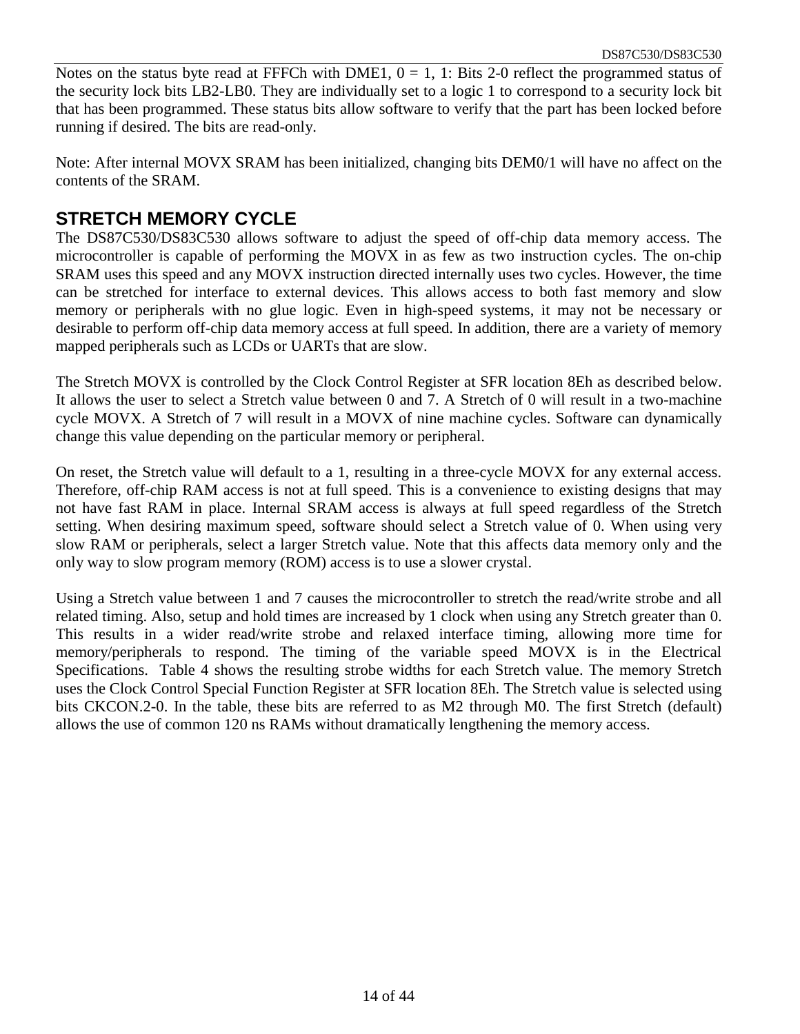Notes on the status byte read at FFFCh with DME1, 0 = 1, 1: Bits 2-0 reflect the programmed status of the security lock bits LB2-LB0. They are individually set to a logic 1 to correspond to a security lock bit that has been programmed. These status bits allow software to verify that the part has been locked before running if desired. The bits are read-only.

Note: After internal MOVX SRAM has been initialized, changing bits DEM0/1 will have no affect on the contents of the SRAM.

## STRETCH MEMORY CYCLE

The DS87C530/DS83C530 allows software to adjust the speed of off-chip data memory access. The microcontroller is capable of performing the MOVX in as few as two instruction cycles. The on-chip SRAM uses this speed and any MOVX instruction directed internally uses two cycles. However, the time can be stretched for interface to external devices. This allows access to both fast memory and slow memory or peripherals with no glue logic. Even in high-speed systems, it may not be necessary or desirable to perform off-chip data memory access at full speed. In addition, there are a variety of memory mapped peripherals such as LCDs or UARTs that are slow.

The Stretch MOVX is controlled by the Clock Control Register at SFR location 8Eh as described below. It allows the user to select a Stretch value between 0 and 7. A Stretch of 0 will result in a two-machine cycle MOVX. A Stretch of 7 will result in a MOVX of nine machine cycles. Software can dynamically change this value depending on the particular memory or peripheral.

On reset, the Stretch value will default to a 1, resulting in a three-cycle MOVX for any external access. Therefore, off-chip RAM access is not at full speed. This is a convenience to existing designs that may not have fast RAM in place. Internal SRAM access is always at full speed regardless of the Stretch setting. When desiring maximum speed, software should select a Stretch value of 0. When using very slow RAM or peripherals, select a larger Stretch value. Note that this affects data memory only and the only way to slow program memory (ROM) access is to use a slower crystal.

Using a Stretch value between 1 and 7 causes the microcontroller to stretch the read/write strobe and all related timing. Also, setup and hold times are increased by 1 clock when using any Stretch greater than 0. This results in a wider read/write strobe and relaxed interface timing, allowing more time for memory/peripherals to respond. The timing of the variable speed MOVX is in the Electrical Specifications. Table 4 shows the resulting strobe widths for each Stretch value. The memory Stretch uses the Clock Control Special Function Register at SFR location 8Eh. The Stretch value is selected using bits CKCON.2-0. In the table, these bits are referred to as M2 through M0. The first Stretch (default) allows the use of common 120 ns RAMs without dramatically lengthening the memory access.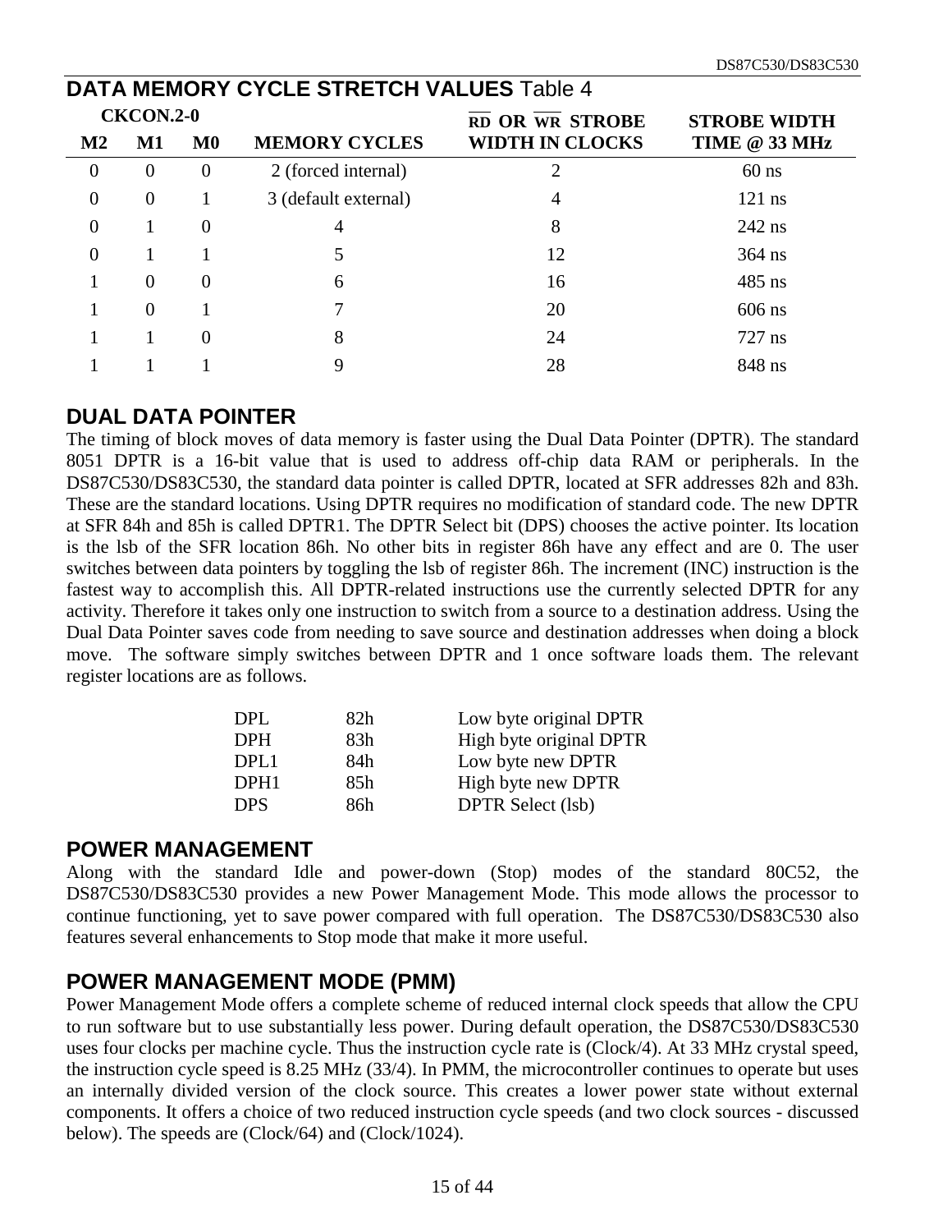## DATA MEMORY CYCLE STRETCH VALUES Table 4

| CKCON.2-0 | | | | | |
|---|---|---|---|---|---|
| M2 | M1 | M0 | MEMORY CYCLES | $\overline{RD}$ OR $\overline{WR}$ STROBE WIDTH IN CLOCKS | STROBE WIDTH TIME @ 33 MHz |
| 0 | 0 | 0 | 2 (forced internal) | 2 | 60 ns |
| 0 | 0 | 1 | 3 (default external) | 4 | 121 ns |
| 0 | 1 | 0 | 4 | 8 | 242 ns |
| 0 | 1 | 1 | 5 | 12 | 364 ns |
| 1 | 0 | 0 | 6 | 16 | 485 ns |
| 1 | 0 | 1 | 7 | 20 | 606 ns |
| 1 | 1 | 0 | 8 | 24 | 727 ns |
| 1 | 1 | 1 | 9 | 28 | 848 ns |

## DUAL DATA POINTER

The timing of block moves of data memory is faster using the Dual Data Pointer (DPTR). The standard 8051 DPTR is a 16-bit value that is used to address off-chip data RAM or peripherals. In the DS87C530/DS83C530, the standard data pointer is called DPTR, located at SFR addresses 82h and 83h. These are the standard locations. Using DPTR requires no modification of standard code. The new DPTR at SFR 84h and 85h is called DPTR1. The DPTR Select bit (DPS) chooses the active pointer. Its location is the lsb of the SFR location 86h. No other bits in register 86h have any effect and are 0. The user switches between data pointers by toggling the lsb of register 86h. The increment (INC) instruction is the fastest way to accomplish this. All DPTR-related instructions use the currently selected DPTR for any activity. Therefore it takes only one instruction to switch from a source to a destination address. Using the Dual Data Pointer saves code from needing to save source and destination addresses when doing a block move. The software simply switches between DPTR and 1 once software loads them. The relevant register locations are as follows.

| | | |
|---|---|---|
| DPL | 82h | Low byte original DPTR |
| DPH | 83h | High byte original DPTR |
| DPL1 | 84h | Low byte new DPTR |
| DPH1 | 85h | High byte new DPTR |
| DPS | 86h | DPTR Select (lsb) |

## POWER MANAGEMENT

Along with the standard Idle and power-down (Stop) modes of the standard 80C52, the DS87C530/DS83C530 provides a new Power Management Mode. This mode allows the processor to continue functioning, yet to save power compared with full operation. The DS87C530/DS83C530 also features several enhancements to Stop mode that make it more useful.

## POWER MANAGEMENT MODE (PMM)

Power Management Mode offers a complete scheme of reduced internal clock speeds that allow the CPU to run software but to use substantially less power. During default operation, the DS87C530/DS83C530 uses four clocks per machine cycle. Thus the instruction cycle rate is (Clock/4). At 33 MHz crystal speed, the instruction cycle speed is 8.25 MHz (33/4). In PMM, the microcontroller continues to operate but uses an internally divided version of the clock source. This creates a lower power state without external components. It offers a choice of two reduced instruction cycle speeds (and two clock sources - discussed below). The speeds are (Clock/64) and (Clock/1024).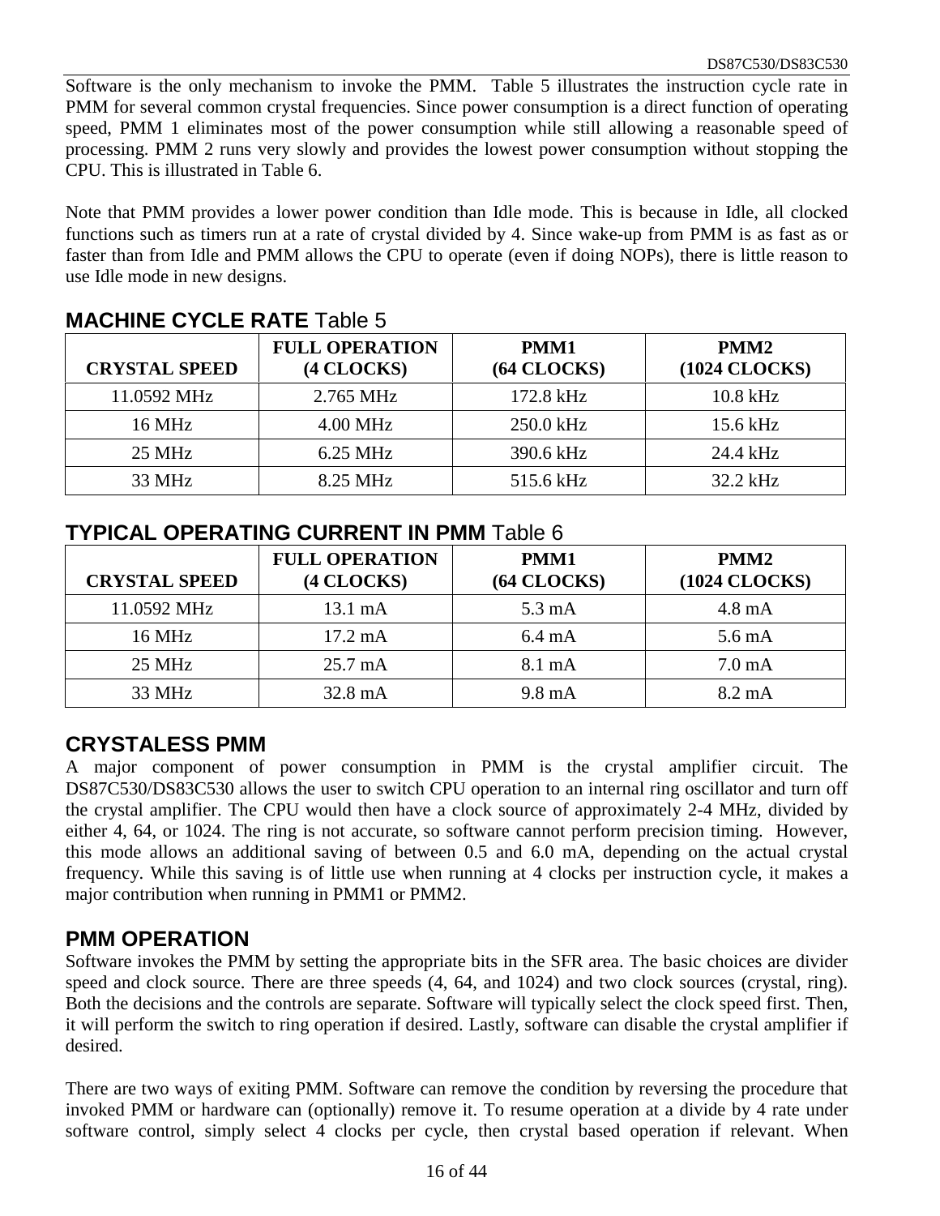Software is the only mechanism to invoke the PMM. Table 5 illustrates the instruction cycle rate in PMM for several common crystal frequencies. Since power consumption is a direct function of operating speed, PMM 1 eliminates most of the power consumption while still allowing a reasonable speed of processing. PMM 2 runs very slowly and provides the lowest power consumption without stopping the CPU. This is illustrated in Table 6.

Note that PMM provides a lower power condition than Idle mode. This is because in Idle, all clocked functions such as timers run at a rate of crystal divided by 4. Since wake-up from PMM is as fast as or faster than from Idle and PMM allows the CPU to operate (even if doing NOPs), there is little reason to use Idle mode in new designs.

## MACHINE CYCLE RATE Table 5

| CRYSTAL SPEED | FULL OPERATION (4 CLOCKS) | PMM1 (64 CLOCKS) | PMM2 (1024 CLOCKS) |
|---|---|---|---|
| 11.0592 MHz | 2.765 MHz | 172.8 kHz | 10.8 kHz |
| 16 MHz | 4.00 MHz | 250.0 kHz | 15.6 kHz |
| 25 MHz | 6.25 MHz | 390.6 kHz | 24.4 kHz |
| 33 MHz | 8.25 MHz | 515.6 kHz | 32.2 kHz |

## TYPICAL OPERATING CURRENT IN PMM Table 6

| CRYSTAL SPEED | FULL OPERATION (4 CLOCKS) | PMM1 (64 CLOCKS) | PMM2 (1024 CLOCKS) |
|---|---|---|---|
| 11.0592 MHz | 13.1 mA | 5.3 mA | 4.8 mA |
| 16 MHz | 17.2 mA | 6.4 mA | 5.6 mA |
| 25 MHz | 25.7 mA | 8.1 mA | 7.0 mA |
| 33 MHz | 32.8 mA | 9.8 mA | 8.2 mA |

## CRYSTALESS PMM

A major component of power consumption in PMM is the crystal amplifier circuit. The DS87C530/DS83C530 allows the user to switch CPU operation to an internal ring oscillator and turn off the crystal amplifier. The CPU would then have a clock source of approximately 2-4 MHz, divided by either 4, 64, or 1024. The ring is not accurate, so software cannot perform precision timing. However, this mode allows an additional saving of between 0.5 and 6.0 mA, depending on the actual crystal frequency. While this saving is of little use when running at 4 clocks per instruction cycle, it makes a major contribution when running in PMM1 or PMM2.

## PMM OPERATION

Software invokes the PMM by setting the appropriate bits in the SFR area. The basic choices are divider speed and clock source. There are three speeds (4, 64, and 1024) and two clock sources (crystal, ring). Both the decisions and the controls are separate. Software will typically select the clock speed first. Then, it will perform the switch to ring operation if desired. Lastly, software can disable the crystal amplifier if desired.

There are two ways of exiting PMM. Software can remove the condition by reversing the procedure that invoked PMM or hardware can (optionally) remove it. To resume operation at a divide by 4 rate under software control, simply select 4 clocks per cycle, then crystal based operation if relevant. When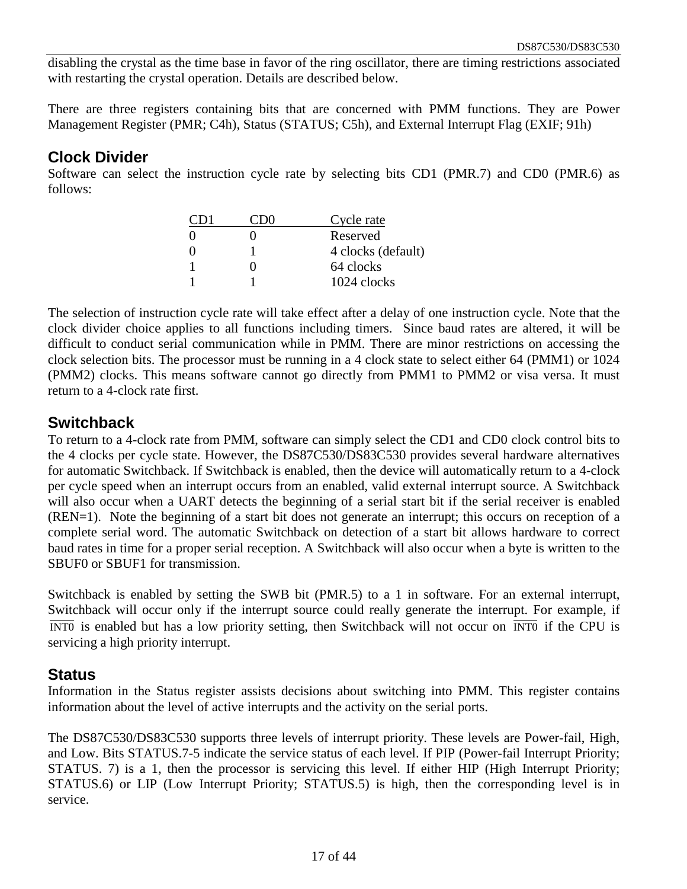disabling the crystal as the time base in favor of the ring oscillator, there are timing restrictions associated with restarting the crystal operation. Details are described below.

There are three registers containing bits that are concerned with PMM functions. They are Power Management Register (PMR; C4h), Status (STATUS; C5h), and External Interrupt Flag (EXIF; 91h)

## Clock Divider

Software can select the instruction cycle rate by selecting bits CD1 (PMR.7) and CD0 (PMR.6) as follows:

| CD1 | CD0 | Cycle rate |
|---|---|---|
| 0 | 0 | Reserved |
| 0 | 1 | 4 clocks (default) |
| 1 | 0 | 64 clocks |
| 1 | 1 | 1024 clocks |

The selection of instruction cycle rate will take effect after a delay of one instruction cycle. Note that the clock divider choice applies to all functions including timers. Since baud rates are altered, it will be difficult to conduct serial communication while in PMM. There are minor restrictions on accessing the clock selection bits. The processor must be running in a 4 clock state to select either 64 (PMM1) or 1024 (PMM2) clocks. This means software cannot go directly from PMM1 to PMM2 or visa versa. It must return to a 4-clock rate first.

## Switchback

To return to a 4-clock rate from PMM, software can simply select the CD1 and CD0 clock control bits to the 4 clocks per cycle state. However, the DS87C530/DS83C530 provides several hardware alternatives for automatic Switchback. If Switchback is enabled, then the device will automatically return to a 4-clock per cycle speed when an interrupt occurs from an enabled, valid external interrupt source. A Switchback will also occur when a UART detects the beginning of a serial start bit if the serial receiver is enabled (REN=1). Note the beginning of a start bit does not generate an interrupt; this occurs on reception of a complete serial word. The automatic Switchback on detection of a start bit allows hardware to correct baud rates in time for a proper serial reception. A Switchback will also occur when a byte is written to the SBUF0 or SBUF1 for transmission.

Switchback is enabled by setting the SWB bit (PMR.5) to a 1 in software. For an external interrupt, Switchback will occur only if the interrupt source could really generate the interrupt. For example, if $\overline{\text{INT0}}$ is enabled but has a low priority setting, then Switchback will not occur on $\overline{\text{INT0}}$ if the CPU is servicing a high priority interrupt.

## Status

Information in the Status register assists decisions about switching into PMM. This register contains information about the level of active interrupts and the activity on the serial ports.

The DS87C530/DS83C530 supports three levels of interrupt priority. These levels are Power-fail, High, and Low. Bits STATUS.7-5 indicate the service status of each level. If PIP (Power-fail Interrupt Priority; STATUS. 7) is a 1, then the processor is servicing this level. If either HIP (High Interrupt Priority; STATUS.6) or LIP (Low Interrupt Priority; STATUS.5) is high, then the corresponding level is in service.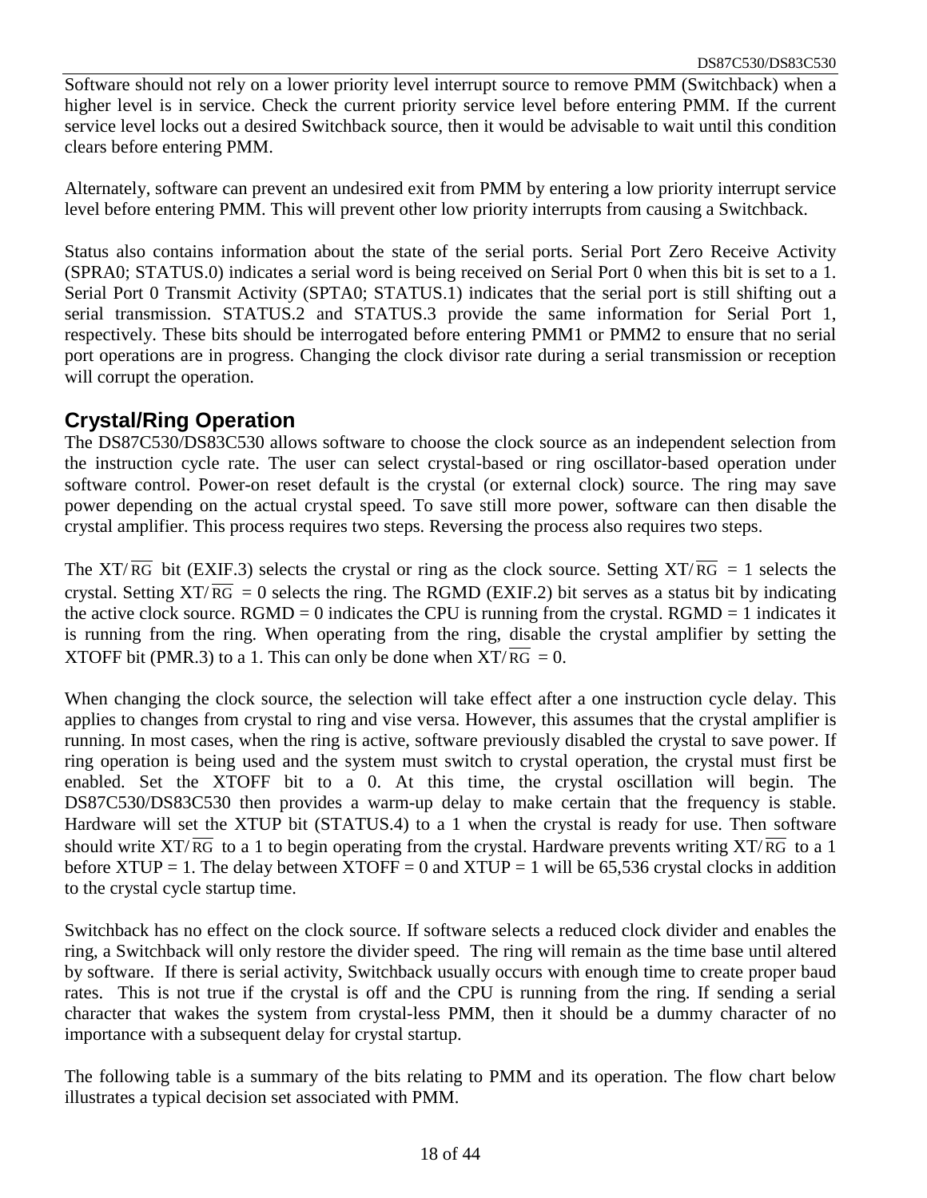Software should not rely on a lower priority level interrupt source to remove PMM (Switchback) when a higher level is in service. Check the current priority service level before entering PMM. If the current service level locks out a desired Switchback source, then it would be advisable to wait until this condition clears before entering PMM.

Alternately, software can prevent an undesired exit from PMM by entering a low priority interrupt service level before entering PMM. This will prevent other low priority interrupts from causing a Switchback.

Status also contains information about the state of the serial ports. Serial Port Zero Receive Activity (SPRA0; STATUS.0) indicates a serial word is being received on Serial Port 0 when this bit is set to a 1. Serial Port 0 Transmit Activity (SPTA0; STATUS.1) indicates that the serial port is still shifting out a serial transmission. STATUS.2 and STATUS.3 provide the same information for Serial Port 1, respectively. These bits should be interrogated before entering PMM1 or PMM2 to ensure that no serial port operations are in progress. Changing the clock divisor rate during a serial transmission or reception will corrupt the operation.

## Crystal/Ring Operation

The DS87C530/DS83C530 allows software to choose the clock source as an independent selection from the instruction cycle rate. The user can select crystal-based or ring oscillator-based operation under software control. Power-on reset default is the crystal (or external clock) source. The ring may save power depending on the actual crystal speed. To save still more power, software can then disable the crystal amplifier. This process requires two steps. Reversing the process also requires two steps.

The XT/$\overline{\text{RG}}$ bit (EXIF.3) selects the crystal or ring as the clock source. Setting XT/$\overline{\text{RG}}$ = 1 selects the crystal. Setting XT/$\overline{\text{RG}}$ = 0 selects the ring. The RGMD (EXIF.2) bit serves as a status bit by indicating the active clock source. RGMD = 0 indicates the CPU is running from the crystal. RGMD = 1 indicates it is running from the ring. When operating from the ring, disable the crystal amplifier by setting the XTOFF bit (PMR.3) to a 1. This can only be done when XT/$\overline{\text{RG}}$ = 0.

When changing the clock source, the selection will take effect after a one instruction cycle delay. This applies to changes from crystal to ring and vise versa. However, this assumes that the crystal amplifier is running. In most cases, when the ring is active, software previously disabled the crystal to save power. If ring operation is being used and the system must switch to crystal operation, the crystal must first be enabled. Set the XTOFF bit to a 0. At this time, the crystal oscillation will begin. The DS87C530/DS83C530 then provides a warm-up delay to make certain that the frequency is stable. Hardware will set the XTUP bit (STATUS.4) to a 1 when the crystal is ready for use. Then software should write XT/$\overline{\text{RG}}$ to a 1 to begin operating from the crystal. Hardware prevents writing XT/$\overline{\text{RG}}$ to a 1 before XTUP = 1. The delay between XTOFF = 0 and XTUP = 1 will be 65,536 crystal clocks in addition to the crystal cycle startup time.

Switchback has no effect on the clock source. If software selects a reduced clock divider and enables the ring, a Switchback will only restore the divider speed. The ring will remain as the time base until altered by software. If there is serial activity, Switchback usually occurs with enough time to create proper baud rates. This is not true if the crystal is off and the CPU is running from the ring. If sending a serial character that wakes the system from crystal-less PMM, then it should be a dummy character of no importance with a subsequent delay for crystal startup.

The following table is a summary of the bits relating to PMM and its operation. The flow chart below illustrates a typical decision set associated with PMM.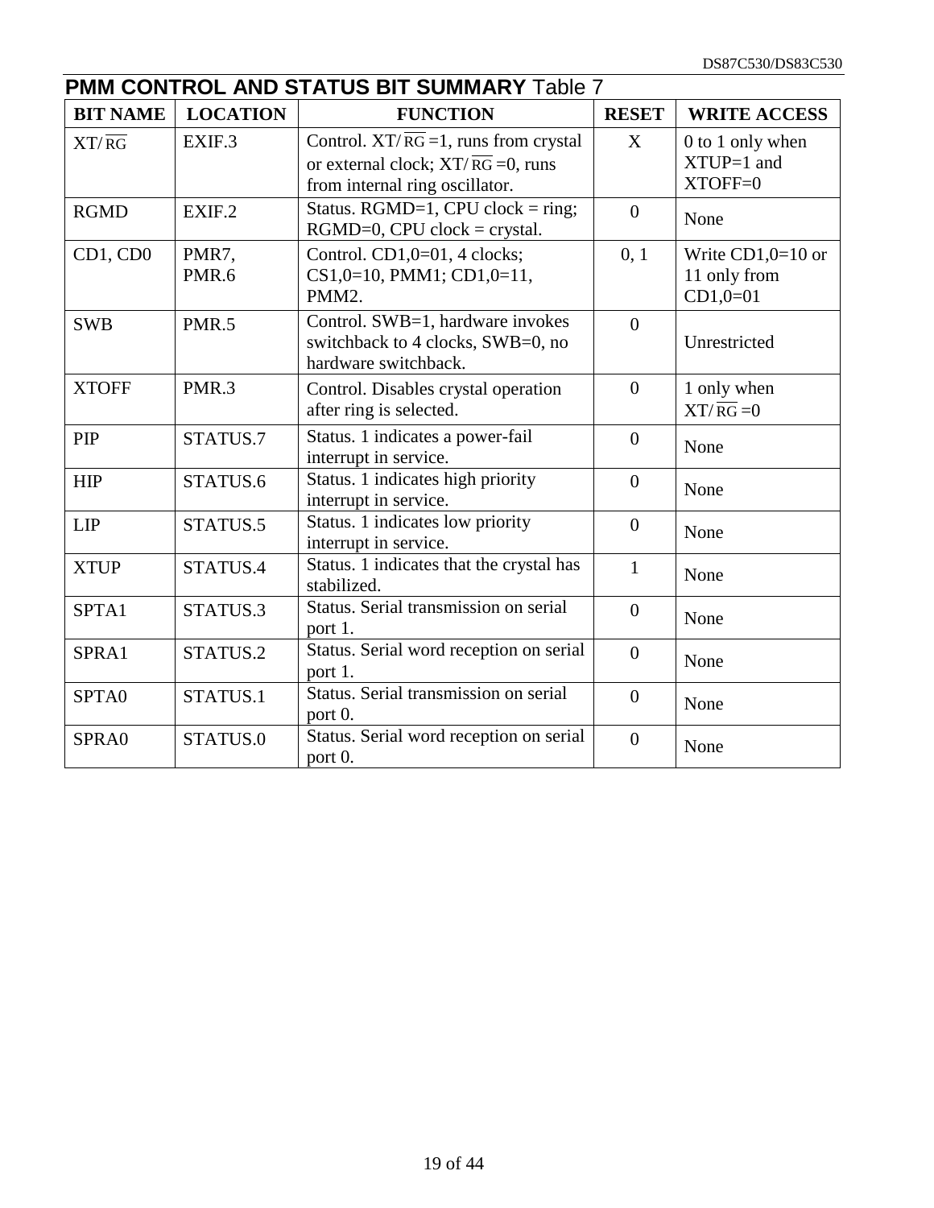## PMM CONTROL AND STATUS BIT SUMMARY Table 7

| BIT NAME | LOCATION | FUNCTION | RESET | WRITE ACCESS |
|---|---|---|---|---|
| XT/$\overline{RG}$ | EXIF.3 | Control. XT/$\overline{RG}$=1, runs from crystal or external clock; XT/$\overline{RG}$=0, runs from internal ring oscillator. | X | 0 to 1 only when XTUP=1 and XTOFF=0 |
| RGMD | EXIF.2 | Status. RGMD=1, CPU clock = ring; RGMD=0, CPU clock = crystal. | 0 | None |
| CD1, CD0 | PMR7, PMR.6 | Control. CD1,0=01, 4 clocks; CS1,0=10, PMM1; CD1,0=11, PMM2. | 0, 1 | Write CD1,0=10 or 11 only from CD1,0=01 |
| SWB | PMR.5 | Control. SWB=1, hardware invokes switchback to 4 clocks, SWB=0, no hardware switchback. | 0 | Unrestricted |
| XTOFF | PMR.3 | Control. Disables crystal operation after ring is selected. | 0 | 1 only when XT/$\overline{RG}$=0 |
| PIP | STATUS.7 | Status. 1 indicates a power-fail interrupt in service. | 0 | None |
| HIP | STATUS.6 | Status. 1 indicates high priority interrupt in service. | 0 | None |
| LIP | STATUS.5 | Status. 1 indicates low priority interrupt in service. | 0 | None |
| XTUP | STATUS.4 | Status. 1 indicates that the crystal has stabilized. | 1 | None |
| SPTA1 | STATUS.3 | Status. Serial transmission on serial port 1. | 0 | None |
| SPRA1 | STATUS.2 | Status. Serial word reception on serial port 1. | 0 | None |
| SPTA0 | STATUS.1 | Status. Serial transmission on serial port 0. | 0 | None |
| SPRA0 | STATUS.0 | Status. Serial word reception on serial port 0. | 0 | None |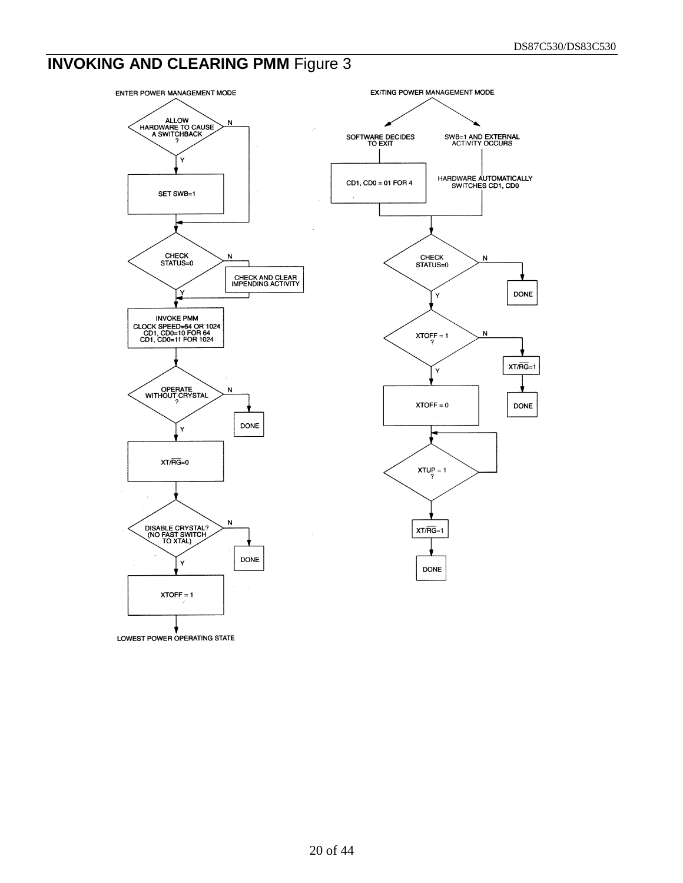## INVOKING AND CLEARING PMM Figure 3

ENTER POWER MANAGEMENT MODE

ALLOW HARDWARE TO CAUSE A SWITCHBACK ?

N

Y

SET SWB=1

CHECK STATUS=0

N

CHECK AND CLEAR IMPENDING ACTIVITY

Y

INVOKE PMM
CLOCK SPEED=64 OR 1024
CD1, CD0=10 FOR 64
CD1, CD0=11 FOR 1024

OPERATE WITHOUT CRYSTAL ?

N

DONE

Y

XT/$\overline{RG}$=0

DISABLE CRYSTAL? (NO FAST SWITCH TO XTAL)

N

DONE

Y

XTOFF = 1

LOWEST POWER OPERATING STATE

EXITING POWER MANAGEMENT MODE

SOFTWARE DECIDES TO EXIT

SWB=1 AND EXTERNAL ACTIVITY OCCURS

CD1, CD0 = 01 FOR 4

HARDWARE AUTOMATICALLY SWITCHES CD1, CD0

CHECK STATUS=0

N

DONE

Y

XTOFF = 1 ?

N

XT/$\overline{RG}$=1

DONE

Y

XTOFF = 0

XTUP = 1 ?

XT/$\overline{RG}$=1

DONE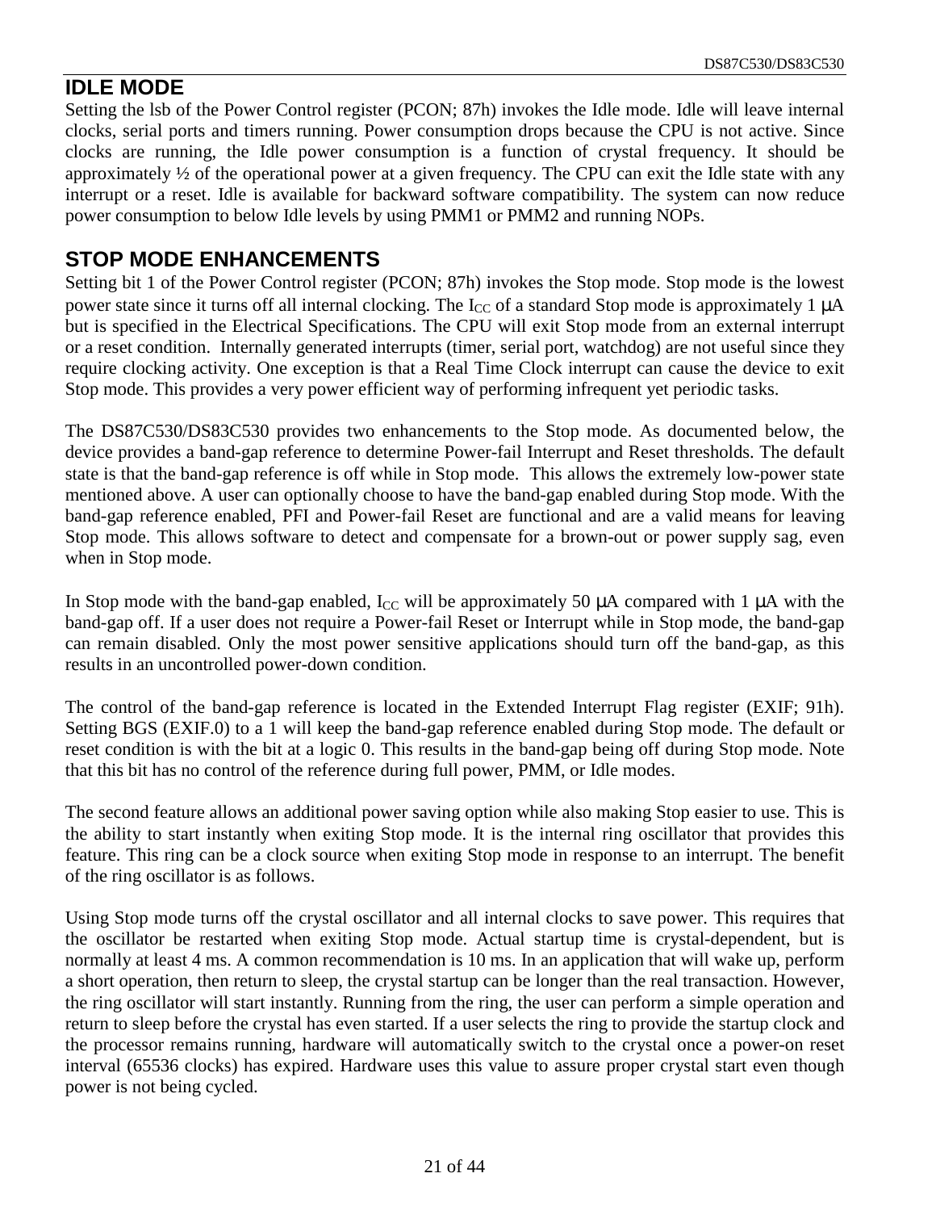## IDLE MODE

Setting the lsb of the Power Control register (PCON; 87h) invokes the Idle mode. Idle will leave internal clocks, serial ports and timers running. Power consumption drops because the CPU is not active. Since clocks are running, the Idle power consumption is a function of crystal frequency. It should be approximately ½ of the operational power at a given frequency. The CPU can exit the Idle state with any interrupt or a reset. Idle is available for backward software compatibility. The system can now reduce power consumption to below Idle levels by using PMM1 or PMM2 and running NOPs.

## STOP MODE ENHANCEMENTS

Setting bit 1 of the Power Control register (PCON; 87h) invokes the Stop mode. Stop mode is the lowest power state since it turns off all internal clocking. The $I_{CC}$ of a standard Stop mode is approximately 1 μA but is specified in the Electrical Specifications. The CPU will exit Stop mode from an external interrupt or a reset condition. Internally generated interrupts (timer, serial port, watchdog) are not useful since they require clocking activity. One exception is that a Real Time Clock interrupt can cause the device to exit Stop mode. This provides a very power efficient way of performing infrequent yet periodic tasks.

The DS87C530/DS83C530 provides two enhancements to the Stop mode. As documented below, the device provides a band-gap reference to determine Power-fail Interrupt and Reset thresholds. The default state is that the band-gap reference is off while in Stop mode. This allows the extremely low-power state mentioned above. A user can optionally choose to have the band-gap enabled during Stop mode. With the band-gap reference enabled, PFI and Power-fail Reset are functional and are a valid means for leaving Stop mode. This allows software to detect and compensate for a brown-out or power supply sag, even when in Stop mode.

In Stop mode with the band-gap enabled, $I_{CC}$ will be approximately 50 μA compared with 1 μA with the band-gap off. If a user does not require a Power-fail Reset or Interrupt while in Stop mode, the band-gap can remain disabled. Only the most power sensitive applications should turn off the band-gap, as this results in an uncontrolled power-down condition.

The control of the band-gap reference is located in the Extended Interrupt Flag register (EXIF; 91h). Setting BGS (EXIF.0) to a 1 will keep the band-gap reference enabled during Stop mode. The default or reset condition is with the bit at a logic 0. This results in the band-gap being off during Stop mode. Note that this bit has no control of the reference during full power, PMM, or Idle modes.

The second feature allows an additional power saving option while also making Stop easier to use. This is the ability to start instantly when exiting Stop mode. It is the internal ring oscillator that provides this feature. This ring can be a clock source when exiting Stop mode in response to an interrupt. The benefit of the ring oscillator is as follows.

Using Stop mode turns off the crystal oscillator and all internal clocks to save power. This requires that the oscillator be restarted when exiting Stop mode. Actual startup time is crystal-dependent, but is normally at least 4 ms. A common recommendation is 10 ms. In an application that will wake up, perform a short operation, then return to sleep, the crystal startup can be longer than the real transaction. However, the ring oscillator will start instantly. Running from the ring, the user can perform a simple operation and return to sleep before the crystal has even started. If a user selects the ring to provide the startup clock and the processor remains running, hardware will automatically switch to the crystal once a power-on reset interval (65536 clocks) has expired. Hardware uses this value to assure proper crystal start even though power is not being cycled.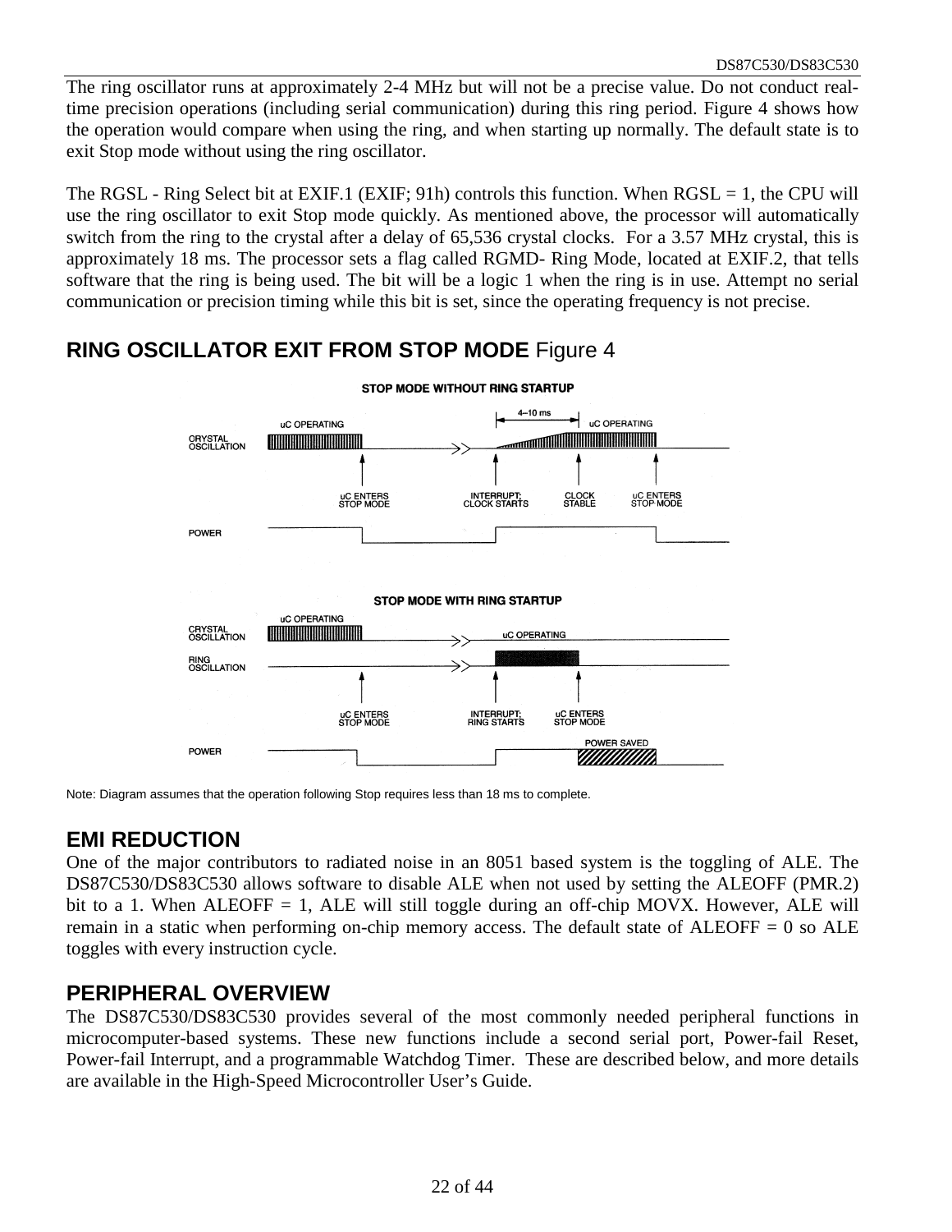The ring oscillator runs at approximately 2-4 MHz but will not be a precise value. Do not conduct real-time precision operations (including serial communication) during this ring period. Figure 4 shows how the operation would compare when using the ring, and when starting up normally. The default state is to exit Stop mode without using the ring oscillator.

The RGSL - Ring Select bit at EXIF.1 (EXIF; 91h) controls this function. When RGSL = 1, the CPU will use the ring oscillator to exit Stop mode quickly. As mentioned above, the processor will automatically switch from the ring to the crystal after a delay of 65,536 crystal clocks. For a 3.57 MHz crystal, this is approximately 18 ms. The processor sets a flag called RGMD- Ring Mode, located at EXIF.2, that tells software that the ring is being used. The bit will be a logic 1 when the ring is in use. Attempt no serial communication or precision timing while this bit is set, since the operating frequency is not precise.

## RING OSCILLATOR EXIT FROM STOP MODE Figure 4

STOP MODE WITHOUT RING STARTUP

CRYSTAL OSCILLATION — uC OPERATING; 4–10 ms; uC OPERATING

uC ENTERS STOP MODE; INTERRUPT: CLOCK STARTS; CLOCK STABLE; uC ENTERS STOP MODE

POWER

STOP MODE WITH RING STARTUP

CRYSTAL OSCILLATION — uC OPERATING; uC OPERATING

RING OSCILLATION

uC ENTERS STOP MODE; INTERRUPT: RING STARTS; uC ENTERS STOP MODE

POWER — POWER SAVED

Note: Diagram assumes that the operation following Stop requires less than 18 ms to complete.

## EMI REDUCTION

One of the major contributors to radiated noise in an 8051 based system is the toggling of ALE. The DS87C530/DS83C530 allows software to disable ALE when not used by setting the ALEOFF (PMR.2) bit to a 1. When ALEOFF = 1, ALE will still toggle during an off-chip MOVX. However, ALE will remain in a static when performing on-chip memory access. The default state of ALEOFF = 0 so ALE toggles with every instruction cycle.

## PERIPHERAL OVERVIEW

The DS87C530/DS83C530 provides several of the most commonly needed peripheral functions in microcomputer-based systems. These new functions include a second serial port, Power-fail Reset, Power-fail Interrupt, and a programmable Watchdog Timer. These are described below, and more details are available in the High-Speed Microcontroller User's Guide.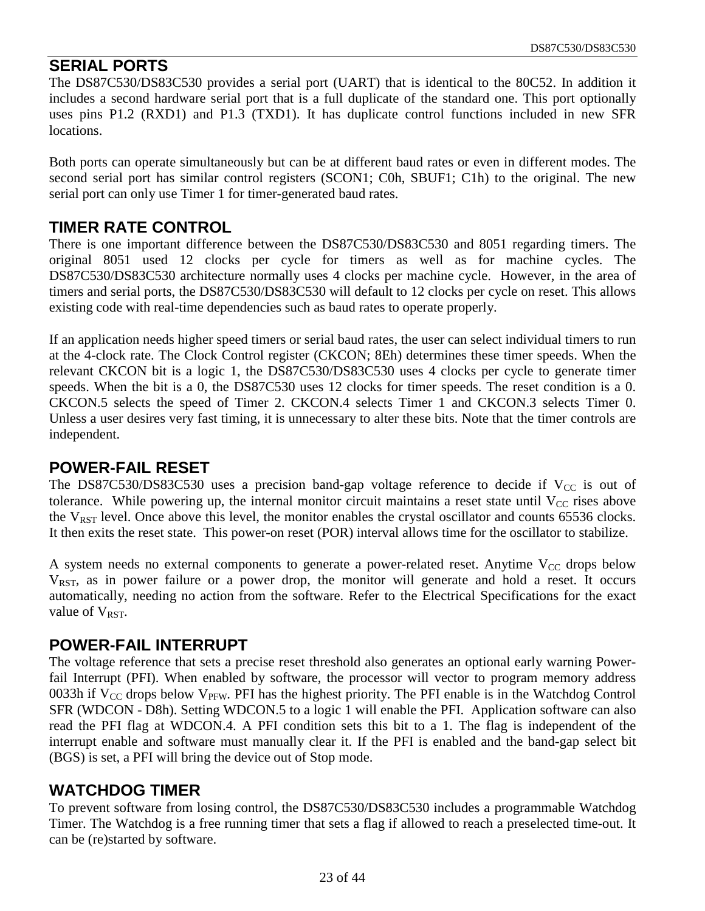## SERIAL PORTS

The DS87C530/DS83C530 provides a serial port (UART) that is identical to the 80C52. In addition it includes a second hardware serial port that is a full duplicate of the standard one. This port optionally uses pins P1.2 (RXD1) and P1.3 (TXD1). It has duplicate control functions included in new SFR locations.

Both ports can operate simultaneously but can be at different baud rates or even in different modes. The second serial port has similar control registers (SCON1; C0h, SBUF1; C1h) to the original. The new serial port can only use Timer 1 for timer-generated baud rates.

## TIMER RATE CONTROL

There is one important difference between the DS87C530/DS83C530 and 8051 regarding timers. The original 8051 used 12 clocks per cycle for timers as well as for machine cycles. The DS87C530/DS83C530 architecture normally uses 4 clocks per machine cycle. However, in the area of timers and serial ports, the DS87C530/DS83C530 will default to 12 clocks per cycle on reset. This allows existing code with real-time dependencies such as baud rates to operate properly.

If an application needs higher speed timers or serial baud rates, the user can select individual timers to run at the 4-clock rate. The Clock Control register (CKCON; 8Eh) determines these timer speeds. When the relevant CKCON bit is a logic 1, the DS87C530/DS83C530 uses 4 clocks per cycle to generate timer speeds. When the bit is a 0, the DS87C530 uses 12 clocks for timer speeds. The reset condition is a 0. CKCON.5 selects the speed of Timer 2. CKCON.4 selects Timer 1 and CKCON.3 selects Timer 0. Unless a user desires very fast timing, it is unnecessary to alter these bits. Note that the timer controls are independent.

## POWER-FAIL RESET

The DS87C530/DS83C530 uses a precision band-gap voltage reference to decide if $V_{CC}$ is out of tolerance. While powering up, the internal monitor circuit maintains a reset state until $V_{CC}$ rises above the $V_{RST}$ level. Once above this level, the monitor enables the crystal oscillator and counts 65536 clocks. It then exits the reset state. This power-on reset (POR) interval allows time for the oscillator to stabilize.

A system needs no external components to generate a power-related reset. Anytime $V_{CC}$ drops below $V_{RST}$, as in power failure or a power drop, the monitor will generate and hold a reset. It occurs automatically, needing no action from the software. Refer to the Electrical Specifications for the exact value of $V_{RST}$.

## POWER-FAIL INTERRUPT

The voltage reference that sets a precise reset threshold also generates an optional early warning Power-fail Interrupt (PFI). When enabled by software, the processor will vector to program memory address 0033h if $V_{CC}$ drops below $V_{PFW}$. PFI has the highest priority. The PFI enable is in the Watchdog Control SFR (WDCON - D8h). Setting WDCON.5 to a logic 1 will enable the PFI. Application software can also read the PFI flag at WDCON.4. A PFI condition sets this bit to a 1. The flag is independent of the interrupt enable and software must manually clear it. If the PFI is enabled and the band-gap select bit (BGS) is set, a PFI will bring the device out of Stop mode.

## WATCHDOG TIMER

To prevent software from losing control, the DS87C530/DS83C530 includes a programmable Watchdog Timer. The Watchdog is a free running timer that sets a flag if allowed to reach a preselected time-out. It can be (re)started by software.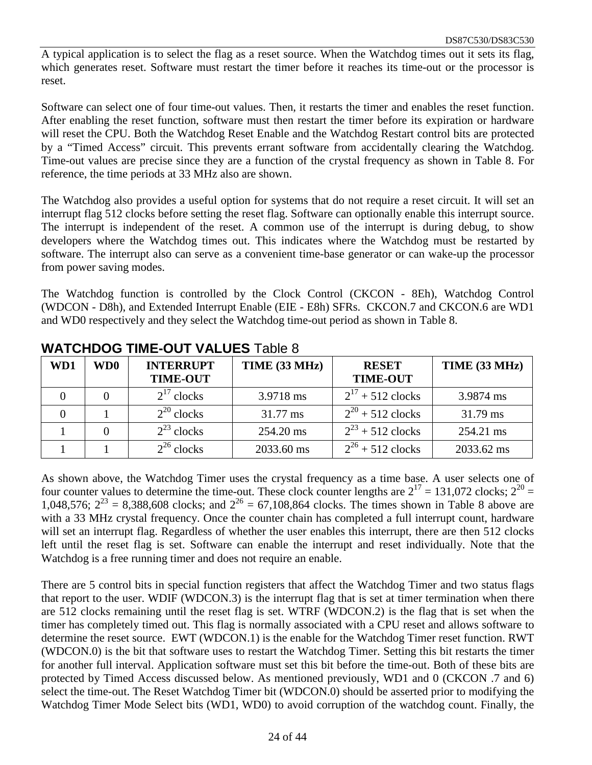A typical application is to select the flag as a reset source. When the Watchdog times out it sets its flag, which generates reset. Software must restart the timer before it reaches its time-out or the processor is reset.

Software can select one of four time-out values. Then, it restarts the timer and enables the reset function. After enabling the reset function, software must then restart the timer before its expiration or hardware will reset the CPU. Both the Watchdog Reset Enable and the Watchdog Restart control bits are protected by a "Timed Access" circuit. This prevents errant software from accidentally clearing the Watchdog. Time-out values are precise since they are a function of the crystal frequency as shown in Table 8. For reference, the time periods at 33 MHz also are shown.

The Watchdog also provides a useful option for systems that do not require a reset circuit. It will set an interrupt flag 512 clocks before setting the reset flag. Software can optionally enable this interrupt source. The interrupt is independent of the reset. A common use of the interrupt is during debug, to show developers where the Watchdog times out. This indicates where the Watchdog must be restarted by software. The interrupt also can serve as a convenient time-base generator or can wake-up the processor from power saving modes.

The Watchdog function is controlled by the Clock Control (CKCON - 8Eh), Watchdog Control (WDCON - D8h), and Extended Interrupt Enable (EIE - E8h) SFRs. CKCON.7 and CKCON.6 are WD1 and WD0 respectively and they select the Watchdog time-out period as shown in Table 8.

## WATCHDOG TIME-OUT VALUES Table 8

| WD1 | WD0 | INTERRUPT TIME-OUT | TIME (33 MHz) | RESET TIME-OUT | TIME (33 MHz) |
|---|---|---|---|---|---|
| 0 | 0 | $2^{17}$ clocks | 3.9718 ms | $2^{17}$ + 512 clocks | 3.9874 ms |
| 0 | 1 | $2^{20}$ clocks | 31.77 ms | $2^{20}$ + 512 clocks | 31.79 ms |
| 1 | 0 | $2^{23}$ clocks | 254.20 ms | $2^{23}$ + 512 clocks | 254.21 ms |
| 1 | 1 | $2^{26}$ clocks | 2033.60 ms | $2^{26}$ + 512 clocks | 2033.62 ms |

As shown above, the Watchdog Timer uses the crystal frequency as a time base. A user selects one of four counter values to determine the time-out. These clock counter lengths are $2^{17}$ = 131,072 clocks; $2^{20}$ = 1,048,576; $2^{23}$ = 8,388,608 clocks; and $2^{26}$ = 67,108,864 clocks. The times shown in Table 8 above are with a 33 MHz crystal frequency. Once the counter chain has completed a full interrupt count, hardware will set an interrupt flag. Regardless of whether the user enables this interrupt, there are then 512 clocks left until the reset flag is set. Software can enable the interrupt and reset individually. Note that the Watchdog is a free running timer and does not require an enable.

There are 5 control bits in special function registers that affect the Watchdog Timer and two status flags that report to the user. WDIF (WDCON.3) is the interrupt flag that is set at timer termination when there are 512 clocks remaining until the reset flag is set. WTRF (WDCON.2) is the flag that is set when the timer has completely timed out. This flag is normally associated with a CPU reset and allows software to determine the reset source. EWT (WDCON.1) is the enable for the Watchdog Timer reset function. RWT (WDCON.0) is the bit that software uses to restart the Watchdog Timer. Setting this bit restarts the timer for another full interval. Application software must set this bit before the time-out. Both of these bits are protected by Timed Access discussed below. As mentioned previously, WD1 and 0 (CKCON .7 and 6) select the time-out. The Reset Watchdog Timer bit (WDCON.0) should be asserted prior to modifying the Watchdog Timer Mode Select bits (WD1, WD0) to avoid corruption of the watchdog count. Finally, the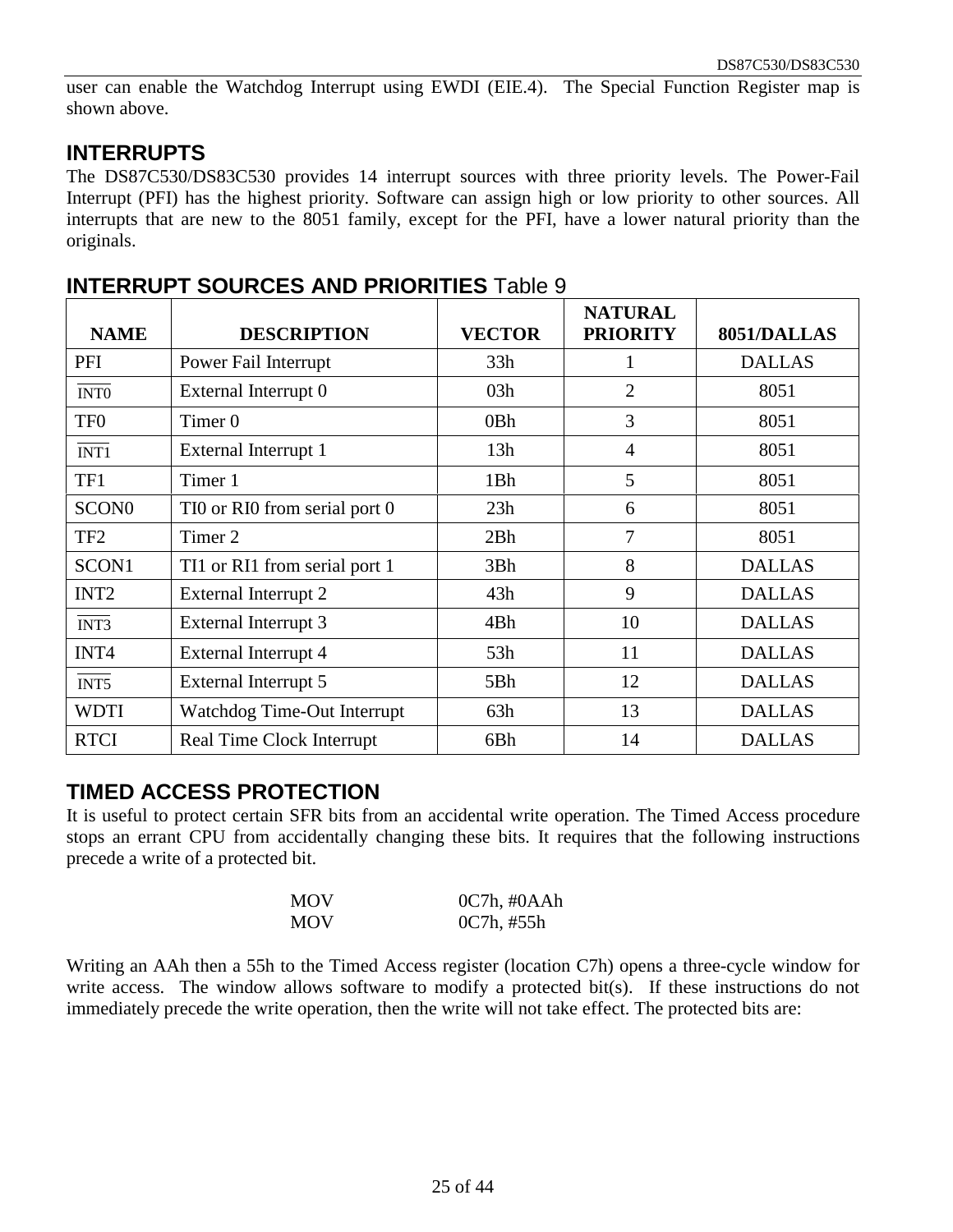user can enable the Watchdog Interrupt using EWDI (EIE.4). The Special Function Register map is shown above.

## INTERRUPTS

The DS87C530/DS83C530 provides 14 interrupt sources with three priority levels. The Power-Fail Interrupt (PFI) has the highest priority. Software can assign high or low priority to other sources. All interrupts that are new to the 8051 family, except for the PFI, have a lower natural priority than the originals.

## INTERRUPT SOURCES AND PRIORITIES Table 9

| NAME | DESCRIPTION | VECTOR | NATURAL PRIORITY | 8051/DALLAS |
|---|---|---|---|---|
| PFI | Power Fail Interrupt | 33h | 1 | DALLAS |
| $\overline{\text{INT0}}$ | External Interrupt 0 | 03h | 2 | 8051 |
| TF0 | Timer 0 | 0Bh | 3 | 8051 |
| $\overline{\text{INT1}}$ | External Interrupt 1 | 13h | 4 | 8051 |
| TF1 | Timer 1 | 1Bh | 5 | 8051 |
| SCON0 | TI0 or RI0 from serial port 0 | 23h | 6 | 8051 |
| TF2 | Timer 2 | 2Bh | 7 | 8051 |
| SCON1 | TI1 or RI1 from serial port 1 | 3Bh | 8 | DALLAS |
| INT2 | External Interrupt 2 | 43h | 9 | DALLAS |
| $\overline{\text{INT3}}$ | External Interrupt 3 | 4Bh | 10 | DALLAS |
| INT4 | External Interrupt 4 | 53h | 11 | DALLAS |
| $\overline{\text{INT5}}$ | External Interrupt 5 | 5Bh | 12 | DALLAS |
| WDTI | Watchdog Time-Out Interrupt | 63h | 13 | DALLAS |
| RTCI | Real Time Clock Interrupt | 6Bh | 14 | DALLAS |

## TIMED ACCESS PROTECTION

It is useful to protect certain SFR bits from an accidental write operation. The Timed Access procedure stops an errant CPU from accidentally changing these bits. It requires that the following instructions precede a write of a protected bit.

```
MOV     0C7h, #0AAh
MOV     0C7h, #55h
```

Writing an AAh then a 55h to the Timed Access register (location C7h) opens a three-cycle window for write access. The window allows software to modify a protected bit(s). If these instructions do not immediately precede the write operation, then the write will not take effect. The protected bits are: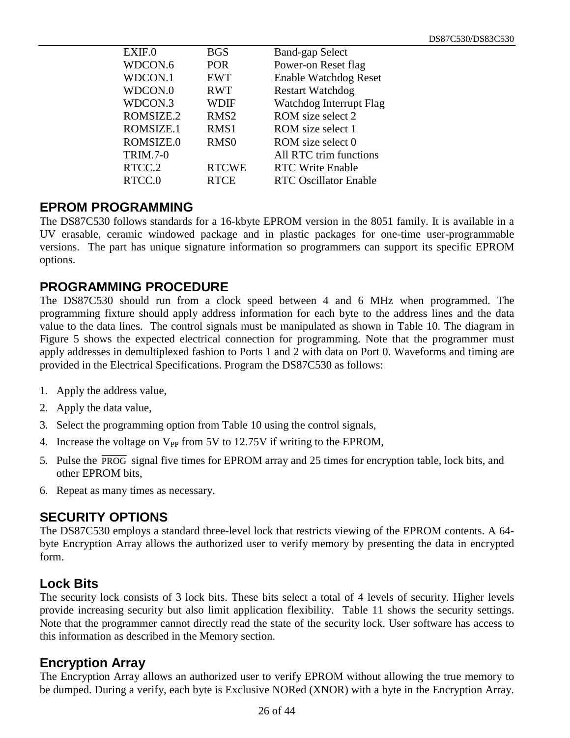| | | |
|---|---|---|
| EXIF.0 | BGS | Band-gap Select |
| WDCON.6 | POR | Power-on Reset flag |
| WDCON.1 | EWT | Enable Watchdog Reset |
| WDCON.0 | RWT | Restart Watchdog |
| WDCON.3 | WDIF | Watchdog Interrupt Flag |
| ROMSIZE.2 | RMS2 | ROM size select 2 |
| ROMSIZE.1 | RMS1 | ROM size select 1 |
| ROMSIZE.0 | RMS0 | ROM size select 0 |
| TRIM.7-0 | | All RTC trim functions |
| RTCC.2 | RTCWE | RTC Write Enable |
| RTCC.0 | RTCE | RTC Oscillator Enable |

## EPROM PROGRAMMING

The DS87C530 follows standards for a 16-kbyte EPROM version in the 8051 family. It is available in a UV erasable, ceramic windowed package and in plastic packages for one-time user-programmable versions. The part has unique signature information so programmers can support its specific EPROM options.

## PROGRAMMING PROCEDURE

The DS87C530 should run from a clock speed between 4 and 6 MHz when programmed. The programming fixture should apply address information for each byte to the address lines and the data value to the data lines. The control signals must be manipulated as shown in Table 10. The diagram in Figure 5 shows the expected electrical connection for programming. Note that the programmer must apply addresses in demultiplexed fashion to Ports 1 and 2 with data on Port 0. Waveforms and timing are provided in the Electrical Specifications. Program the DS87C530 as follows:

1. Apply the address value,
2. Apply the data value,
3. Select the programming option from Table 10 using the control signals,
4. Increase the voltage on $V_{PP}$ from 5V to 12.75V if writing to the EPROM,
5. Pulse the $\overline{\text{PROG}}$ signal five times for EPROM array and 25 times for encryption table, lock bits, and other EPROM bits,
6. Repeat as many times as necessary.

## SECURITY OPTIONS

The DS87C530 employs a standard three-level lock that restricts viewing of the EPROM contents. A 64-byte Encryption Array allows the authorized user to verify memory by presenting the data in encrypted form.

### Lock Bits

The security lock consists of 3 lock bits. These bits select a total of 4 levels of security. Higher levels provide increasing security but also limit application flexibility. Table 11 shows the security settings. Note that the programmer cannot directly read the state of the security lock. User software has access to this information as described in the Memory section.

### Encryption Array

The Encryption Array allows an authorized user to verify EPROM without allowing the true memory to be dumped. During a verify, each byte is Exclusive NORed (XNOR) with a byte in the Encryption Array.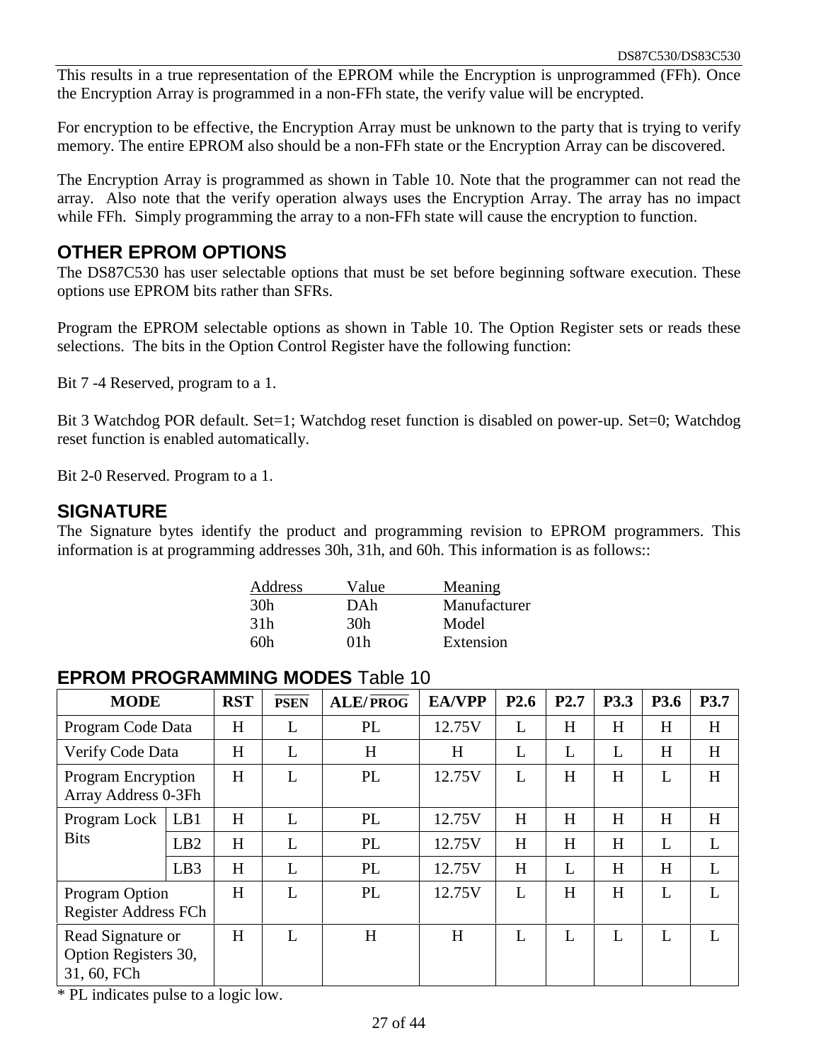This results in a true representation of the EPROM while the Encryption is unprogrammed (FFh). Once the Encryption Array is programmed in a non-FFh state, the verify value will be encrypted.

For encryption to be effective, the Encryption Array must be unknown to the party that is trying to verify memory. The entire EPROM also should be a non-FFh state or the Encryption Array can be discovered.

The Encryption Array is programmed as shown in Table 10. Note that the programmer can not read the array. Also note that the verify operation always uses the Encryption Array. The array has no impact while FFh. Simply programming the array to a non-FFh state will cause the encryption to function.

## OTHER EPROM OPTIONS

The DS87C530 has user selectable options that must be set before beginning software execution. These options use EPROM bits rather than SFRs.

Program the EPROM selectable options as shown in Table 10. The Option Register sets or reads these selections. The bits in the Option Control Register have the following function:

Bit 7 -4 Reserved, program to a 1.

Bit 3 Watchdog POR default. Set=1; Watchdog reset function is disabled on power-up. Set=0; Watchdog reset function is enabled automatically.

Bit 2-0 Reserved. Program to a 1.

## SIGNATURE

The Signature bytes identify the product and programming revision to EPROM programmers. This information is at programming addresses 30h, 31h, and 60h. This information is as follows::

| Address | Value | Meaning |
|---|---|---|
| 30h | DAh | Manufacturer |
| 31h | 30h | Model |
| 60h | 01h | Extension |

## EPROM PROGRAMMING MODES Table 10

| MODE | | RST | $\overline{\text{PSEN}}$ | ALE/$\overline{\text{PROG}}$ | EA/VPP | P2.6 | P2.7 | P3.3 | P3.6 | P3.7 |
|---|---|---|---|---|---|---|---|---|---|---|
| Program Code Data | | H | L | PL | 12.75V | L | H | H | H | H |
| Verify Code Data | | H | L | H | H | L | L | L | H | H |
| Program Encryption Array Address 0-3Fh | | H | L | PL | 12.75V | L | H | H | L | H |
| Program Lock Bits | LB1 | H | L | PL | 12.75V | H | H | H | H | H |
| | LB2 | H | L | PL | 12.75V | H | H | H | L | L |
| | LB3 | H | L | PL | 12.75V | H | L | H | H | L |
| Program Option Register Address FCh | | H | L | PL | 12.75V | L | H | H | L | L |
| Read Signature or Option Registers 30, 31, 60, FCh | | H | L | H | H | L | L | L | L | L |

\* PL indicates pulse to a logic low.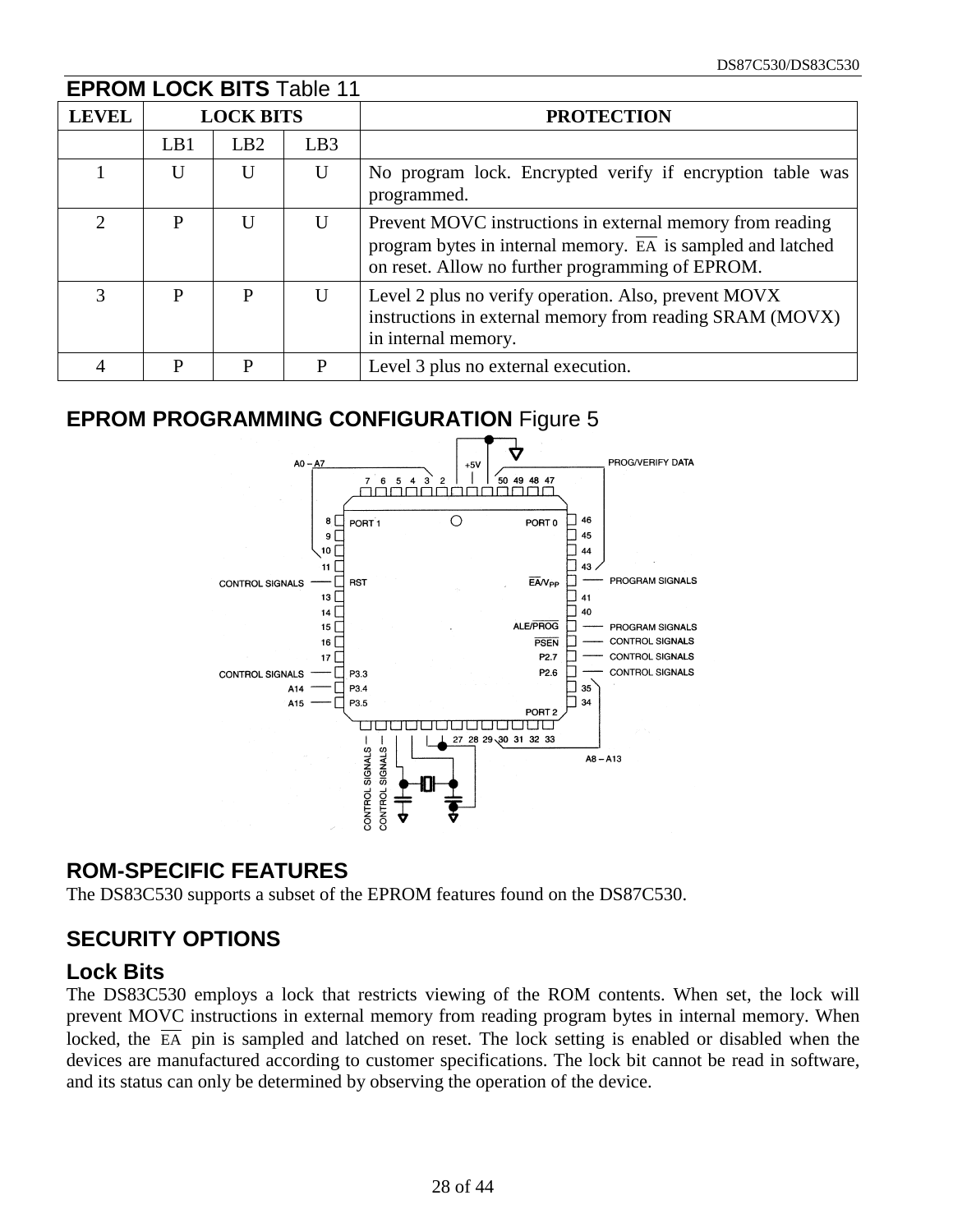## EPROM LOCK BITS Table 11

| LEVEL | LOCK BITS | | | PROTECTION |
|---|---|---|---|---|
| | LB1 | LB2 | LB3 | |
| 1 | U | U | U | No program lock. Encrypted verify if encryption table was programmed. |
| 2 | P | U | U | Prevent MOVC instructions in external memory from reading program bytes in internal memory. $\overline{EA}$ is sampled and latched on reset. Allow no further programming of EPROM. |
| 3 | P | P | U | Level 2 plus no verify operation. Also, prevent MOVX instructions in external memory from reading SRAM (MOVX) in internal memory. |
| 4 | P | P | P | Level 3 plus no external execution. |

## EPROM PROGRAMMING CONFIGURATION Figure 5

## ROM-SPECIFIC FEATURES

The DS83C530 supports a subset of the EPROM features found on the DS87C530.

## SECURITY OPTIONS

### Lock Bits

The DS83C530 employs a lock that restricts viewing of the ROM contents. When set, the lock will prevent MOVC instructions in external memory from reading program bytes in internal memory. When locked, the $\overline{EA}$ pin is sampled and latched on reset. The lock setting is enabled or disabled when the devices are manufactured according to customer specifications. The lock bit cannot be read in software, and its status can only be determined by observing the operation of the device.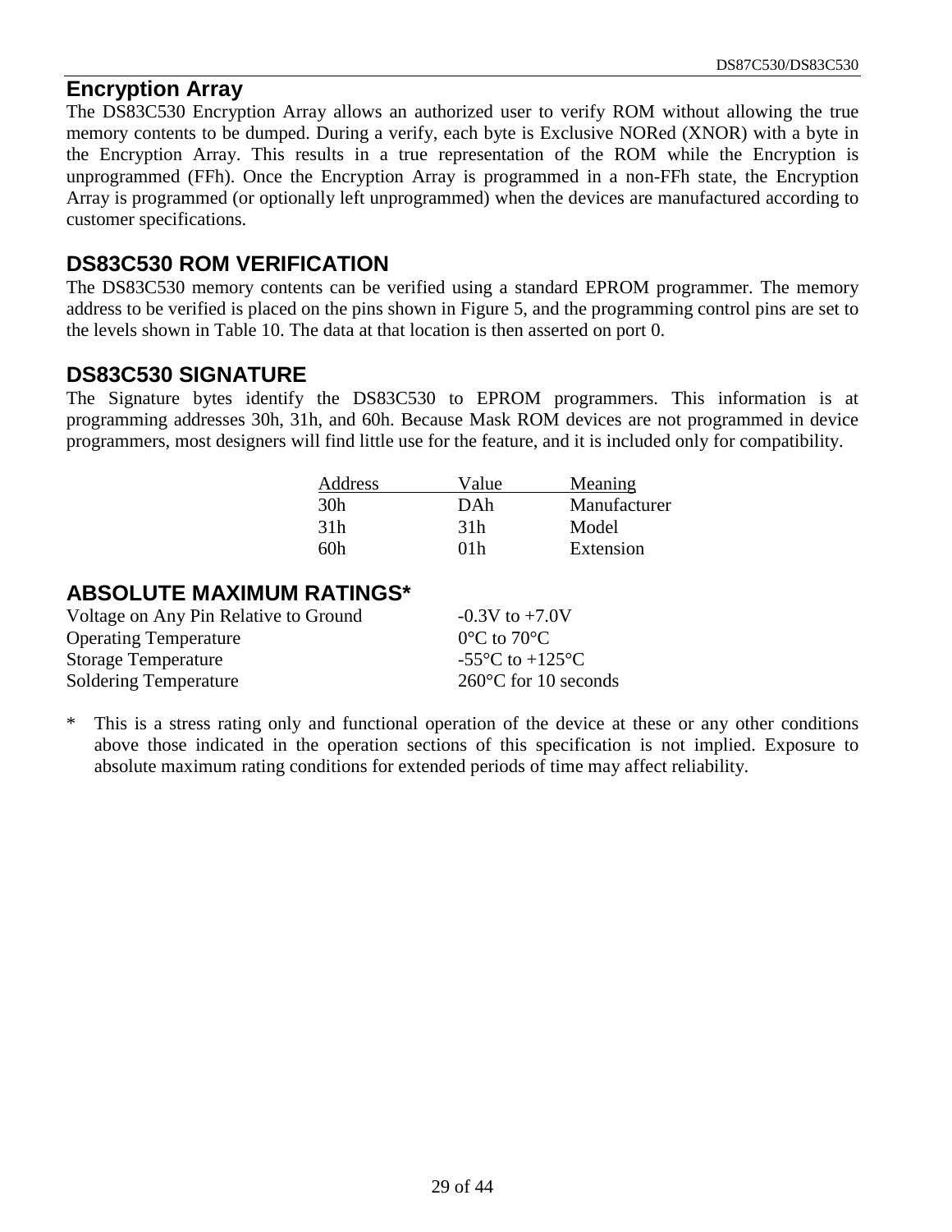## Encryption Array

The DS83C530 Encryption Array allows an authorized user to verify ROM without allowing the true memory contents to be dumped. During a verify, each byte is Exclusive NORed (XNOR) with a byte in the Encryption Array. This results in a true representation of the ROM while the Encryption is unprogrammed (FFh). Once the Encryption Array is programmed in a non-FFh state, the Encryption Array is programmed (or optionally left unprogrammed) when the devices are manufactured according to customer specifications.

## DS83C530 ROM VERIFICATION

The DS83C530 memory contents can be verified using a standard EPROM programmer. The memory address to be verified is placed on the pins shown in Figure 5, and the programming control pins are set to the levels shown in Table 10. The data at that location is then asserted on port 0.

## DS83C530 SIGNATURE

The Signature bytes identify the DS83C530 to EPROM programmers. This information is at programming addresses 30h, 31h, and 60h. Because Mask ROM devices are not programmed in device programmers, most designers will find little use for the feature, and it is included only for compatibility.

| Address | Value | Meaning |
|---|---|---|
| 30h | DAh | Manufacturer |
| 31h | 31h | Model |
| 60h | 01h | Extension |

## ABSOLUTE MAXIMUM RATINGS*

| | |
|---|---|
| Voltage on Any Pin Relative to Ground | -0.3V to +7.0V |
| Operating Temperature | 0°C to 70°C |
| Storage Temperature | -55°C to +125°C |
| Soldering Temperature | 260°C for 10 seconds |

* This is a stress rating only and functional operation of the device at these or any other conditions above those indicated in the operation sections of this specification is not implied. Exposure to absolute maximum rating conditions for extended periods of time may affect reliability.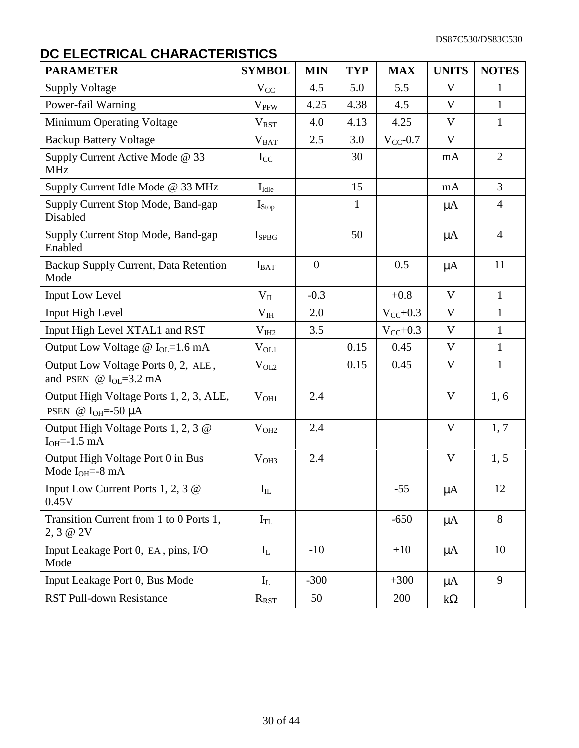## DC ELECTRICAL CHARACTERISTICS

| PARAMETER | SYMBOL | MIN | TYP | MAX | UNITS | NOTES |
|---|---|---|---|---|---|---|
| Supply Voltage | $V_{CC}$ | 4.5 | 5.0 | 5.5 | V | 1 |
| Power-fail Warning | $V_{PFW}$ | 4.25 | 4.38 | 4.5 | V | 1 |
| Minimum Operating Voltage | $V_{RST}$ | 4.0 | 4.13 | 4.25 | V | 1 |
| Backup Battery Voltage | $V_{BAT}$ | 2.5 | 3.0 | $V_{CC}$-0.7 | V | |
| Supply Current Active Mode @ 33 MHz | $I_{CC}$ | | 30 | | mA | 2 |
| Supply Current Idle Mode @ 33 MHz | $I_{Idle}$ | | 15 | | mA | 3 |
| Supply Current Stop Mode, Band-gap Disabled | $I_{Stop}$ | | 1 | | μA | 4 |
| Supply Current Stop Mode, Band-gap Enabled | $I_{SPBG}$ | | 50 | | μA | 4 |
| Backup Supply Current, Data Retention Mode | $I_{BAT}$ | 0 | | 0.5 | μA | 11 |
| Input Low Level | $V_{IL}$ | -0.3 | | +0.8 | V | 1 |
| Input High Level | $V_{IH}$ | 2.0 | | $V_{CC}$+0.3 | V | 1 |
| Input High Level XTAL1 and RST | $V_{IH2}$ | 3.5 | | $V_{CC}$+0.3 | V | 1 |
| Output Low Voltage @ $I_{OL}$=1.6 mA | $V_{OL1}$ | | 0.15 | 0.45 | V | 1 |
| Output Low Voltage Ports 0, 2, $\overline{ALE}$, and $\overline{PSEN}$ @ $I_{OL}$=3.2 mA | $V_{OL2}$ | | 0.15 | 0.45 | V | 1 |
| Output High Voltage Ports 1, 2, 3, ALE, $\overline{PSEN}$ @ $I_{OH}$=-50 μA | $V_{OH1}$ | 2.4 | | | V | 1, 6 |
| Output High Voltage Ports 1, 2, 3 @ $I_{OH}$=-1.5 mA | $V_{OH2}$ | 2.4 | | | V | 1, 7 |
| Output High Voltage Port 0 in Bus Mode $I_{OH}$=-8 mA | $V_{OH3}$ | 2.4 | | | V | 1, 5 |
| Input Low Current Ports 1, 2, 3 @ 0.45V | $I_{IL}$ | | | -55 | μA | 12 |
| Transition Current from 1 to 0 Ports 1, 2, 3 @ 2V | $I_{TL}$ | | | -650 | μA | 8 |
| Input Leakage Port 0, $\overline{EA}$, pins, I/O Mode | $I_L$ | -10 | | +10 | μA | 10 |
| Input Leakage Port 0, Bus Mode | $I_L$ | -300 | | +300 | μA | 9 |
| RST Pull-down Resistance | $R_{RST}$ | 50 | | 200 | kΩ | |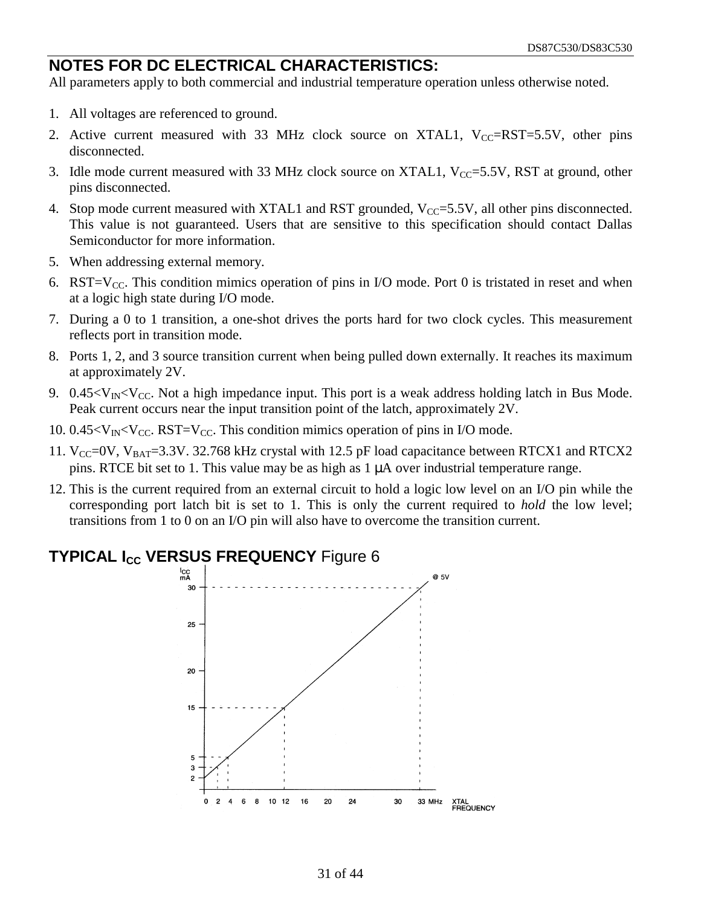## NOTES FOR DC ELECTRICAL CHARACTERISTICS:

All parameters apply to both commercial and industrial temperature operation unless otherwise noted.

1. All voltages are referenced to ground.
2. Active current measured with 33 MHz clock source on XTAL1, $V_{CC}$=RST=5.5V, other pins disconnected.
3. Idle mode current measured with 33 MHz clock source on XTAL1, $V_{CC}$=5.5V, RST at ground, other pins disconnected.
4. Stop mode current measured with XTAL1 and RST grounded, $V_{CC}$=5.5V, all other pins disconnected. This value is not guaranteed. Users that are sensitive to this specification should contact Dallas Semiconductor for more information.
5. When addressing external memory.
6. RST=$V_{CC}$. This condition mimics operation of pins in I/O mode. Port 0 is tristated in reset and when at a logic high state during I/O mode.
7. During a 0 to 1 transition, a one-shot drives the ports hard for two clock cycles. This measurement reflects port in transition mode.
8. Ports 1, 2, and 3 source transition current when being pulled down externally. It reaches its maximum at approximately 2V.
9. 0.45<$V_{IN}$<$V_{CC}$. Not a high impedance input. This port is a weak address holding latch in Bus Mode. Peak current occurs near the input transition point of the latch, approximately 2V.
10. 0.45<$V_{IN}$<$V_{CC}$. RST=$V_{CC}$. This condition mimics operation of pins in I/O mode.
11. $V_{CC}$=0V, $V_{BAT}$=3.3V. 32.768 kHz crystal with 12.5 pF load capacitance between RTCX1 and RTCX2 pins. RTCE bit set to 1. This value may be as high as 1 μA over industrial temperature range.
12. This is the current required from an external circuit to hold a logic low level on an I/O pin while the corresponding port latch bit is set to 1. This is only the current required to *hold* the low level; transitions from 1 to 0 on an I/O pin will also have to overcome the transition current.

## TYPICAL $I_{CC}$ VERSUS FREQUENCY Figure 6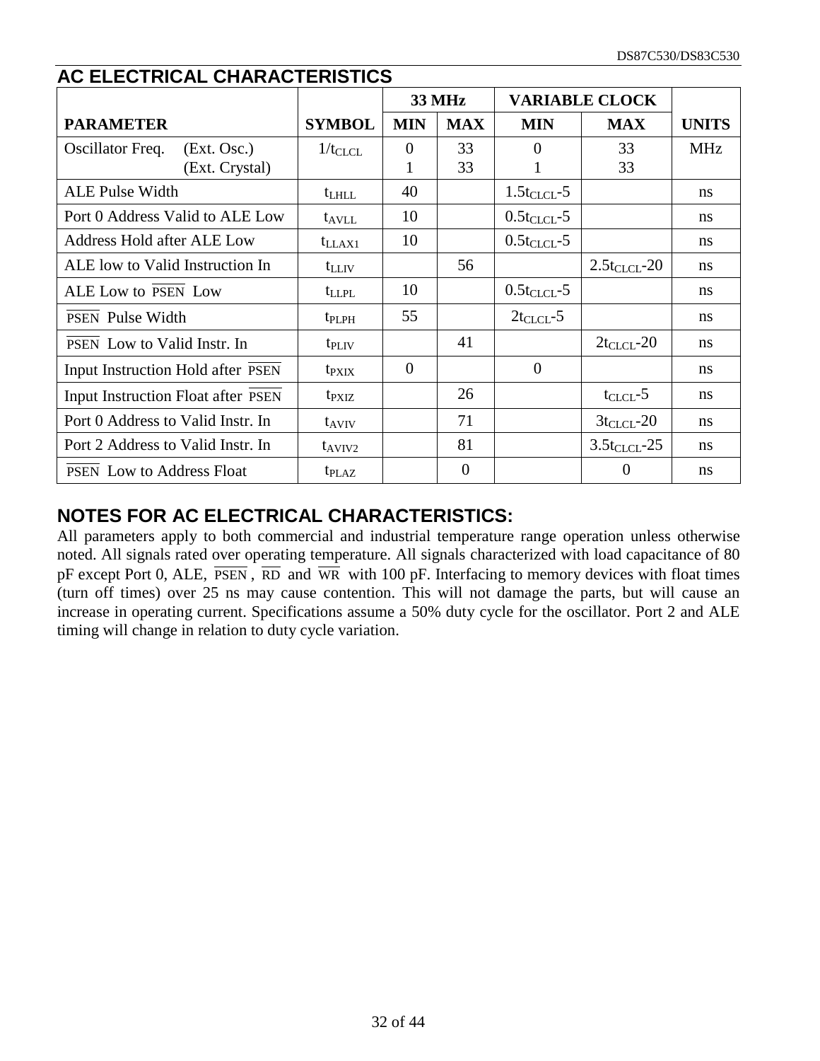## AC ELECTRICAL CHARACTERISTICS

| PARAMETER | SYMBOL | 33 MHz | | VARIABLE CLOCK | | UNITS |
|---|---|---|---|---|---|---|
| | | MIN | MAX | MIN | MAX | |
| Oscillator Freq. (Ext. Osc.)<br>(Ext. Crystal) | $1/t_{CLCL}$ | 0<br>1 | 33<br>33 | 0<br>1 | 33<br>33 | MHz |
| ALE Pulse Width | $t_{LHLL}$ | 40 | | $1.5t_{CLCL}$-5 | | ns |
| Port 0 Address Valid to ALE Low | $t_{AVLL}$ | 10 | | $0.5t_{CLCL}$-5 | | ns |
| Address Hold after ALE Low | $t_{LLAX1}$ | 10 | | $0.5t_{CLCL}$-5 | | ns |
| ALE low to Valid Instruction In | $t_{LLIV}$ | | 56 | | $2.5t_{CLCL}$-20 | ns |
| ALE Low to $\overline{\text{PSEN}}$ Low | $t_{LLPL}$ | 10 | | $0.5t_{CLCL}$-5 | | ns |
| $\overline{\text{PSEN}}$ Pulse Width | $t_{PLPH}$ | 55 | | $2t_{CLCL}$-5 | | ns |
| $\overline{\text{PSEN}}$ Low to Valid Instr. In | $t_{PLIV}$ | | 41 | | $2t_{CLCL}$-20 | ns |
| Input Instruction Hold after $\overline{\text{PSEN}}$ | $t_{PXIX}$ | 0 | | 0 | | ns |
| Input Instruction Float after $\overline{\text{PSEN}}$ | $t_{PXIZ}$ | | 26 | | $t_{CLCL}$-5 | ns |
| Port 0 Address to Valid Instr. In | $t_{AVIV}$ | | 71 | | $3t_{CLCL}$-20 | ns |
| Port 2 Address to Valid Instr. In | $t_{AVIV2}$ | | 81 | | $3.5t_{CLCL}$-25 | ns |
| $\overline{\text{PSEN}}$ Low to Address Float | $t_{PLAZ}$ | | 0 | | 0 | ns |

## NOTES FOR AC ELECTRICAL CHARACTERISTICS:

All parameters apply to both commercial and industrial temperature range operation unless otherwise noted. All signals rated over operating temperature. All signals characterized with load capacitance of 80 pF except Port 0, ALE, $\overline{\text{PSEN}}$, $\overline{\text{RD}}$ and $\overline{\text{WR}}$ with 100 pF. Interfacing to memory devices with float times (turn off times) over 25 ns may cause contention. This will not damage the parts, but will cause an increase in operating current. Specifications assume a 50% duty cycle for the oscillator. Port 2 and ALE timing will change in relation to duty cycle variation.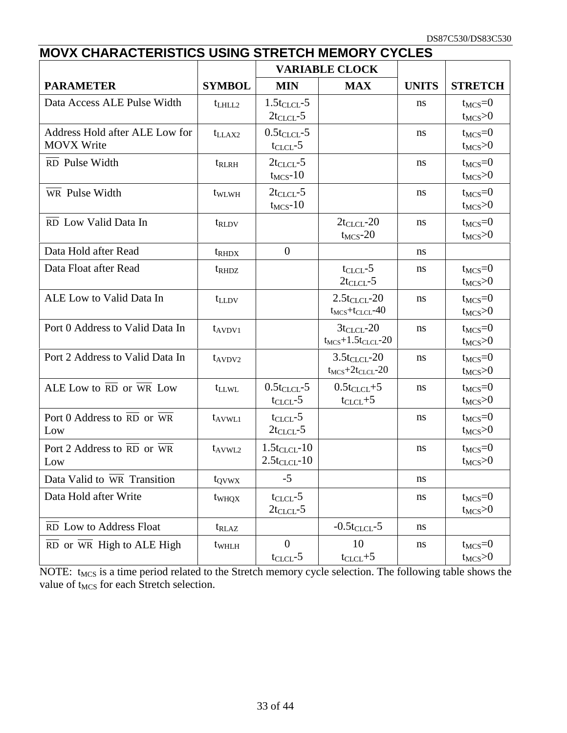## MOVX CHARACTERISTICS USING STRETCH MEMORY CYCLES

| PARAMETER | SYMBOL | VARIABLE CLOCK | | UNITS | STRETCH |
|---|---|---|---|---|---|
| | | MIN | MAX | | |
| Data Access ALE Pulse Width | $t_{LHLL2}$ | $1.5t_{CLCL}$-5<br>$2t_{CLCL}$-5 | | ns | $t_{MCS}$=0<br>$t_{MCS}$>0 |
| Address Hold after ALE Low for MOVX Write | $t_{LLAX2}$ | $0.5t_{CLCL}$-5<br>$t_{CLCL}$-5 | | ns | $t_{MCS}$=0<br>$t_{MCS}$>0 |
| $\overline{RD}$ Pulse Width | $t_{RLRH}$ | $2t_{CLCL}$-5<br>$t_{MCS}$-10 | | ns | $t_{MCS}$=0<br>$t_{MCS}$>0 |
| $\overline{WR}$ Pulse Width | $t_{WLWH}$ | $2t_{CLCL}$-5<br>$t_{MCS}$-10 | | ns | $t_{MCS}$=0<br>$t_{MCS}$>0 |
| $\overline{RD}$ Low Valid Data In | $t_{RLDV}$ | | $2t_{CLCL}$-20<br>$t_{MCS}$-20 | ns | $t_{MCS}$=0<br>$t_{MCS}$>0 |
| Data Hold after Read | $t_{RHDX}$ | 0 | | ns | |
| Data Float after Read | $t_{RHDZ}$ | | $t_{CLCL}$-5<br>$2t_{CLCL}$-5 | ns | $t_{MCS}$=0<br>$t_{MCS}$>0 |
| ALE Low to Valid Data In | $t_{LLDV}$ | | $2.5t_{CLCL}$-20<br>$t_{MCS}$+$t_{CLCL}$-40 | ns | $t_{MCS}$=0<br>$t_{MCS}$>0 |
| Port 0 Address to Valid Data In | $t_{AVDV1}$ | | $3t_{CLCL}$-20<br>$t_{MCS}$+$1.5t_{CLCL}$-20 | ns | $t_{MCS}$=0<br>$t_{MCS}$>0 |
| Port 2 Address to Valid Data In | $t_{AVDV2}$ | | $3.5t_{CLCL}$-20<br>$t_{MCS}$+$2t_{CLCL}$-20 | ns | $t_{MCS}$=0<br>$t_{MCS}$>0 |
| ALE Low to $\overline{RD}$ or $\overline{WR}$ Low | $t_{LLWL}$ | $0.5t_{CLCL}$-5<br>$t_{CLCL}$-5 | $0.5t_{CLCL}$+5<br>$t_{CLCL}$+5 | ns | $t_{MCS}$=0<br>$t_{MCS}$>0 |
| Port 0 Address to $\overline{RD}$ or $\overline{WR}$ Low | $t_{AVWL1}$ | $t_{CLCL}$-5<br>$2t_{CLCL}$-5 | | ns | $t_{MCS}$=0<br>$t_{MCS}$>0 |
| Port 2 Address to $\overline{RD}$ or $\overline{WR}$ Low | $t_{AVWL2}$ | $1.5t_{CLCL}$-10<br>$2.5t_{CLCL}$-10 | | ns | $t_{MCS}$=0<br>$t_{MCS}$>0 |
| Data Valid to $\overline{WR}$ Transition | $t_{QVWX}$ | -5 | | ns | |
| Data Hold after Write | $t_{WHQX}$ | $t_{CLCL}$-5<br>$2t_{CLCL}$-5 | | ns | $t_{MCS}$=0<br>$t_{MCS}$>0 |
| $\overline{RD}$ Low to Address Float | $t_{RLAZ}$ | | $-0.5t_{CLCL}$-5 | ns | |
| $\overline{RD}$ or $\overline{WR}$ High to ALE High | $t_{WHLH}$ | 0<br>$t_{CLCL}$-5 | 10<br>$t_{CLCL}$+5 | ns | $t_{MCS}$=0<br>$t_{MCS}$>0 |

NOTE: $t_{MCS}$ is a time period related to the Stretch memory cycle selection. The following table shows the value of $t_{MCS}$ for each Stretch selection.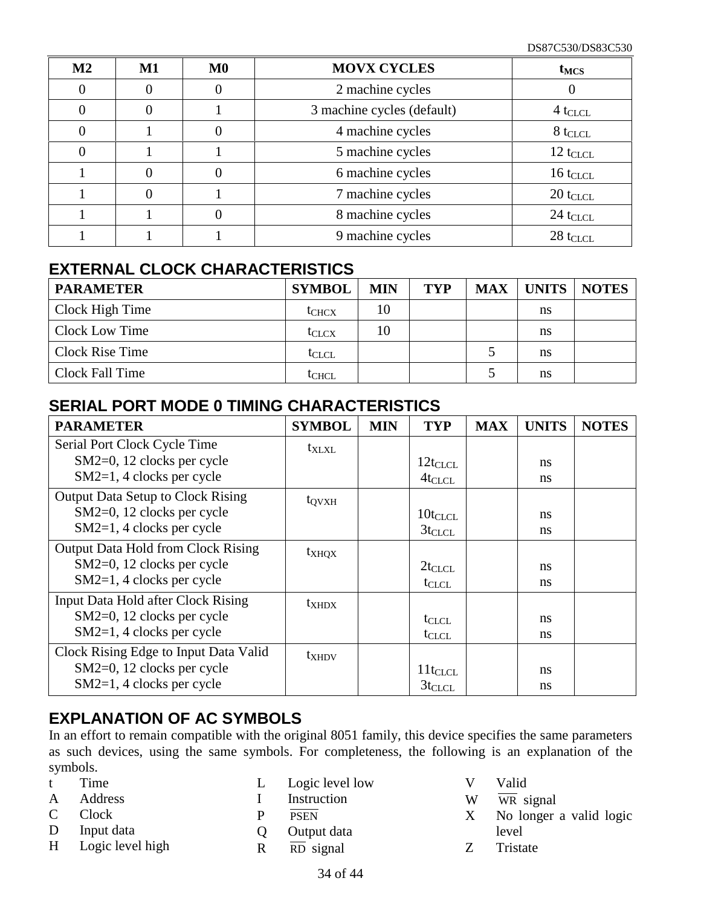| M2 | M1 | M0 | MOVX CYCLES | $t_{MCS}$ |
|---|---|---|---|---|
| 0 | 0 | 0 | 2 machine cycles | 0 |
| 0 | 0 | 1 | 3 machine cycles (default) | 4 $t_{CLCL}$ |
| 0 | 1 | 0 | 4 machine cycles | 8 $t_{CLCL}$ |
| 0 | 1 | 1 | 5 machine cycles | 12 $t_{CLCL}$ |
| 1 | 0 | 0 | 6 machine cycles | 16 $t_{CLCL}$ |
| 1 | 0 | 1 | 7 machine cycles | 20 $t_{CLCL}$ |
| 1 | 1 | 0 | 8 machine cycles | 24 $t_{CLCL}$ |
| 1 | 1 | 1 | 9 machine cycles | 28 $t_{CLCL}$ |

## EXTERNAL CLOCK CHARACTERISTICS

| PARAMETER | SYMBOL | MIN | TYP | MAX | UNITS | NOTES |
|---|---|---|---|---|---|---|
| Clock High Time | $t_{CHCX}$ | 10 | | | ns | |
| Clock Low Time | $t_{CLCX}$ | 10 | | | ns | |
| Clock Rise Time | $t_{CLCL}$ | | | 5 | ns | |
| Clock Fall Time | $t_{CHCL}$ | | | 5 | ns | |

## SERIAL PORT MODE 0 TIMING CHARACTERISTICS

| PARAMETER | SYMBOL | MIN | TYP | MAX | UNITS | NOTES |
|---|---|---|---|---|---|---|
| Serial Port Clock Cycle Time<br>SM2=0, 12 clocks per cycle<br>SM2=1, 4 clocks per cycle | $t_{XLXL}$ | | <br>$12t_{CLCL}$<br>$4t_{CLCL}$ | | <br>ns<br>ns | |
| Output Data Setup to Clock Rising<br>SM2=0, 12 clocks per cycle<br>SM2=1, 4 clocks per cycle | $t_{QVXH}$ | | <br>$10t_{CLCL}$<br>$3t_{CLCL}$ | | <br>ns<br>ns | |
| Output Data Hold from Clock Rising<br>SM2=0, 12 clocks per cycle<br>SM2=1, 4 clocks per cycle | $t_{XHQX}$ | | <br>$2t_{CLCL}$<br>$t_{CLCL}$ | | <br>ns<br>ns | |
| Input Data Hold after Clock Rising<br>SM2=0, 12 clocks per cycle<br>SM2=1, 4 clocks per cycle | $t_{XHDX}$ | | <br>$t_{CLCL}$<br>$t_{CLCL}$ | | <br>ns<br>ns | |
| Clock Rising Edge to Input Data Valid<br>SM2=0, 12 clocks per cycle<br>SM2=1, 4 clocks per cycle | $t_{XHDV}$ | | <br>$11t_{CLCL}$<br>$3t_{CLCL}$ | | <br>ns<br>ns | |

## EXPLANATION OF AC SYMBOLS

In an effort to remain compatible with the original 8051 family, this device specifies the same parameters as such devices, using the same symbols. For completeness, the following is an explanation of the symbols.

- t Time
- A Address
- C Clock
- D Input data
- H Logic level high
- L Logic level low
- I Instruction
- P $\overline{\text{PSEN}}$
- Q Output data
- R $\overline{\text{RD}}$ signal
- V Valid
- W $\overline{\text{WR}}$ signal
- X No longer a valid logic level
- Z Tristate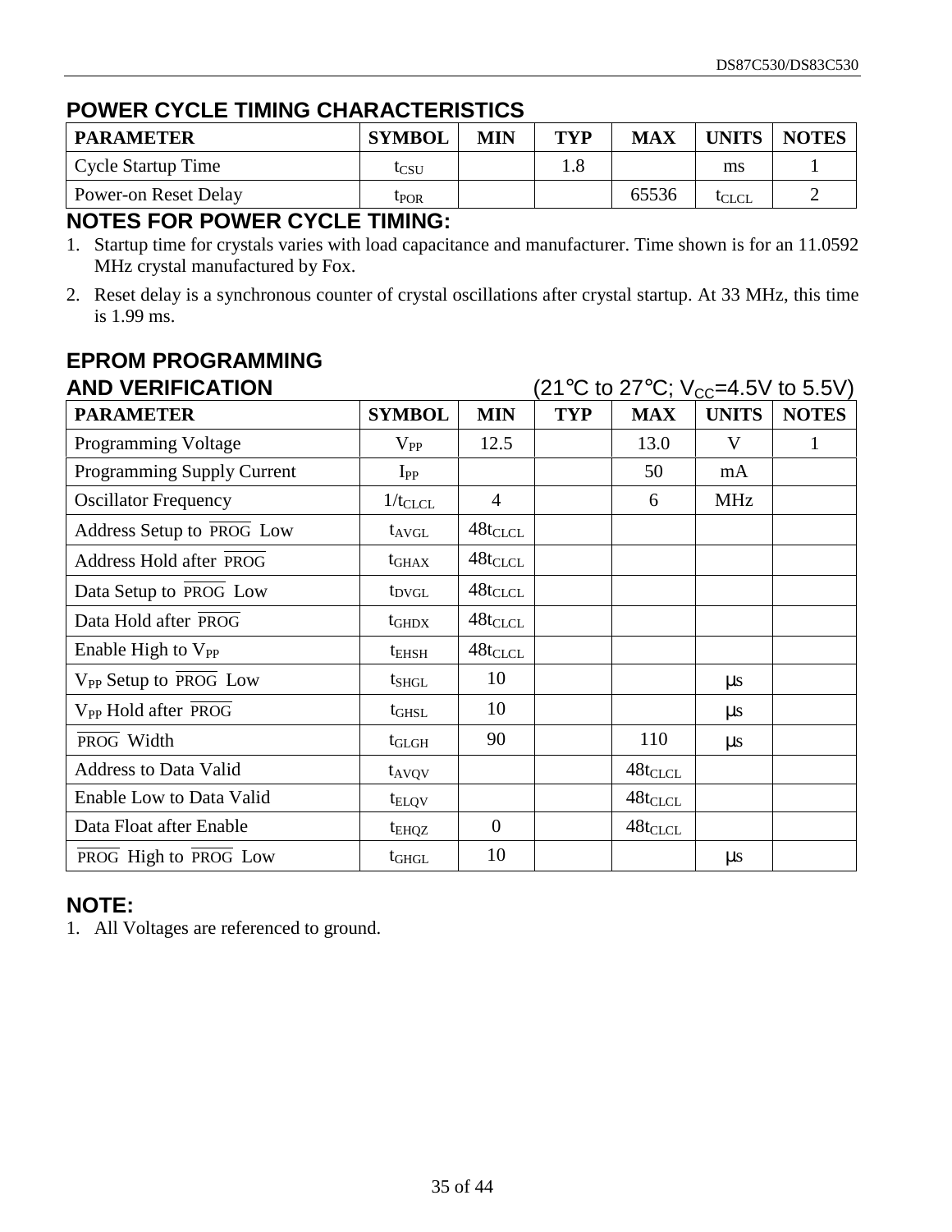## POWER CYCLE TIMING CHARACTERISTICS

| PARAMETER | SYMBOL | MIN | TYP | MAX | UNITS | NOTES |
|---|---|---|---|---|---|---|
| Cycle Startup Time | $t_{CSU}$ | | 1.8 | | ms | 1 |
| Power-on Reset Delay | $t_{POR}$ | | | 65536 | $t_{CLCL}$ | 2 |

## NOTES FOR POWER CYCLE TIMING:

1. Startup time for crystals varies with load capacitance and manufacturer. Time shown is for an 11.0592 MHz crystal manufactured by Fox.
2. Reset delay is a synchronous counter of crystal oscillations after crystal startup. At 33 MHz, this time is 1.99 ms.

## EPROM PROGRAMMING AND VERIFICATION

(21°C to 27°C; $V_{CC}$=4.5V to 5.5V)

| PARAMETER | SYMBOL | MIN | TYP | MAX | UNITS | NOTES |
|---|---|---|---|---|---|---|
| Programming Voltage | $V_{PP}$ | 12.5 | | 13.0 | V | 1 |
| Programming Supply Current | $I_{PP}$ | | | 50 | mA | |
| Oscillator Frequency | $1/t_{CLCL}$ | 4 | | 6 | MHz | |
| Address Setup to $\overline{PROG}$ Low | $t_{AVGL}$ | $48t_{CLCL}$ | | | | |
| Address Hold after $\overline{PROG}$ | $t_{GHAX}$ | $48t_{CLCL}$ | | | | |
| Data Setup to $\overline{PROG}$ Low | $t_{DVGL}$ | $48t_{CLCL}$ | | | | |
| Data Hold after $\overline{PROG}$ | $t_{GHDX}$ | $48t_{CLCL}$ | | | | |
| Enable High to $V_{PP}$ | $t_{EHSH}$ | $48t_{CLCL}$ | | | | |
| $V_{PP}$ Setup to $\overline{PROG}$ Low | $t_{SHGL}$ | 10 | | | μs | |
| $V_{PP}$ Hold after $\overline{PROG}$ | $t_{GHSL}$ | 10 | | | μs | |
| $\overline{PROG}$ Width | $t_{GLGH}$ | 90 | | 110 | μs | |
| Address to Data Valid | $t_{AVQV}$ | | | $48t_{CLCL}$ | | |
| Enable Low to Data Valid | $t_{ELQV}$ | | | $48t_{CLCL}$ | | |
| Data Float after Enable | $t_{EHQZ}$ | 0 | | $48t_{CLCL}$ | | |
| $\overline{PROG}$ High to $\overline{PROG}$ Low | $t_{GHGL}$ | 10 | | | μs | |

## NOTE:

1. All Voltages are referenced to ground.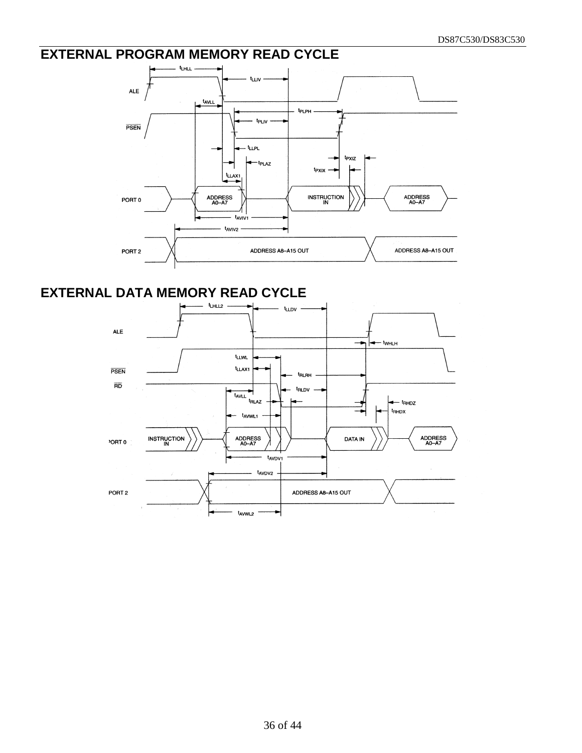## EXTERNAL PROGRAM MEMORY READ CYCLE

## EXTERNAL DATA MEMORY READ CYCLE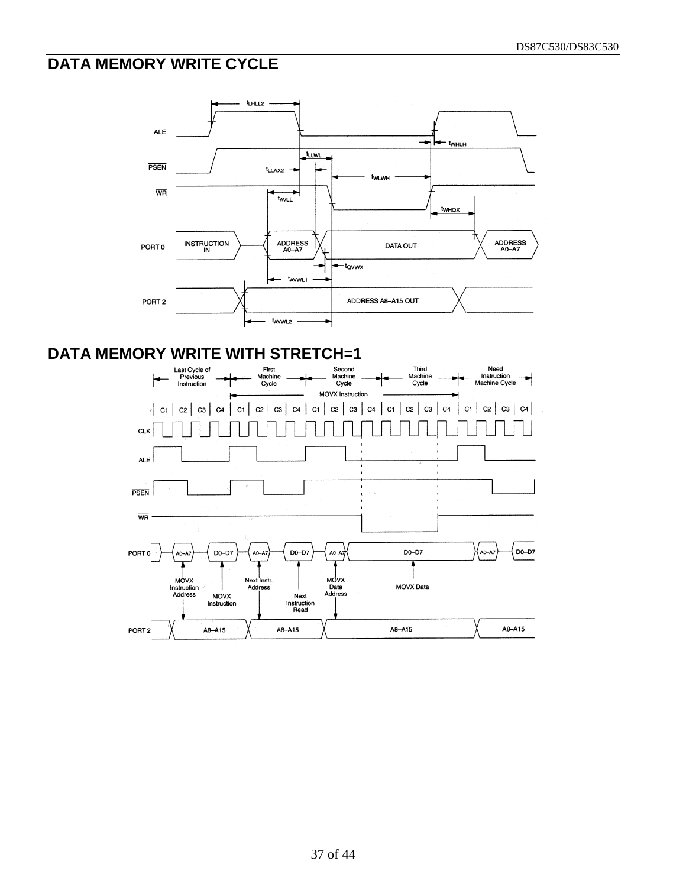## DATA MEMORY WRITE CYCLE

## DATA MEMORY WRITE WITH STRETCH=1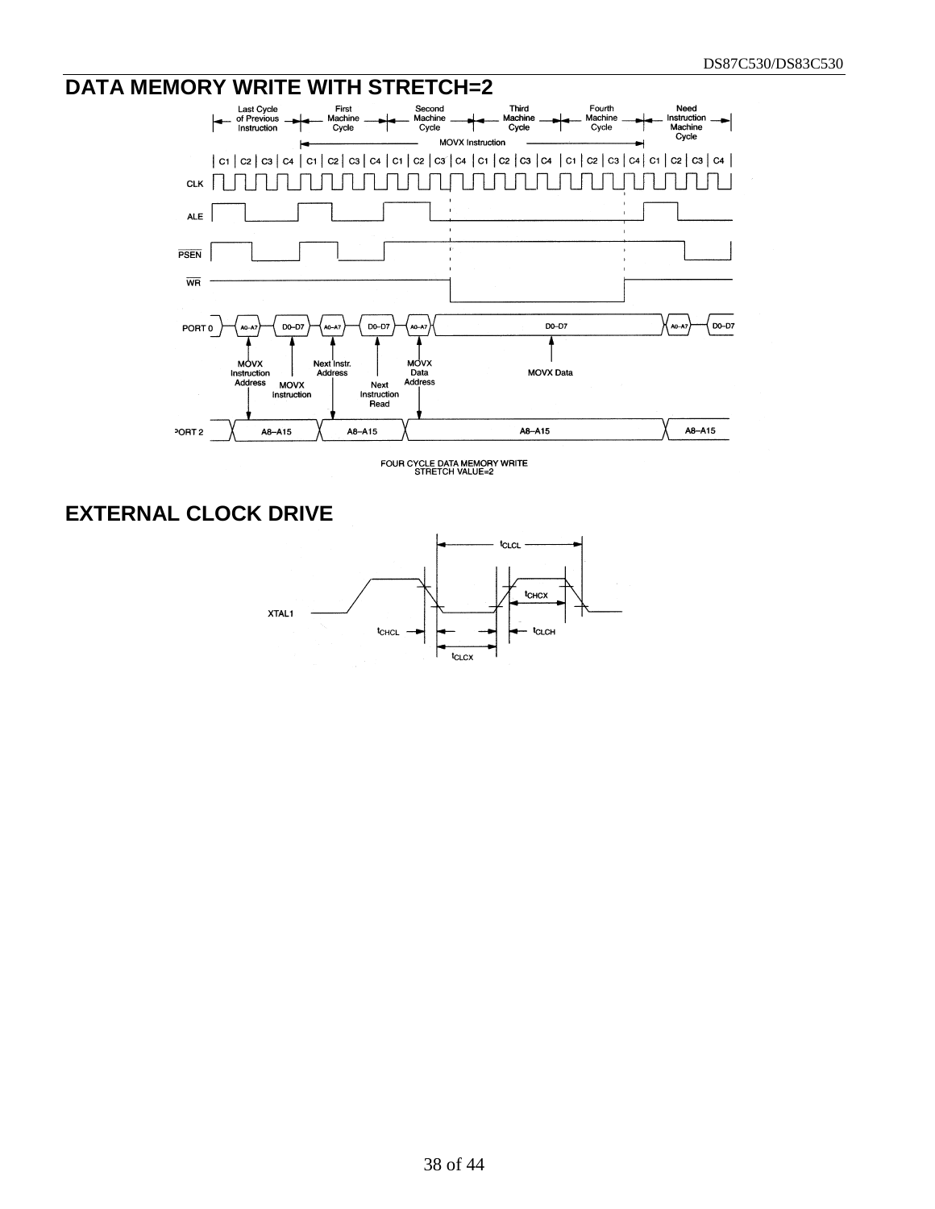## DATA MEMORY WRITE WITH STRETCH=2

FOUR CYCLE DATA MEMORY WRITE
STRETCH VALUE=2

## EXTERNAL CLOCK DRIVE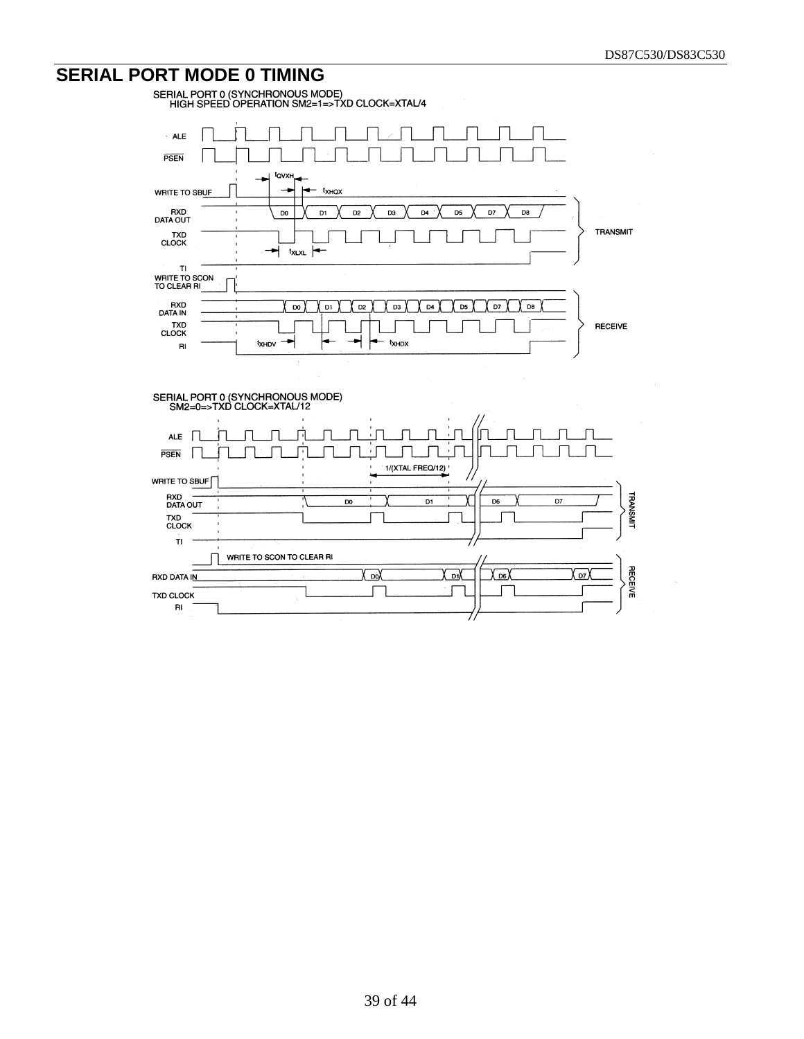## SERIAL PORT MODE 0 TIMING

SERIAL PORT 0 (SYNCHRONOUS MODE)
HIGH SPEED OPERATION SM2=1=>TXD CLOCK=XTAL/4

ALE

PSEN

$t_{QVXH}$

WRITE TO SBUF

$t_{XHQX}$

RXD DATA OUT

D0 D1 D2 D3 D4 D5 D7 D8

TXD CLOCK

$t_{XLXL}$

TI

TRANSMIT

WRITE TO SCON TO CLEAR RI

RXD DATA IN

D0 D1 D2 D3 D4 D5 D7 D8

TXD CLOCK

RECEIVE

RI

$t_{XHDV}$

$t_{XHDX}$

SERIAL PORT 0 (SYNCHRONOUS MODE)
SM2=0=>TXD CLOCK=XTAL/12

ALE

PSEN

1/(XTAL FREQ/12)

WRITE TO SBUF

RXD DATA OUT

D0 D1 D6 D7

TXD CLOCK

TI

TRANSMIT

WRITE TO SCON TO CLEAR RI

RXD DATA IN

D0 D1 D6 D7

TXD CLOCK

RI

RECEIVE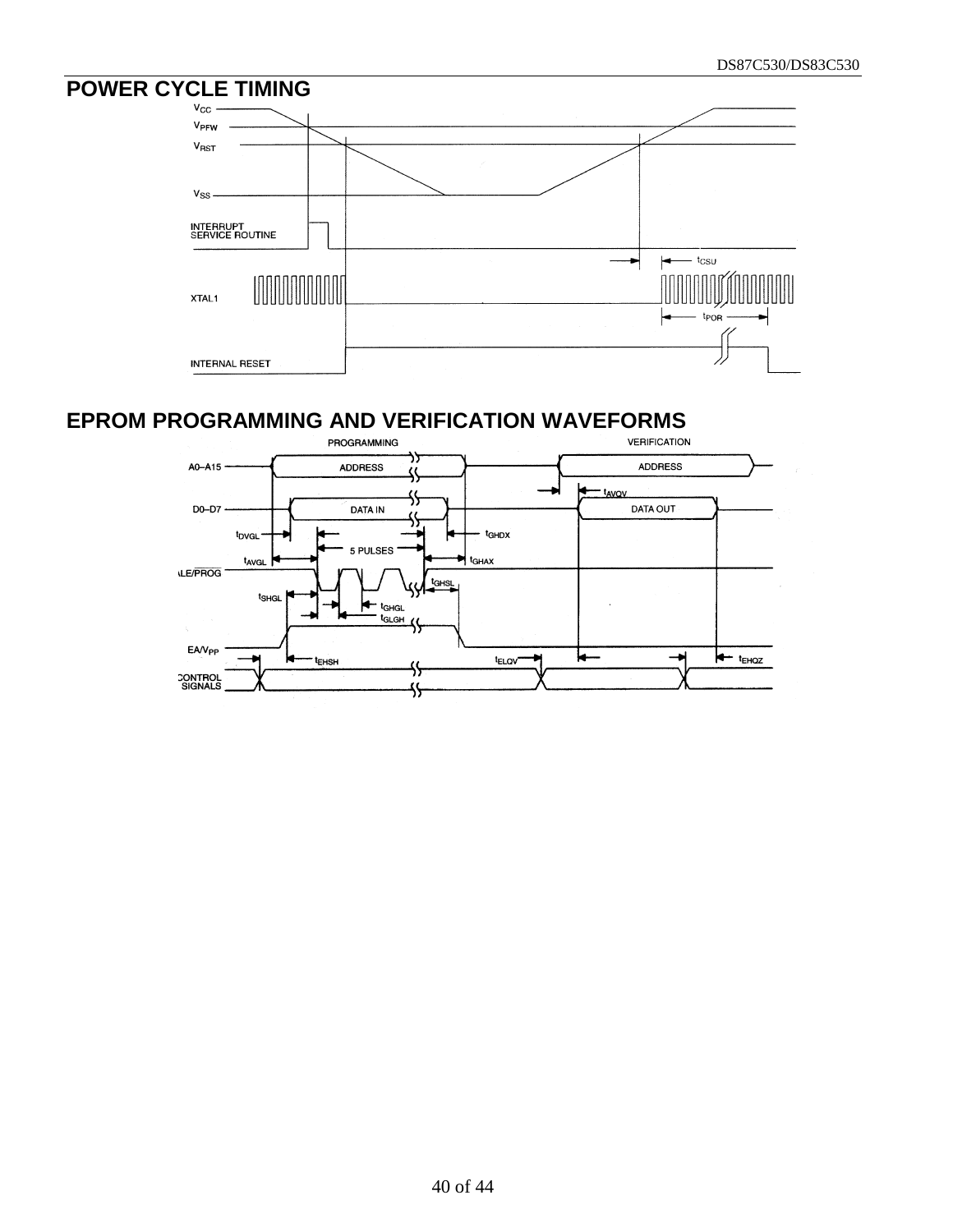## POWER CYCLE TIMING

## EPROM PROGRAMMING AND VERIFICATION WAVEFORMS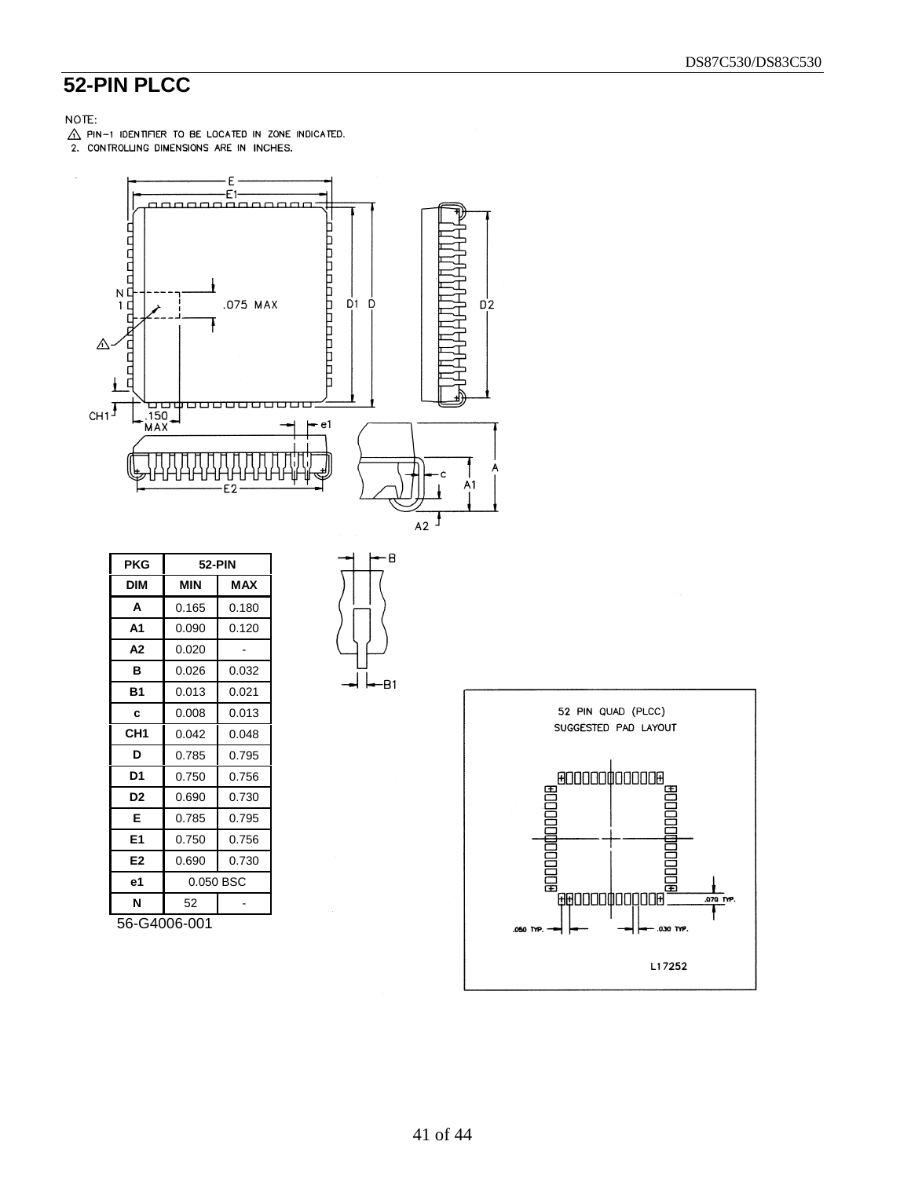## 52-PIN PLCC

NOTE:
1. PIN-1 IDENTIFIER TO BE LOCATED IN ZONE INDICATED.
2. CONTROLLING DIMENSIONS ARE IN INCHES.

| PKG | 52-PIN | |
|---|---|---|
| DIM | MIN | MAX |
| A | 0.165 | 0.180 |
| A1 | 0.090 | 0.120 |
| A2 | 0.020 | - |
| B | 0.026 | 0.032 |
| B1 | 0.013 | 0.021 |
| c | 0.008 | 0.013 |
| CH1 | 0.042 | 0.048 |
| D | 0.785 | 0.795 |
| D1 | 0.750 | 0.756 |
| D2 | 0.690 | 0.730 |
| E | 0.785 | 0.795 |
| E1 | 0.750 | 0.756 |
| E2 | 0.690 | 0.730 |
| e1 | 0.050 BSC | |
| N | 52 | - |

56-G4006-001

52 PIN QUAD (PLCC) SUGGESTED PAD LAYOUT

.070 TYP.  .050 TYP.  .030 TYP.

L17252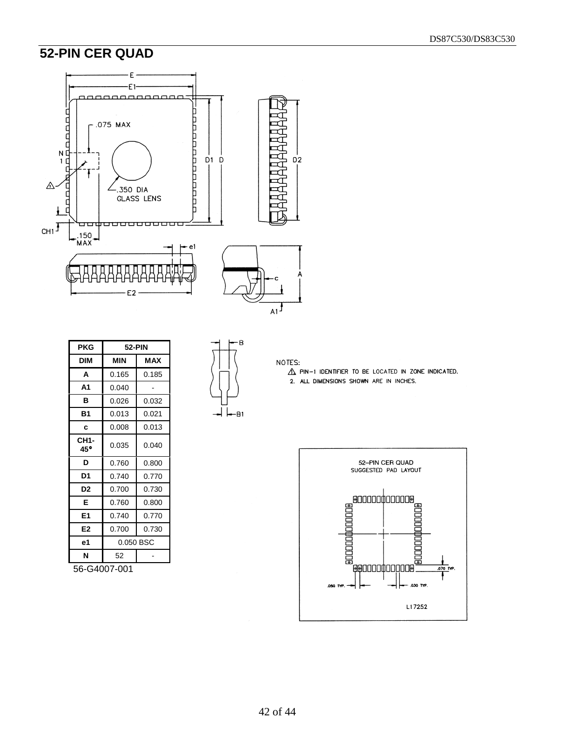# 52-PIN CER QUAD

| PKG | 52-PIN | |
|---|---|---|
| DIM | MIN | MAX |
| A | 0.165 | 0.185 |
| A1 | 0.040 | - |
| B | 0.026 | 0.032 |
| B1 | 0.013 | 0.021 |
| c | 0.008 | 0.013 |
| CH1-45° | 0.035 | 0.040 |
| D | 0.760 | 0.800 |
| D1 | 0.740 | 0.770 |
| D2 | 0.700 | 0.730 |
| E | 0.760 | 0.800 |
| E1 | 0.740 | 0.770 |
| E2 | 0.700 | 0.730 |
| e1 | 0.050 BSC | |
| N | 52 | - |

56-G4007-001

NOTES:

1. PIN-1 IDENTIFIER TO BE LOCATED IN ZONE INDICATED.
2. ALL DIMENSIONS SHOWN ARE IN INCHES.

52-PIN CER QUAD SUGGESTED PAD LAYOUT

.050 TYP. .030 TYP. .070 TYP.

L17252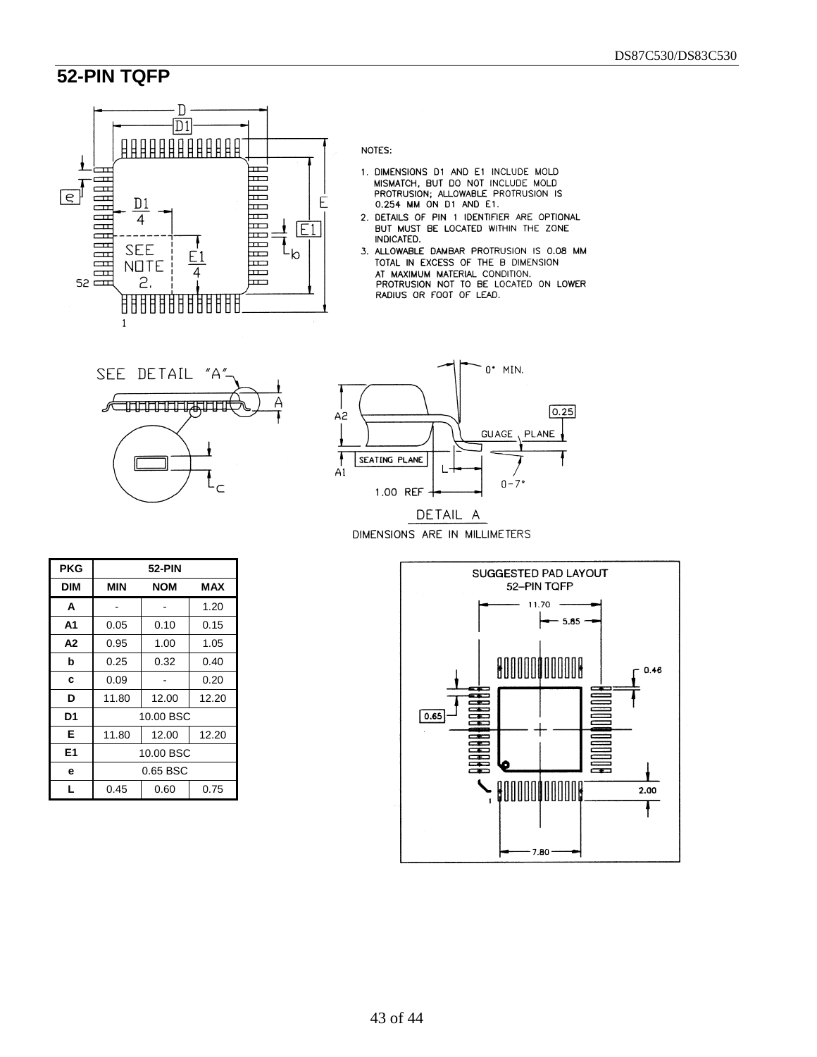## 52-PIN TQFP

NOTES:

1. DIMENSIONS D1 AND E1 INCLUDE MOLD MISMATCH, BUT DO NOT INCLUDE MOLD PROTRUSION; ALLOWABLE PROTRUSION IS 0.254 MM ON D1 AND E1.
2. DETAILS OF PIN 1 IDENTIFIER ARE OPTIONAL BUT MUST BE LOCATED WITHIN THE ZONE INDICATED.
3. ALLOWABLE DAMBAR PROTRUSION IS 0.08 MM TOTAL IN EXCESS OF THE B DIMENSION AT MAXIMUM MATERIAL CONDITION. PROTRUSION NOT TO BE LOCATED ON LOWER RADIUS OR FOOT OF LEAD.

DETAIL A

DIMENSIONS ARE IN MILLIMETERS

| PKG | 52-PIN | | |
|---|---|---|---|
| DIM | MIN | NOM | MAX |
| A | - | - | 1.20 |
| A1 | 0.05 | 0.10 | 0.15 |
| A2 | 0.95 | 1.00 | 1.05 |
| b | 0.25 | 0.32 | 0.40 |
| c | 0.09 | - | 0.20 |
| D | 11.80 | 12.00 | 12.20 |
| D1 | 10.00 BSC | | |
| E | 11.80 | 12.00 | 12.20 |
| E1 | 10.00 BSC | | |
| e | 0.65 BSC | | |
| L | 0.45 | 0.60 | 0.75 |

SUGGESTED PAD LAYOUT
52–PIN TQFP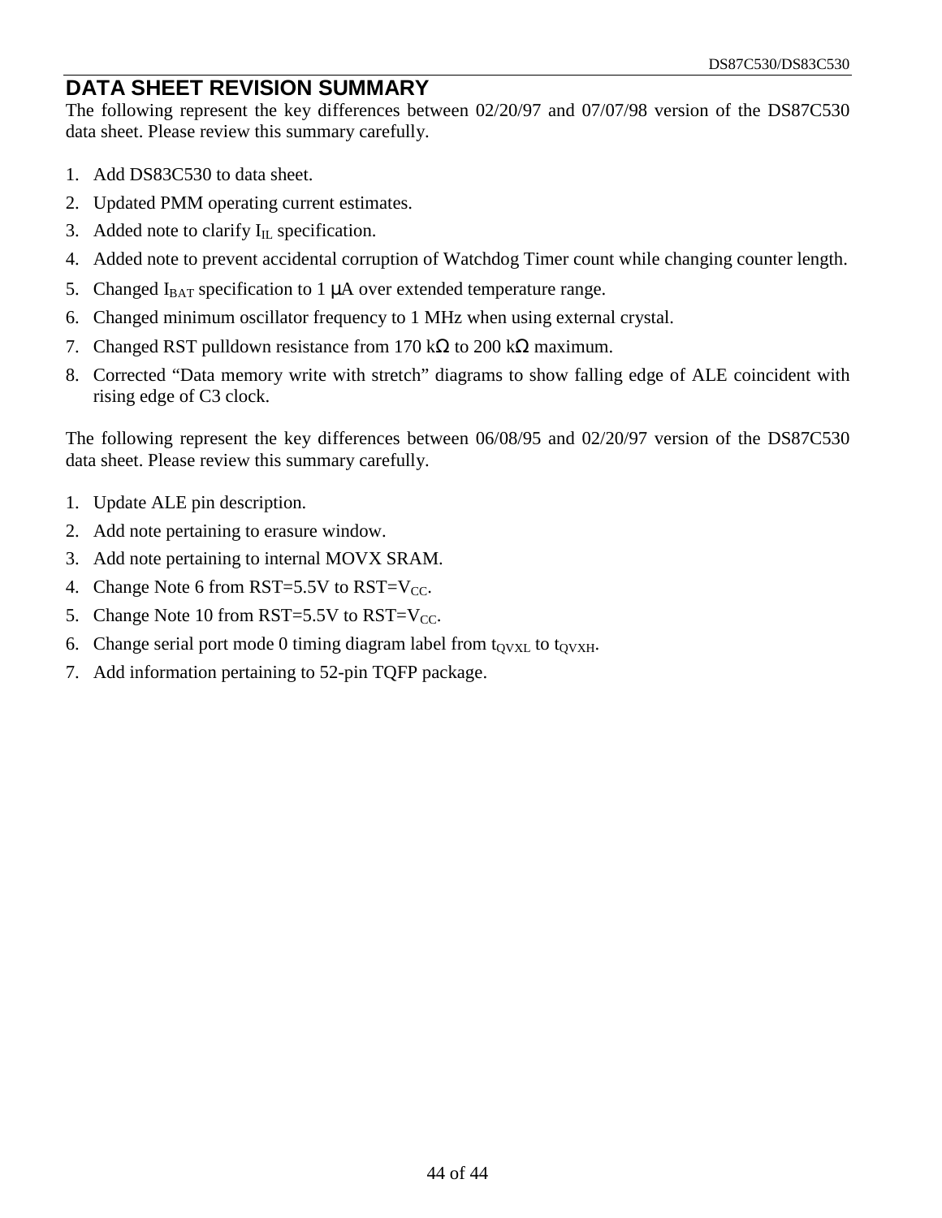## DATA SHEET REVISION SUMMARY

The following represent the key differences between 02/20/97 and 07/07/98 version of the DS87C530 data sheet. Please review this summary carefully.

1. Add DS83C530 to data sheet.
2. Updated PMM operating current estimates.
3. Added note to clarify $I_{IL}$ specification.
4. Added note to prevent accidental corruption of Watchdog Timer count while changing counter length.
5. Changed $I_{BAT}$ specification to 1 μA over extended temperature range.
6. Changed minimum oscillator frequency to 1 MHz when using external crystal.
7. Changed RST pulldown resistance from 170 kΩ to 200 kΩ maximum.
8. Corrected "Data memory write with stretch" diagrams to show falling edge of ALE coincident with rising edge of C3 clock.

The following represent the key differences between 06/08/95 and 02/20/97 version of the DS87C530 data sheet. Please review this summary carefully.

1. Update ALE pin description.
2. Add note pertaining to erasure window.
3. Add note pertaining to internal MOVX SRAM.
4. Change Note 6 from RST=5.5V to RST=$V_{CC}$.
5. Change Note 10 from RST=5.5V to RST=$V_{CC}$.
6. Change serial port mode 0 timing diagram label from $t_{QVXL}$ to $t_{QVXH}$.
7. Add information pertaining to 52-pin TQFP package.